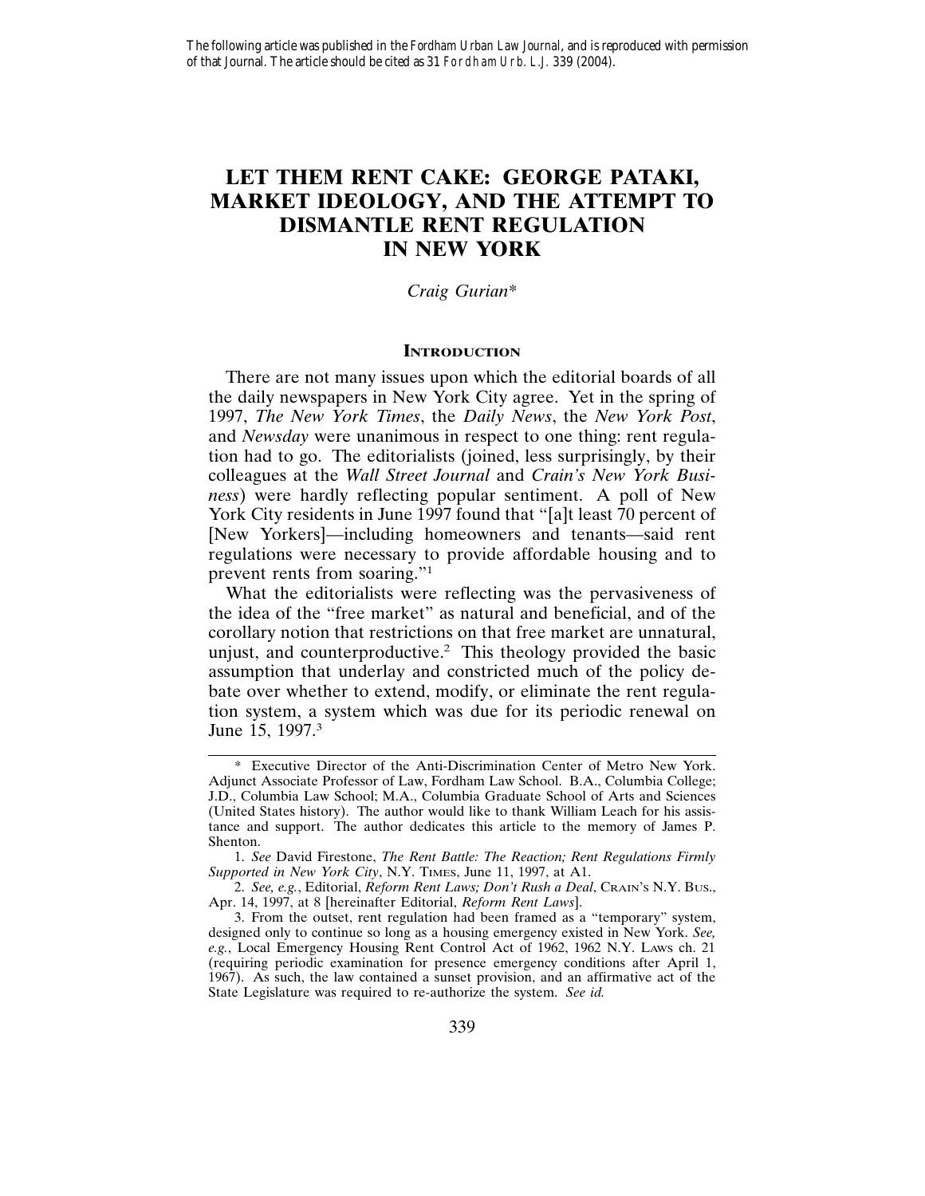The following article was published in the *Fordham Urban Law Journal*, and is reproduced with permission of that Journal. The article should be cited as 31 *Fordham Urb. L.J.* 339 (2004).

# LET THEM RENT CAKE: GEORGE PATAKI, MARKET IDEOLOGY, AND THE ATTEMPT TO DISMANTLE RENT REGULATION IN NEW YORK

*Craig Gurian\**

## INTRODUCTION

There are not many issues upon which the editorial boards of all the daily newspapers in New York City agree. Yet in the spring of 1997, *The New York Times*, the *Daily News*, the *New York Post*, and *Newsday* were unanimous in respect to one thing: rent regulation had to go. The editorialists (joined, less surprisingly, by their colleagues at the *Wall Street Journal* and *Crain's New York Business*) were hardly reflecting popular sentiment. A poll of New York City residents in June 1997 found that "[a]t least 70 percent of [New Yorkers]—including homeowners and tenants—said rent regulations were necessary to provide affordable housing and to prevent rents from soaring."[1]

What the editorialists were reflecting was the pervasiveness of the idea of the "free market" as natural and beneficial, and of the corollary notion that restrictions on that free market are unnatural, unjust, and counterproductive.[2] This theology provided the basic assumption that underlay and constricted much of the policy debate over whether to extend, modify, or eliminate the rent regulation system, a system which was due for its periodic renewal on June 15, 1997.[3]

---

\* Executive Director of the Anti-Discrimination Center of Metro New York. Adjunct Associate Professor of Law, Fordham Law School. B.A., Columbia College; J.D., Columbia Law School; M.A., Columbia Graduate School of Arts and Sciences (United States history). The author would like to thank William Leach for his assistance and support. The author dedicates this article to the memory of James P. Shenton.

1. *See* David Firestone, *The Rent Battle: The Reaction; Rent Regulations Firmly Supported in New York City*, N.Y. TIMES, June 11, 1997, at A1.

2. *See, e.g.*, Editorial, *Reform Rent Laws; Don't Rush a Deal*, CRAIN'S N.Y. BUS., Apr. 14, 1997, at 8 [hereinafter Editorial, *Reform Rent Laws*].

3. From the outset, rent regulation had been framed as a "temporary" system, designed only to continue so long as a housing emergency existed in New York. *See, e.g.*, Local Emergency Housing Rent Control Act of 1962, 1962 N.Y. LAWS ch. 21 (requiring periodic examination for presence emergency conditions after April 1, 1967). As such, the law contained a sunset provision, and an affirmative act of the State Legislature was required to re-authorize the system. *See id.*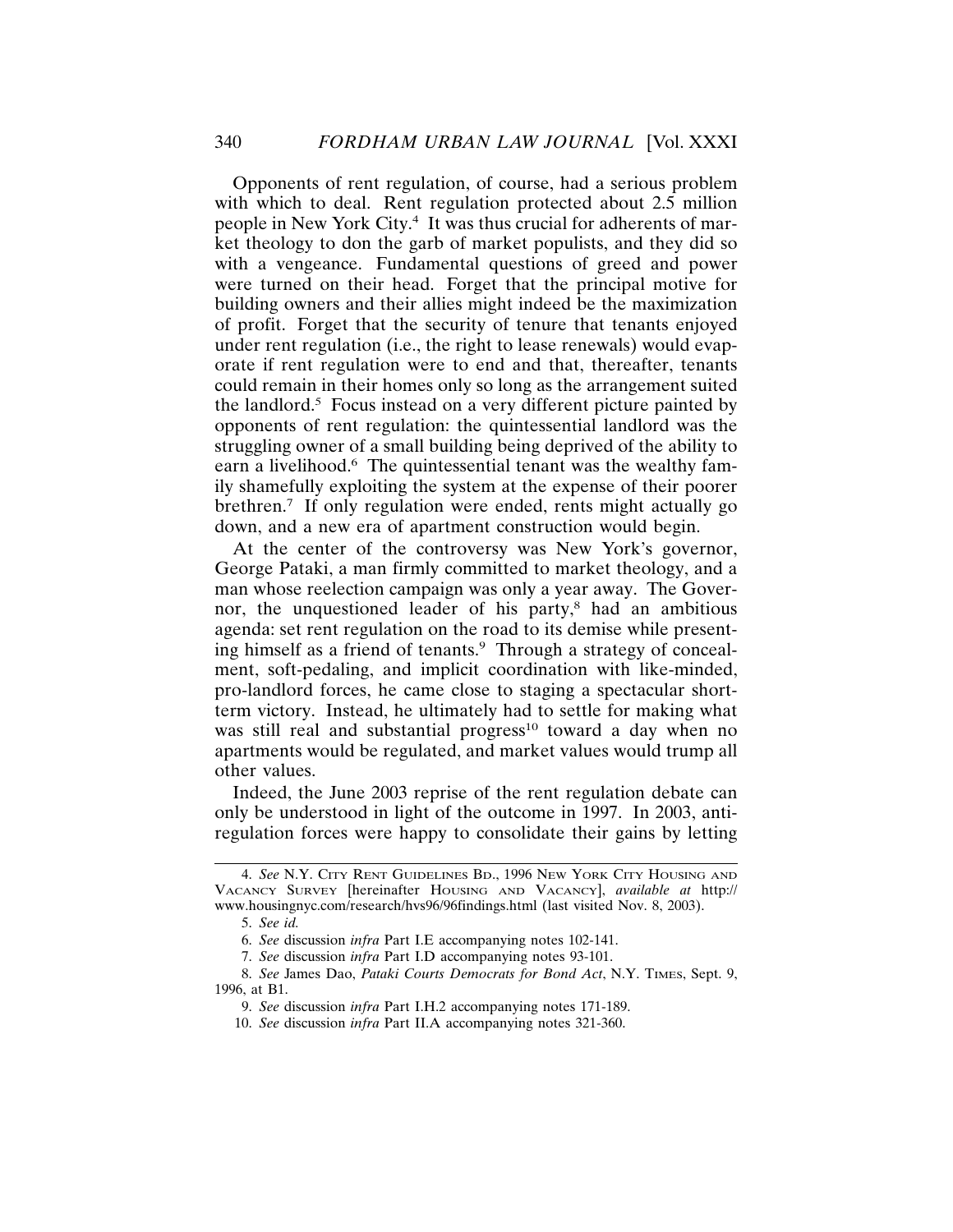Opponents of rent regulation, of course, had a serious problem with which to deal. Rent regulation protected about 2.5 million people in New York City.[4] It was thus crucial for adherents of market theology to don the garb of market populists, and they did so with a vengeance. Fundamental questions of greed and power were turned on their head. Forget that the principal motive for building owners and their allies might indeed be the maximization of profit. Forget that the security of tenure that tenants enjoyed under rent regulation (i.e., the right to lease renewals) would evaporate if rent regulation were to end and that, thereafter, tenants could remain in their homes only so long as the arrangement suited the landlord.[5] Focus instead on a very different picture painted by opponents of rent regulation: the quintessential landlord was the struggling owner of a small building being deprived of the ability to earn a livelihood.[6] The quintessential tenant was the wealthy family shamefully exploiting the system at the expense of their poorer brethren.[7] If only regulation were ended, rents might actually go down, and a new era of apartment construction would begin.

At the center of the controversy was New York's governor, George Pataki, a man firmly committed to market theology, and a man whose reelection campaign was only a year away. The Governor, the unquestioned leader of his party,[8] had an ambitious agenda: set rent regulation on the road to its demise while presenting himself as a friend of tenants.[9] Through a strategy of concealment, soft-pedaling, and implicit coordination with like-minded, pro-landlord forces, he came close to staging a spectacular short-term victory. Instead, he ultimately had to settle for making what was still real and substantial progress[10] toward a day when no apartments would be regulated, and market values would trump all other values.

Indeed, the June 2003 reprise of the rent regulation debate can only be understood in light of the outcome in 1997. In 2003, anti-regulation forces were happy to consolidate their gains by letting

---

4. *See* N.Y. CITY RENT GUIDELINES BD., 1996 NEW YORK CITY HOUSING AND VACANCY SURVEY [hereinafter HOUSING AND VACANCY], *available at* http://www.housingnyc.com/research/hvs96/96findings.html (last visited Nov. 8, 2003).

5. *See id.*

6. *See* discussion *infra* Part I.E accompanying notes 102-141.

7. *See* discussion *infra* Part I.D accompanying notes 93-101.

8. *See* James Dao, *Pataki Courts Democrats for Bond Act*, N.Y. TIMES, Sept. 9, 1996, at B1.

9. *See* discussion *infra* Part I.H.2 accompanying notes 171-189.

10. *See* discussion *infra* Part II.A accompanying notes 321-360.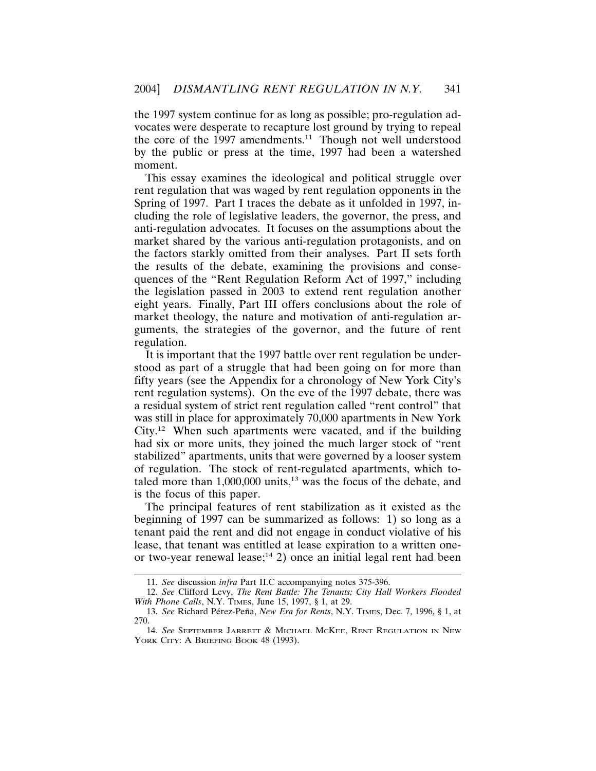the 1997 system continue for as long as possible; pro-regulation advocates were desperate to recapture lost ground by trying to repeal the core of the 1997 amendments.[11] Though not well understood by the public or press at the time, 1997 had been a watershed moment.

This essay examines the ideological and political struggle over rent regulation that was waged by rent regulation opponents in the Spring of 1997. Part I traces the debate as it unfolded in 1997, including the role of legislative leaders, the governor, the press, and anti-regulation advocates. It focuses on the assumptions about the market shared by the various anti-regulation protagonists, and on the factors starkly omitted from their analyses. Part II sets forth the results of the debate, examining the provisions and consequences of the "Rent Regulation Reform Act of 1997," including the legislation passed in 2003 to extend rent regulation another eight years. Finally, Part III offers conclusions about the role of market theology, the nature and motivation of anti-regulation arguments, the strategies of the governor, and the future of rent regulation.

It is important that the 1997 battle over rent regulation be understood as part of a struggle that had been going on for more than fifty years (see the Appendix for a chronology of New York City's rent regulation systems). On the eve of the 1997 debate, there was a residual system of strict rent regulation called "rent control" that was still in place for approximately 70,000 apartments in New York City.[12] When such apartments were vacated, and if the building had six or more units, they joined the much larger stock of "rent stabilized" apartments, units that were governed by a looser system of regulation. The stock of rent-regulated apartments, which totaled more than 1,000,000 units,[13] was the focus of the debate, and is the focus of this paper.

The principal features of rent stabilization as it existed as the beginning of 1997 can be summarized as follows: 1) so long as a tenant paid the rent and did not engage in conduct violative of his lease, that tenant was entitled at lease expiration to a written one- or two-year renewal lease;[14] 2) once an initial legal rent had been

---

11. *See* discussion *infra* Part II.C accompanying notes 375-396.

12. *See* Clifford Levy, *The Rent Battle: The Tenants; City Hall Workers Flooded With Phone Calls*, N.Y. TIMES, June 15, 1997, § 1, at 29.

13. *See* Richard Pérez-Peña, *New Era for Rents*, N.Y. TIMES, Dec. 7, 1996, § 1, at 270.

14. *See* SEPTEMBER JARRETT & MICHAEL MCKEE, RENT REGULATION IN NEW YORK CITY: A BRIEFING BOOK 48 (1993).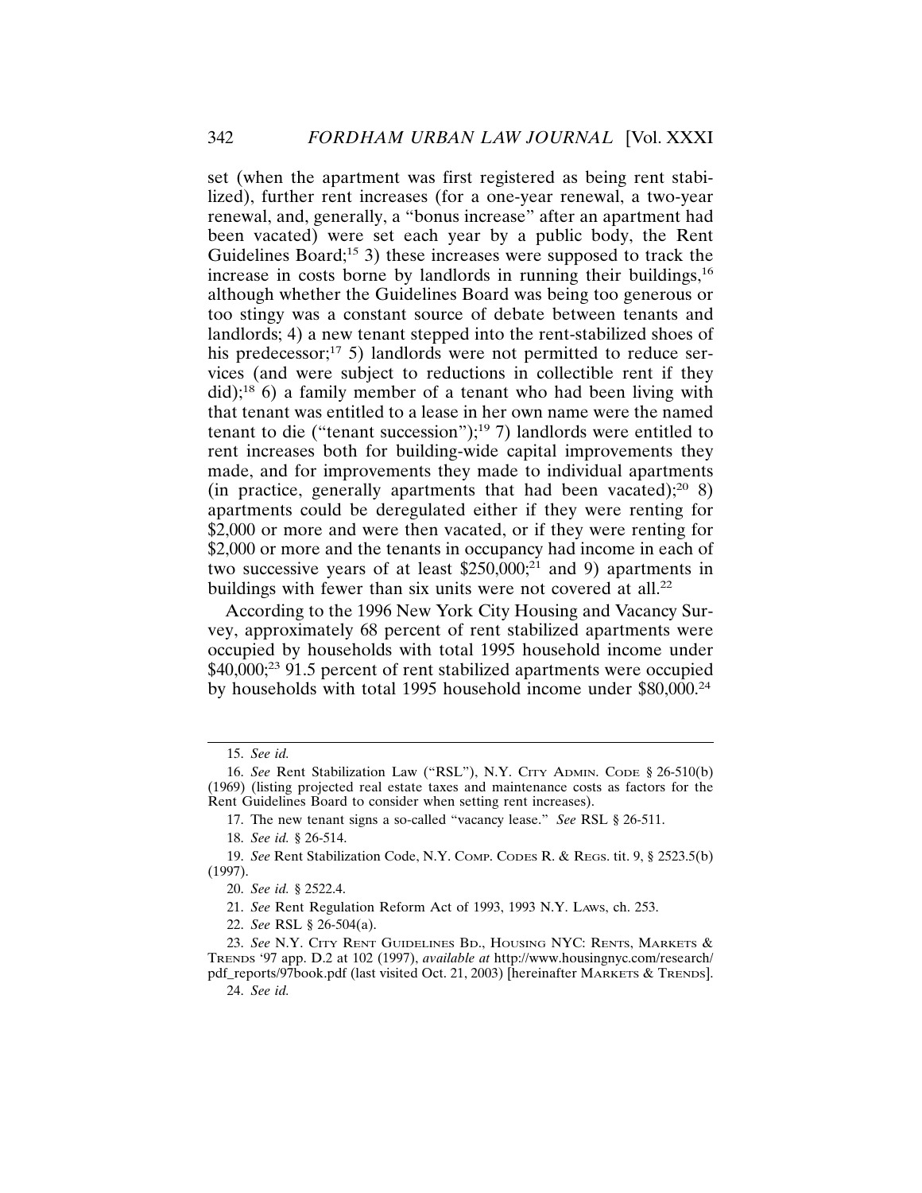set (when the apartment was first registered as being rent stabilized), further rent increases (for a one-year renewal, a two-year renewal, and, generally, a "bonus increase" after an apartment had been vacated) were set each year by a public body, the Rent Guidelines Board;[15] 3) these increases were supposed to track the increase in costs borne by landlords in running their buildings,[16] although whether the Guidelines Board was being too generous or too stingy was a constant source of debate between tenants and landlords; 4) a new tenant stepped into the rent-stabilized shoes of his predecessor;[17] 5) landlords were not permitted to reduce services (and were subject to reductions in collectible rent if they did);[18] 6) a family member of a tenant who had been living with that tenant was entitled to a lease in her own name were the named tenant to die ("tenant succession");[19] 7) landlords were entitled to rent increases both for building-wide capital improvements they made, and for improvements they made to individual apartments (in practice, generally apartments that had been vacated);[20] 8) apartments could be deregulated either if they were renting for $2,000 or more and were then vacated, or if they were renting for $2,000 or more and the tenants in occupancy had income in each of two successive years of at least $250,000;[21] and 9) apartments in buildings with fewer than six units were not covered at all.[22]

According to the 1996 New York City Housing and Vacancy Survey, approximately 68 percent of rent stabilized apartments were occupied by households with total 1995 household income under $40,000;[23] 91.5 percent of rent stabilized apartments were occupied by households with total 1995 household income under $80,000.[24]

---

15. *See id.*

16. *See* Rent Stabilization Law ("RSL"), N.Y. CITY ADMIN. CODE § 26-510(b) (1969) (listing projected real estate taxes and maintenance costs as factors for the Rent Guidelines Board to consider when setting rent increases).

17. The new tenant signs a so-called "vacancy lease." *See* RSL § 26-511.

18. *See id.* § 26-514.

19. *See* Rent Stabilization Code, N.Y. COMP. CODES R. & REGS. tit. 9, § 2523.5(b) (1997).

20. *See id.* § 2522.4.

21. *See* Rent Regulation Reform Act of 1993, 1993 N.Y. LAWS, ch. 253.

22. *See* RSL § 26-504(a).

23. *See* N.Y. CITY RENT GUIDELINES BD., HOUSING NYC: RENTS, MARKETS & TRENDS '97 app. D.2 at 102 (1997), *available at* http://www.housingnyc.com/research/pdf_reports/97book.pdf (last visited Oct. 21, 2003) [hereinafter MARKETS & TRENDS].

24. *See id.*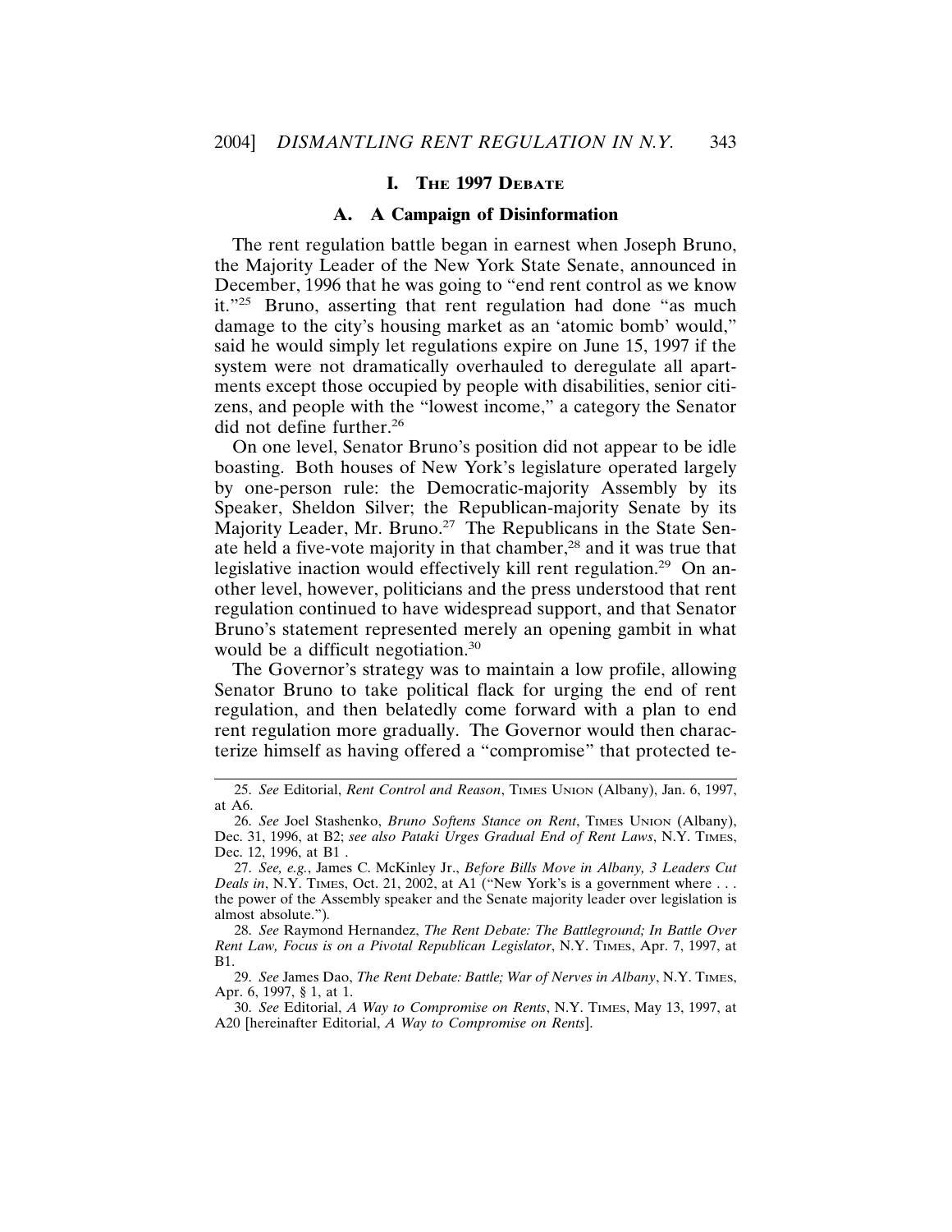## I. THE 1997 DEBATE

### A. A Campaign of Disinformation

The rent regulation battle began in earnest when Joseph Bruno, the Majority Leader of the New York State Senate, announced in December, 1996 that he was going to "end rent control as we know it."[25] Bruno, asserting that rent regulation had done "as much damage to the city's housing market as an 'atomic bomb' would," said he would simply let regulations expire on June 15, 1997 if the system were not dramatically overhauled to deregulate all apartments except those occupied by people with disabilities, senior citizens, and people with the "lowest income," a category the Senator did not define further.[26]

On one level, Senator Bruno's position did not appear to be idle boasting. Both houses of New York's legislature operated largely by one-person rule: the Democratic-majority Assembly by its Speaker, Sheldon Silver; the Republican-majority Senate by its Majority Leader, Mr. Bruno.[27] The Republicans in the State Senate held a five-vote majority in that chamber,[28] and it was true that legislative inaction would effectively kill rent regulation.[29] On another level, however, politicians and the press understood that rent regulation continued to have widespread support, and that Senator Bruno's statement represented merely an opening gambit in what would be a difficult negotiation.[30]

The Governor's strategy was to maintain a low profile, allowing Senator Bruno to take political flack for urging the end of rent regulation, and then belatedly come forward with a plan to end rent regulation more gradually. The Governor would then characterize himself as having offered a "compromise" that protected te-

---

25. *See* Editorial, *Rent Control and Reason*, TIMES UNION (Albany), Jan. 6, 1997, at A6.

26. *See* Joel Stashenko, *Bruno Softens Stance on Rent*, TIMES UNION (Albany), Dec. 31, 1996, at B2; *see also Pataki Urges Gradual End of Rent Laws*, N.Y. TIMES, Dec. 12, 1996, at B1 .

27. *See, e.g.*, James C. McKinley Jr., *Before Bills Move in Albany, 3 Leaders Cut Deals in*, N.Y. TIMES, Oct. 21, 2002, at A1 ("New York's is a government where . . . the power of the Assembly speaker and the Senate majority leader over legislation is almost absolute.").

28. *See* Raymond Hernandez, *The Rent Debate: The Battleground; In Battle Over Rent Law, Focus is on a Pivotal Republican Legislator*, N.Y. TIMES, Apr. 7, 1997, at B1.

29. *See* James Dao, *The Rent Debate: Battle; War of Nerves in Albany*, N.Y. TIMES, Apr. 6, 1997, § 1, at 1.

30. *See* Editorial, *A Way to Compromise on Rents*, N.Y. TIMES, May 13, 1997, at A20 [hereinafter Editorial, *A Way to Compromise on Rents*].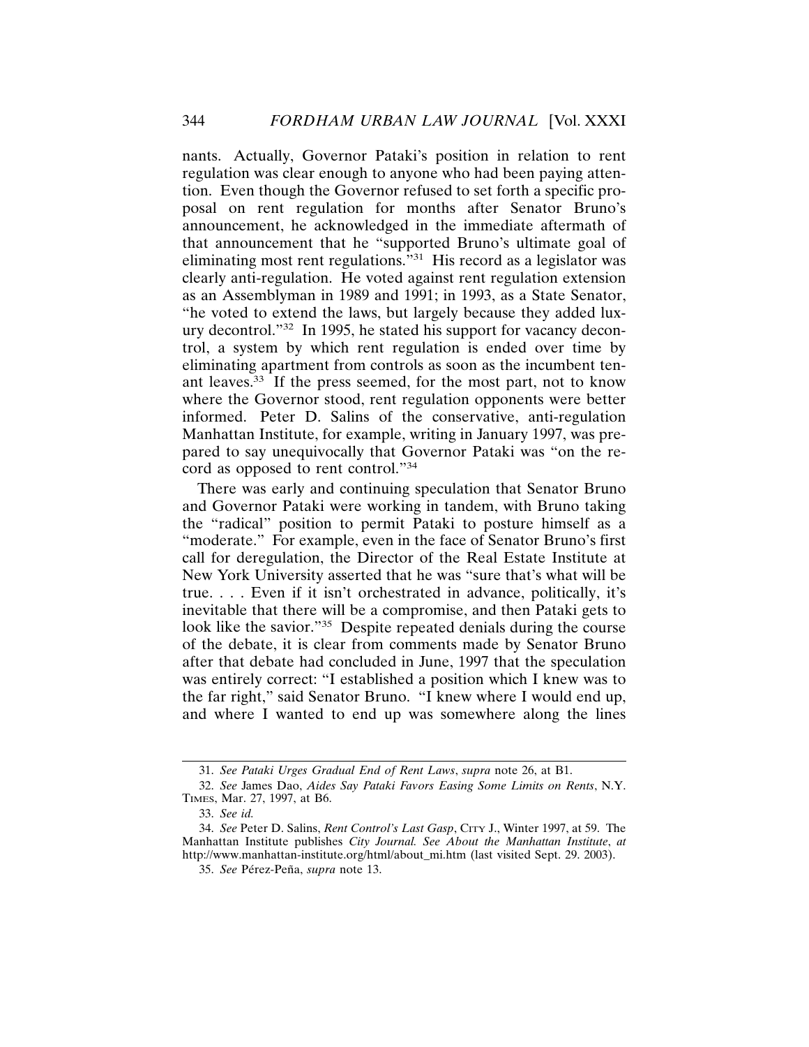nants. Actually, Governor Pataki's position in relation to rent regulation was clear enough to anyone who had been paying attention. Even though the Governor refused to set forth a specific proposal on rent regulation for months after Senator Bruno's announcement, he acknowledged in the immediate aftermath of that announcement that he "supported Bruno's ultimate goal of eliminating most rent regulations."[31] His record as a legislator was clearly anti-regulation. He voted against rent regulation extension as an Assemblyman in 1989 and 1991; in 1993, as a State Senator, "he voted to extend the laws, but largely because they added luxury decontrol."[32] In 1995, he stated his support for vacancy decontrol, a system by which rent regulation is ended over time by eliminating apartment from controls as soon as the incumbent tenant leaves.[33] If the press seemed, for the most part, not to know where the Governor stood, rent regulation opponents were better informed. Peter D. Salins of the conservative, anti-regulation Manhattan Institute, for example, writing in January 1997, was prepared to say unequivocally that Governor Pataki was "on the record as opposed to rent control."[34]

There was early and continuing speculation that Senator Bruno and Governor Pataki were working in tandem, with Bruno taking the "radical" position to permit Pataki to posture himself as a "moderate." For example, even in the face of Senator Bruno's first call for deregulation, the Director of the Real Estate Institute at New York University asserted that he was "sure that's what will be true. . . . Even if it isn't orchestrated in advance, politically, it's inevitable that there will be a compromise, and then Pataki gets to look like the savior."[35] Despite repeated denials during the course of the debate, it is clear from comments made by Senator Bruno after that debate had concluded in June, 1997 that the speculation was entirely correct: "I established a position which I knew was to the far right," said Senator Bruno. "I knew where I would end up, and where I wanted to end up was somewhere along the lines

31. *See Pataki Urges Gradual End of Rent Laws*, *supra* note 26, at B1.

32. *See* James Dao, *Aides Say Pataki Favors Easing Some Limits on Rents*, N.Y. TIMES, Mar. 27, 1997, at B6.

33. *See id.*

34. *See* Peter D. Salins, *Rent Control's Last Gasp*, CITY J., Winter 1997, at 59. The Manhattan Institute publishes *City Journal. See About the Manhattan Institute*, *at* http://www.manhattan-institute.org/html/about_mi.htm (last visited Sept. 29. 2003).

35. *See* Pérez-Peña, *supra* note 13.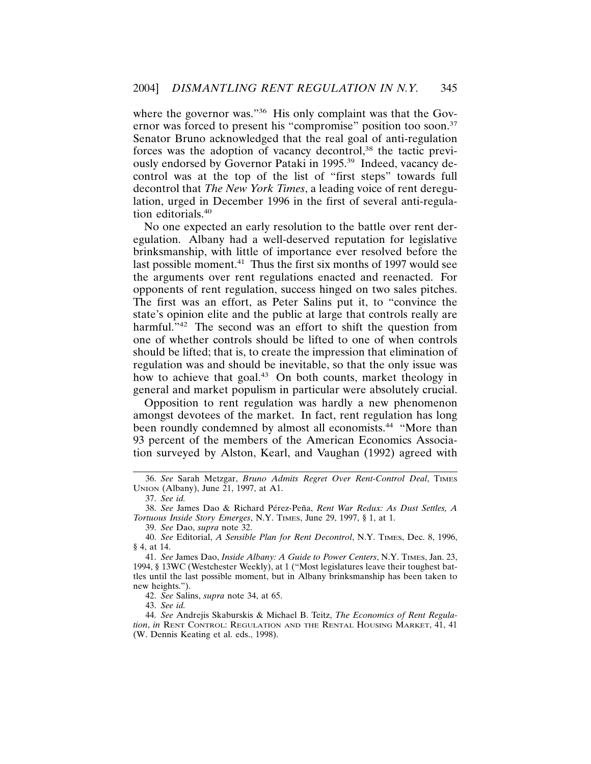where the governor was."[36] His only complaint was that the Governor was forced to present his "compromise" position too soon.[37] Senator Bruno acknowledged that the real goal of anti-regulation forces was the adoption of vacancy decontrol,[38] the tactic previously endorsed by Governor Pataki in 1995.[39] Indeed, vacancy decontrol was at the top of the list of "first steps" towards full decontrol that *The New York Times*, a leading voice of rent deregulation, urged in December 1996 in the first of several anti-regulation editorials.[40]

No one expected an early resolution to the battle over rent deregulation. Albany had a well-deserved reputation for legislative brinksmanship, with little of importance ever resolved before the last possible moment.[41] Thus the first six months of 1997 would see the arguments over rent regulations enacted and reenacted. For opponents of rent regulation, success hinged on two sales pitches. The first was an effort, as Peter Salins put it, to "convince the state's opinion elite and the public at large that controls really are harmful."[42] The second was an effort to shift the question from one of whether controls should be lifted to one of when controls should be lifted; that is, to create the impression that elimination of regulation was and should be inevitable, so that the only issue was how to achieve that goal.[43] On both counts, market theology in general and market populism in particular were absolutely crucial.

Opposition to rent regulation was hardly a new phenomenon amongst devotees of the market. In fact, rent regulation has long been roundly condemned by almost all economists.[44] "More than 93 percent of the members of the American Economics Association surveyed by Alston, Kearl, and Vaughan (1992) agreed with

---

36. *See* Sarah Metzgar, *Bruno Admits Regret Over Rent-Control Deal*, TIMES UNION (Albany), June 21, 1997, at A1.

37. *See id.*

38. *See* James Dao & Richard Pérez-Peña, *Rent War Redux: As Dust Settles, A Tortuous Inside Story Emerges*, N.Y. TIMES, June 29, 1997, § 1, at 1.

39. *See* Dao, *supra* note 32.

40. *See* Editorial, *A Sensible Plan for Rent Decontrol*, N.Y. TIMES, Dec. 8, 1996, § 4, at 14.

41. *See* James Dao, *Inside Albany: A Guide to Power Centers*, N.Y. TIMES, Jan. 23, 1994, § 13WC (Westchester Weekly), at 1 ("Most legislatures leave their toughest battles until the last possible moment, but in Albany brinksmanship has been taken to new heights.").

42. *See* Salins, *supra* note 34, at 65.

43. *See id.*

44. *See* Andrejis Skaburskis & Michael B. Teitz, *The Economics of Rent Regulation*, *in* RENT CONTROL: REGULATION AND THE RENTAL HOUSING MARKET, 41, 41 (W. Dennis Keating et al. eds., 1998).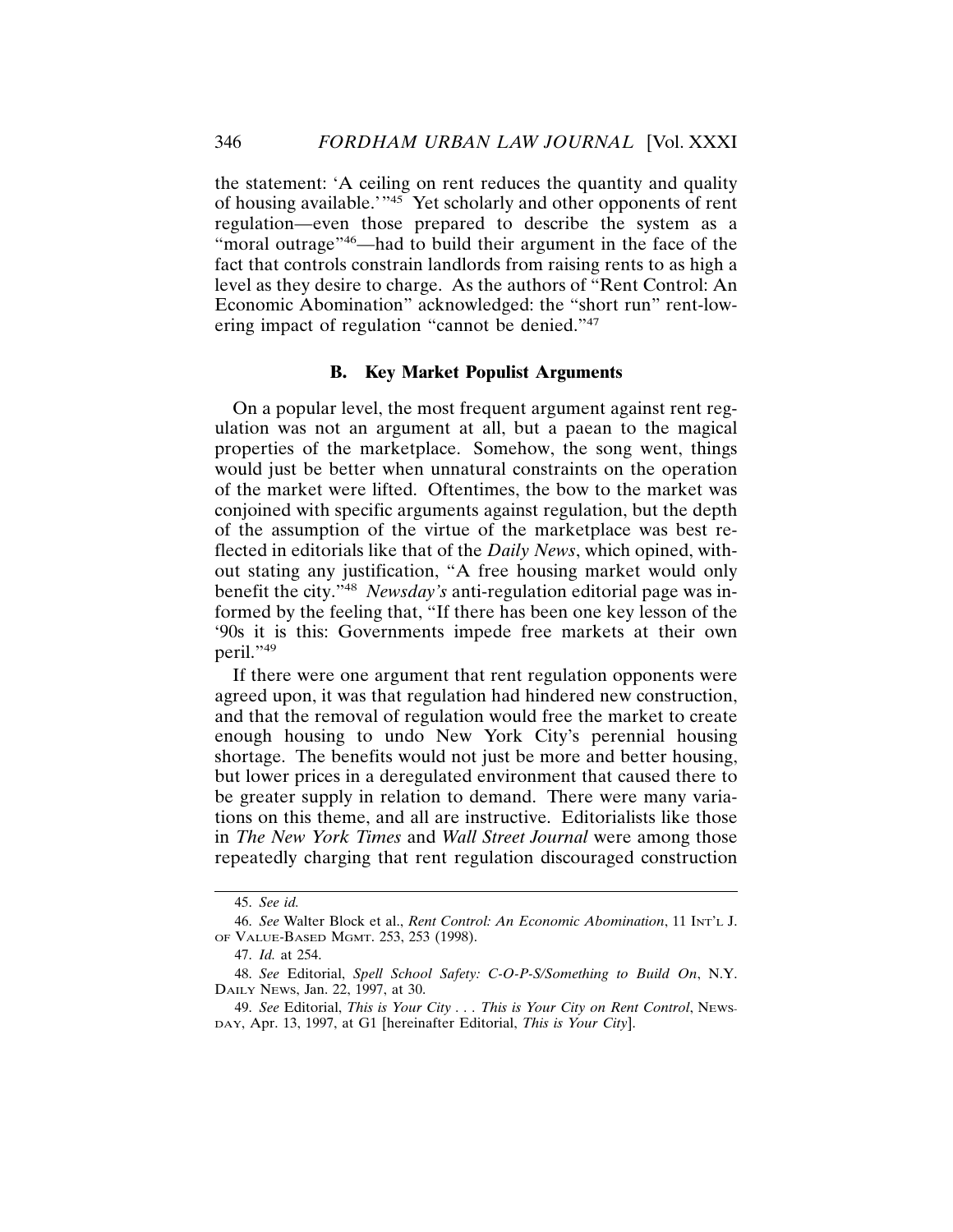the statement: 'A ceiling on rent reduces the quantity and quality of housing available.'"[45] Yet scholarly and other opponents of rent regulation—even those prepared to describe the system as a "moral outrage"[46]—had to build their argument in the face of the fact that controls constrain landlords from raising rents to as high a level as they desire to charge. As the authors of "Rent Control: An Economic Abomination" acknowledged: the "short run" rent-lowering impact of regulation "cannot be denied."[47]

### B. Key Market Populist Arguments

On a popular level, the most frequent argument against rent regulation was not an argument at all, but a paean to the magical properties of the marketplace. Somehow, the song went, things would just be better when unnatural constraints on the operation of the market were lifted. Oftentimes, the bow to the market was conjoined with specific arguments against regulation, but the depth of the assumption of the virtue of the marketplace was best reflected in editorials like that of the *Daily News*, which opined, without stating any justification, "A free housing market would only benefit the city."[48] *Newsday's* anti-regulation editorial page was informed by the feeling that, "If there has been one key lesson of the '90s it is this: Governments impede free markets at their own peril."[49]

If there were one argument that rent regulation opponents were agreed upon, it was that regulation had hindered new construction, and that the removal of regulation would free the market to create enough housing to undo New York City's perennial housing shortage. The benefits would not just be more and better housing, but lower prices in a deregulated environment that caused there to be greater supply in relation to demand. There were many variations on this theme, and all are instructive. Editorialists like those in *The New York Times* and *Wall Street Journal* were among those repeatedly charging that rent regulation discouraged construction

---

45. *See id.*

46. *See* Walter Block et al., *Rent Control: An Economic Abomination*, 11 INT'L J. OF VALUE-BASED MGMT. 253, 253 (1998).

47. *Id.* at 254.

48. *See* Editorial, *Spell School Safety: C-O-P-S/Something to Build On*, N.Y. DAILY NEWS, Jan. 22, 1997, at 30.

49. *See* Editorial, *This is Your City . . . This is Your City on Rent Control*, NEWSDAY, Apr. 13, 1997, at G1 [hereinafter Editorial, *This is Your City*].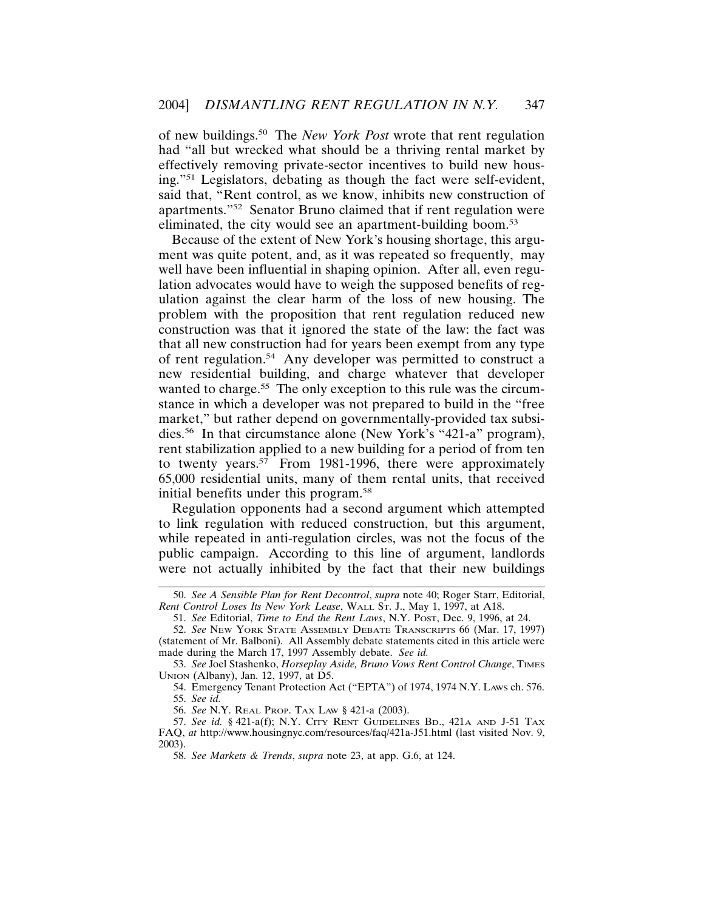of new buildings.[50] The *New York Post* wrote that rent regulation had "all but wrecked what should be a thriving rental market by effectively removing private-sector incentives to build new housing."[51] Legislators, debating as though the fact were self-evident, said that, "Rent control, as we know, inhibits new construction of apartments."[52] Senator Bruno claimed that if rent regulation were eliminated, the city would see an apartment-building boom.[53]

Because of the extent of New York's housing shortage, this argument was quite potent, and, as it was repeated so frequently, may well have been influential in shaping opinion. After all, even regulation advocates would have to weigh the supposed benefits of regulation against the clear harm of the loss of new housing. The problem with the proposition that rent regulation reduced new construction was that it ignored the state of the law: the fact was that all new construction had for years been exempt from any type of rent regulation.[54] Any developer was permitted to construct a new residential building, and charge whatever that developer wanted to charge.[55] The only exception to this rule was the circumstance in which a developer was not prepared to build in the "free market," but rather depend on governmentally-provided tax subsidies.[56] In that circumstance alone (New York's "421-a" program), rent stabilization applied to a new building for a period of from ten to twenty years.[57] From 1981-1996, there were approximately 65,000 residential units, many of them rental units, that received initial benefits under this program.[58]

Regulation opponents had a second argument which attempted to link regulation with reduced construction, but this argument, while repeated in anti-regulation circles, was not the focus of the public campaign. According to this line of argument, landlords were not actually inhibited by the fact that their new buildings

---

50. *See A Sensible Plan for Rent Decontrol*, *supra* note 40; Roger Starr, Editorial, *Rent Control Loses Its New York Lease*, WALL ST. J., May 1, 1997, at A18.

51. *See* Editorial, *Time to End the Rent Laws*, N.Y. POST, Dec. 9, 1996, at 24.

52. *See* NEW YORK STATE ASSEMBLY DEBATE TRANSCRIPTS 66 (Mar. 17, 1997) (statement of Mr. Balboni). All Assembly debate statements cited in this article were made during the March 17, 1997 Assembly debate. *See id.*

53. *See* Joel Stashenko, *Horseplay Aside, Bruno Vows Rent Control Change*, TIMES UNION (Albany), Jan. 12, 1997, at D5.

54. Emergency Tenant Protection Act ("EPTA") of 1974, 1974 N.Y. LAWS ch. 576.

55. *See id.*

56. *See* N.Y. REAL PROP. TAX LAW § 421-a (2003).

57. *See id.* § 421-a(f); N.Y. CITY RENT GUIDELINES BD., 421A AND J-51 TAX FAQ, *at* http://www.housingnyc.com/resources/faq/421a-J51.html (last visited Nov. 9, 2003).

58. *See Markets & Trends*, *supra* note 23, at app. G.6, at 124.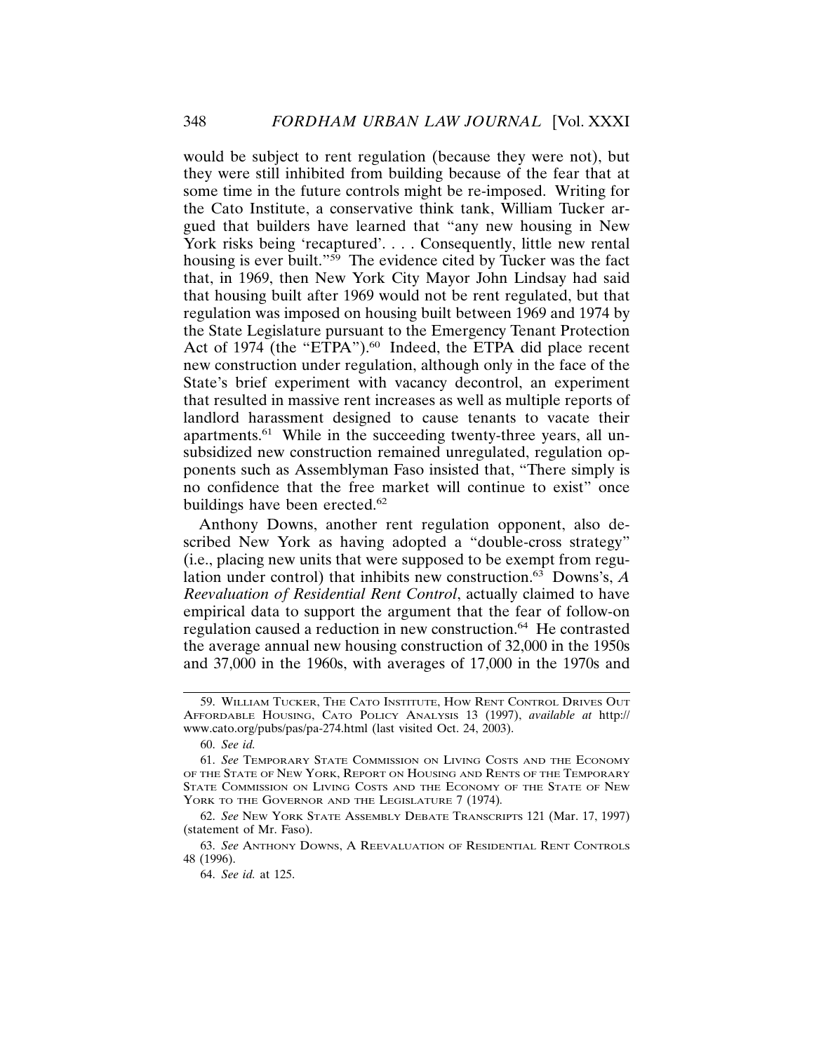would be subject to rent regulation (because they were not), but they were still inhibited from building because of the fear that at some time in the future controls might be re-imposed. Writing for the Cato Institute, a conservative think tank, William Tucker argued that builders have learned that "any new housing in New York risks being 'recaptured'. . . . Consequently, little new rental housing is ever built."[59] The evidence cited by Tucker was the fact that, in 1969, then New York City Mayor John Lindsay had said that housing built after 1969 would not be rent regulated, but that regulation was imposed on housing built between 1969 and 1974 by the State Legislature pursuant to the Emergency Tenant Protection Act of 1974 (the "ETPA").[60] Indeed, the ETPA did place recent new construction under regulation, although only in the face of the State's brief experiment with vacancy decontrol, an experiment that resulted in massive rent increases as well as multiple reports of landlord harassment designed to cause tenants to vacate their apartments.[61] While in the succeeding twenty-three years, all unsubsidized new construction remained unregulated, regulation opponents such as Assemblyman Faso insisted that, "There simply is no confidence that the free market will continue to exist" once buildings have been erected.[62]

Anthony Downs, another rent regulation opponent, also described New York as having adopted a "double-cross strategy" (i.e., placing new units that were supposed to be exempt from regulation under control) that inhibits new construction.[63] Downs's, *A Reevaluation of Residential Rent Control*, actually claimed to have empirical data to support the argument that the fear of follow-on regulation caused a reduction in new construction.[64] He contrasted the average annual new housing construction of 32,000 in the 1950s and 37,000 in the 1960s, with averages of 17,000 in the 1970s and

---

59. William Tucker, The Cato Institute, How Rent Control Drives Out Affordable Housing, Cato Policy Analysis 13 (1997), *available at* http://www.cato.org/pubs/pas/pa-274.html (last visited Oct. 24, 2003).

60. *See id.*

61. *See* Temporary State Commission on Living Costs and the Economy of the State of New York, Report on Housing and Rents of the Temporary State Commission on Living Costs and the Economy of the State of New York to the Governor and the Legislature 7 (1974).

62. *See* New York State Assembly Debate Transcripts 121 (Mar. 17, 1997) (statement of Mr. Faso).

63. *See* Anthony Downs, A Reevaluation of Residential Rent Controls 48 (1996).

64. *See id.* at 125.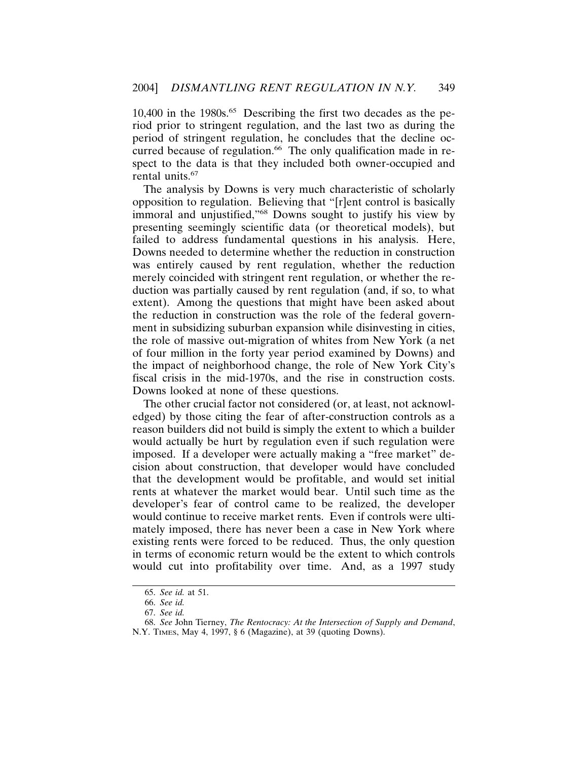10,400 in the 1980s.[65] Describing the first two decades as the period prior to stringent regulation, and the last two as during the period of stringent regulation, he concludes that the decline occurred because of regulation.[66] The only qualification made in respect to the data is that they included both owner-occupied and rental units.[67]

The analysis by Downs is very much characteristic of scholarly opposition to regulation. Believing that "[r]ent control is basically immoral and unjustified,"[68] Downs sought to justify his view by presenting seemingly scientific data (or theoretical models), but failed to address fundamental questions in his analysis. Here, Downs needed to determine whether the reduction in construction was entirely caused by rent regulation, whether the reduction merely coincided with stringent rent regulation, or whether the reduction was partially caused by rent regulation (and, if so, to what extent). Among the questions that might have been asked about the reduction in construction was the role of the federal government in subsidizing suburban expansion while disinvesting in cities, the role of massive out-migration of whites from New York (a net of four million in the forty year period examined by Downs) and the impact of neighborhood change, the role of New York City's fiscal crisis in the mid-1970s, and the rise in construction costs. Downs looked at none of these questions.

The other crucial factor not considered (or, at least, not acknowledged) by those citing the fear of after-construction controls as a reason builders did not build is simply the extent to which a builder would actually be hurt by regulation even if such regulation were imposed. If a developer were actually making a "free market" decision about construction, that developer would have concluded that the development would be profitable, and would set initial rents at whatever the market would bear. Until such time as the developer's fear of control came to be realized, the developer would continue to receive market rents. Even if controls were ultimately imposed, there has never been a case in New York where existing rents were forced to be reduced. Thus, the only question in terms of economic return would be the extent to which controls would cut into profitability over time. And, as a 1997 study

---

65. *See id.* at 51.

66. *See id.*

67. *See id.*

68. *See* John Tierney, *The Rentocracy: At the Intersection of Supply and Demand*, N.Y. TIMES, May 4, 1997, § 6 (Magazine), at 39 (quoting Downs).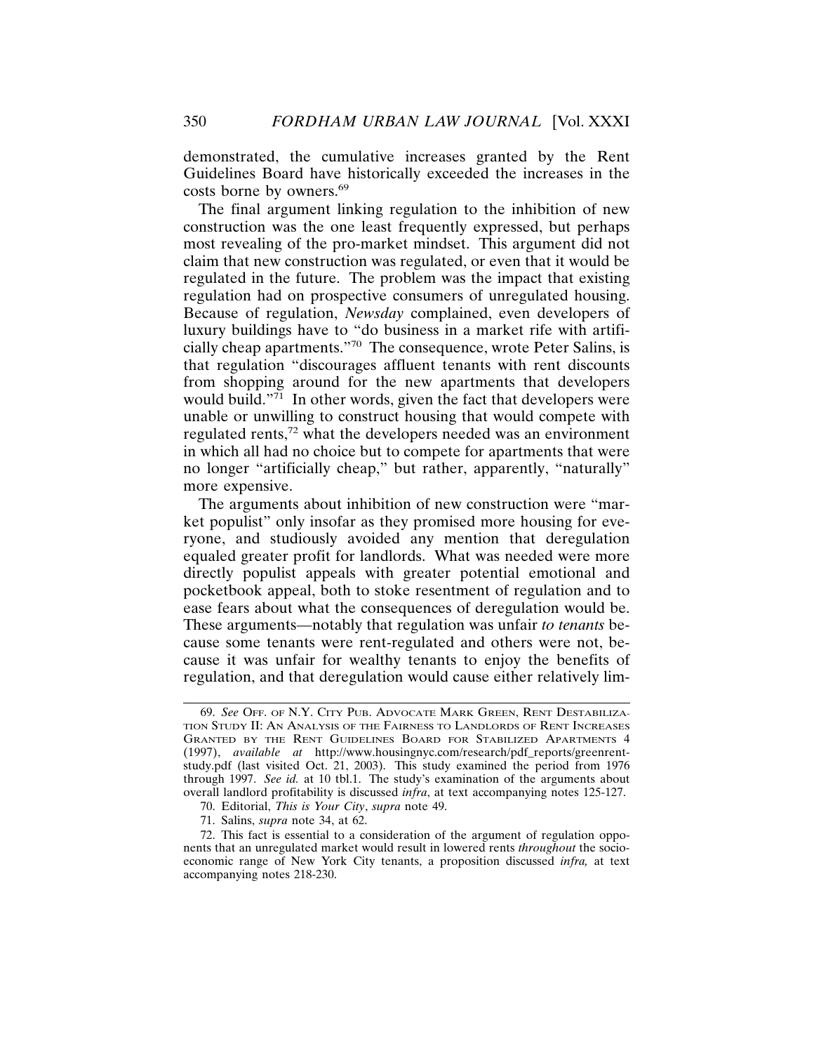demonstrated, the cumulative increases granted by the Rent Guidelines Board have historically exceeded the increases in the costs borne by owners.[69]

The final argument linking regulation to the inhibition of new construction was the one least frequently expressed, but perhaps most revealing of the pro-market mindset. This argument did not claim that new construction was regulated, or even that it would be regulated in the future. The problem was the impact that existing regulation had on prospective consumers of unregulated housing. Because of regulation, *Newsday* complained, even developers of luxury buildings have to "do business in a market rife with artificially cheap apartments."[70] The consequence, wrote Peter Salins, is that regulation "discourages affluent tenants with rent discounts from shopping around for the new apartments that developers would build."[71] In other words, given the fact that developers were unable or unwilling to construct housing that would compete with regulated rents,[72] what the developers needed was an environment in which all had no choice but to compete for apartments that were no longer "artificially cheap," but rather, apparently, "naturally" more expensive.

The arguments about inhibition of new construction were "market populist" only insofar as they promised more housing for everyone, and studiously avoided any mention that deregulation equaled greater profit for landlords. What was needed were more directly populist appeals with greater potential emotional and pocketbook appeal, both to stoke resentment of regulation and to ease fears about what the consequences of deregulation would be. These arguments—notably that regulation was unfair *to tenants* because some tenants were rent-regulated and others were not, because it was unfair for wealthy tenants to enjoy the benefits of regulation, and that deregulation would cause either relatively lim-

---

69. *See* OFF. OF N.Y. CITY PUB. ADVOCATE MARK GREEN, RENT DESTABILIZATION STUDY II: AN ANALYSIS OF THE FAIRNESS TO LANDLORDS OF RENT INCREASES GRANTED BY THE RENT GUIDELINES BOARD FOR STABILIZED APARTMENTS 4 (1997), *available at* http://www.housingnyc.com/research/pdf_reports/greenrentstudy.pdf (last visited Oct. 21, 2003). This study examined the period from 1976 through 1997. *See id.* at 10 tbl.1. The study's examination of the arguments about overall landlord profitability is discussed *infra*, at text accompanying notes 125-127.

70. Editorial, *This is Your City*, *supra* note 49.

71. Salins, *supra* note 34, at 62.

72. This fact is essential to a consideration of the argument of regulation opponents that an unregulated market would result in lowered rents *throughout* the socioeconomic range of New York City tenants, a proposition discussed *infra,* at text accompanying notes 218-230.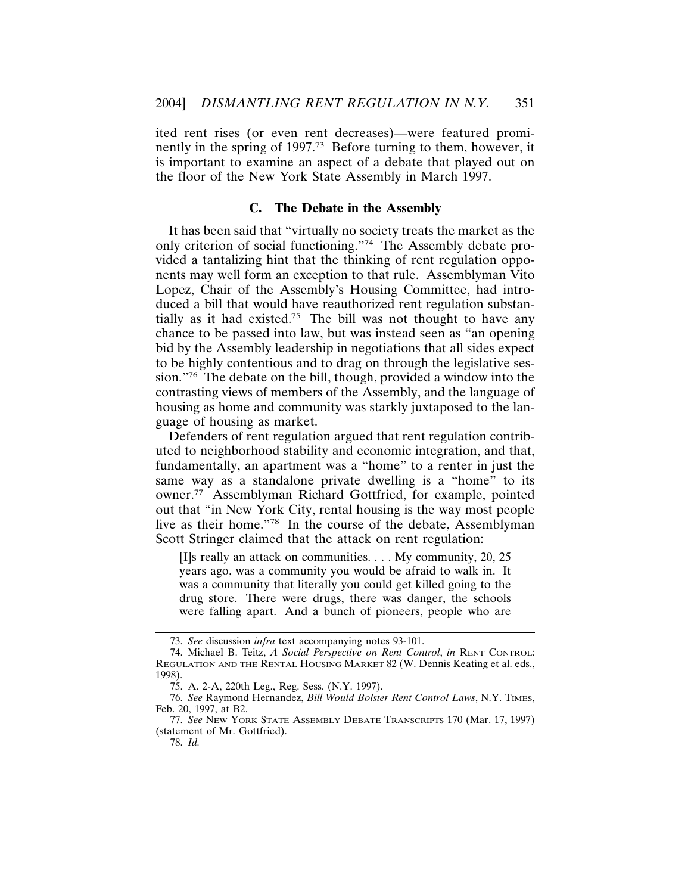ited rent rises (or even rent decreases)—were featured prominently in the spring of 1997.[73] Before turning to them, however, it is important to examine an aspect of a debate that played out on the floor of the New York State Assembly in March 1997.

### C. The Debate in the Assembly

It has been said that "virtually no society treats the market as the only criterion of social functioning."[74] The Assembly debate provided a tantalizing hint that the thinking of rent regulation opponents may well form an exception to that rule. Assemblyman Vito Lopez, Chair of the Assembly's Housing Committee, had introduced a bill that would have reauthorized rent regulation substantially as it had existed.[75] The bill was not thought to have any chance to be passed into law, but was instead seen as "an opening bid by the Assembly leadership in negotiations that all sides expect to be highly contentious and to drag on through the legislative session."[76] The debate on the bill, though, provided a window into the contrasting views of members of the Assembly, and the language of housing as home and community was starkly juxtaposed to the language of housing as market.

Defenders of rent regulation argued that rent regulation contributed to neighborhood stability and economic integration, and that, fundamentally, an apartment was a "home" to a renter in just the same way as a standalone private dwelling is a "home" to its owner.[77] Assemblyman Richard Gottfried, for example, pointed out that "in New York City, rental housing is the way most people live as their home."[78] In the course of the debate, Assemblyman Scott Stringer claimed that the attack on rent regulation:

> [I]s really an attack on communities. . . . My community, 20, 25 years ago, was a community you would be afraid to walk in. It was a community that literally you could get killed going to the drug store. There were drugs, there was danger, the schools were falling apart. And a bunch of pioneers, people who are

---

73. *See* discussion *infra* text accompanying notes 93-101.

74. Michael B. Teitz, *A Social Perspective on Rent Control*, *in* RENT CONTROL: REGULATION AND THE RENTAL HOUSING MARKET 82 (W. Dennis Keating et al. eds., 1998).

75. A. 2-A, 220th Leg., Reg. Sess. (N.Y. 1997).

76. *See* Raymond Hernandez, *Bill Would Bolster Rent Control Laws*, N.Y. TIMES, Feb. 20, 1997, at B2.

77. *See* NEW YORK STATE ASSEMBLY DEBATE TRANSCRIPTS 170 (Mar. 17, 1997) (statement of Mr. Gottfried).

78. *Id.*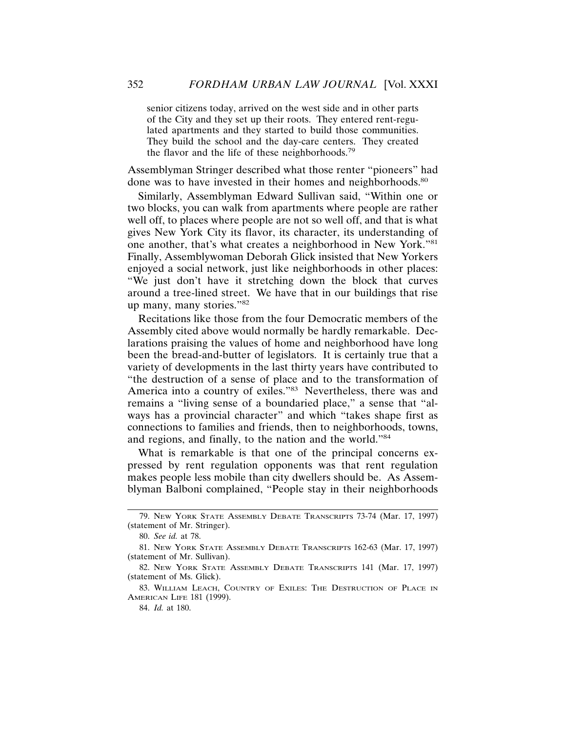> senior citizens today, arrived on the west side and in other parts of the City and they set up their roots. They entered rent-regulated apartments and they started to build those communities. They build the school and the day-care centers. They created the flavor and the life of these neighborhoods.[79]

Assemblyman Stringer described what those renter "pioneers" had done was to have invested in their homes and neighborhoods.[80]

Similarly, Assemblyman Edward Sullivan said, "Within one or two blocks, you can walk from apartments where people are rather well off, to places where people are not so well off, and that is what gives New York City its flavor, its character, its understanding of one another, that's what creates a neighborhood in New York."[81] Finally, Assemblywoman Deborah Glick insisted that New Yorkers enjoyed a social network, just like neighborhoods in other places: "We just don't have it stretching down the block that curves around a tree-lined street. We have that in our buildings that rise up many, many stories."[82]

Recitations like those from the four Democratic members of the Assembly cited above would normally be hardly remarkable. Declarations praising the values of home and neighborhood have long been the bread-and-butter of legislators. It is certainly true that a variety of developments in the last thirty years have contributed to "the destruction of a sense of place and to the transformation of America into a country of exiles."[83] Nevertheless, there was and remains a "living sense of a boundaried place," a sense that "always has a provincial character" and which "takes shape first as connections to families and friends, then to neighborhoods, towns, and regions, and finally, to the nation and the world."[84]

What is remarkable is that one of the principal concerns expressed by rent regulation opponents was that rent regulation makes people less mobile than city dwellers should be. As Assemblyman Balboni complained, "People stay in their neighborhoods

---

79. NEW YORK STATE ASSEMBLY DEBATE TRANSCRIPTS 73-74 (Mar. 17, 1997) (statement of Mr. Stringer).

80. *See id.* at 78.

81. NEW YORK STATE ASSEMBLY DEBATE TRANSCRIPTS 162-63 (Mar. 17, 1997) (statement of Mr. Sullivan).

82. NEW YORK STATE ASSEMBLY DEBATE TRANSCRIPTS 141 (Mar. 17, 1997) (statement of Ms. Glick).

83. WILLIAM LEACH, COUNTRY OF EXILES: THE DESTRUCTION OF PLACE IN AMERICAN LIFE 181 (1999).

84. *Id.* at 180.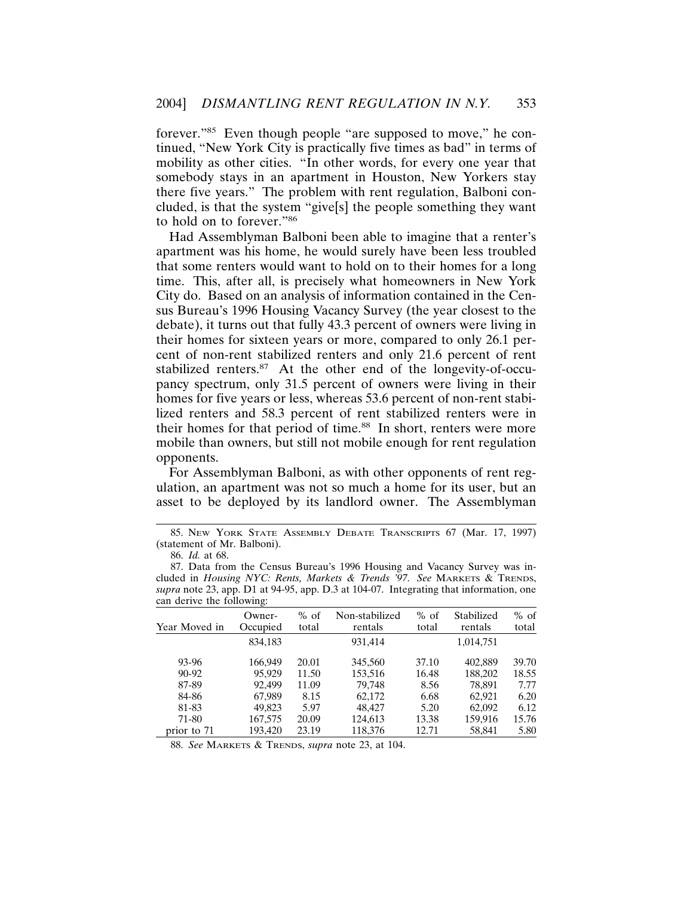forever."[85] Even though people "are supposed to move," he continued, "New York City is practically five times as bad" in terms of mobility as other cities. "In other words, for every one year that somebody stays in an apartment in Houston, New Yorkers stay there five years." The problem with rent regulation, Balboni concluded, is that the system "give[s] the people something they want to hold on to forever."[86]

Had Assemblyman Balboni been able to imagine that a renter's apartment was his home, he would surely have been less troubled that some renters would want to hold on to their homes for a long time. This, after all, is precisely what homeowners in New York City do. Based on an analysis of information contained in the Census Bureau's 1996 Housing Vacancy Survey (the year closest to the debate), it turns out that fully 43.3 percent of owners were living in their homes for sixteen years or more, compared to only 26.1 percent of non-rent stabilized renters and only 21.6 percent of rent stabilized renters.[87] At the other end of the longevity-of-occupancy spectrum, only 31.5 percent of owners were living in their homes for five years or less, whereas 53.6 percent of non-rent stabilized renters and 58.3 percent of rent stabilized renters were in their homes for that period of time.[88] In short, renters were more mobile than owners, but still not mobile enough for rent regulation opponents.

For Assemblyman Balboni, as with other opponents of rent regulation, an apartment was not so much a home for its user, but an asset to be deployed by its landlord owner. The Assemblyman

---

85. New York State Assembly Debate Transcripts 67 (Mar. 17, 1997) (statement of Mr. Balboni).

86. *Id.* at 68.

87. Data from the Census Bureau's 1996 Housing and Vacancy Survey was included in *Housing NYC: Rents, Markets & Trends '97*. *See* Markets & Trends, *supra* note 23, app. D1 at 94-95, app. D.3 at 104-07. Integrating that information, one can derive the following:

| Year Moved in | Owner-Occupied | % of total | Non-stabilized rentals | % of total | Stabilized rentals | % of total |
|---|---|---|---|---|---|---|
| | 834,183 | | 931,414 | | 1,014,751 | |
| 93-96 | 166,949 | 20.01 | 345,560 | 37.10 | 402,889 | 39.70 |
| 90-92 | 95,929 | 11.50 | 153,516 | 16.48 | 188,202 | 18.55 |
| 87-89 | 92,499 | 11.09 | 79,748 | 8.56 | 78,891 | 7.77 |
| 84-86 | 67,989 | 8.15 | 62,172 | 6.68 | 62,921 | 6.20 |
| 81-83 | 49,823 | 5.97 | 48,427 | 5.20 | 62,092 | 6.12 |
| 71-80 | 167,575 | 20.09 | 124,613 | 13.38 | 159,916 | 15.76 |
| prior to 71 | 193,420 | 23.19 | 118,376 | 12.71 | 58,841 | 5.80 |

88. *See* Markets & Trends, *supra* note 23, at 104.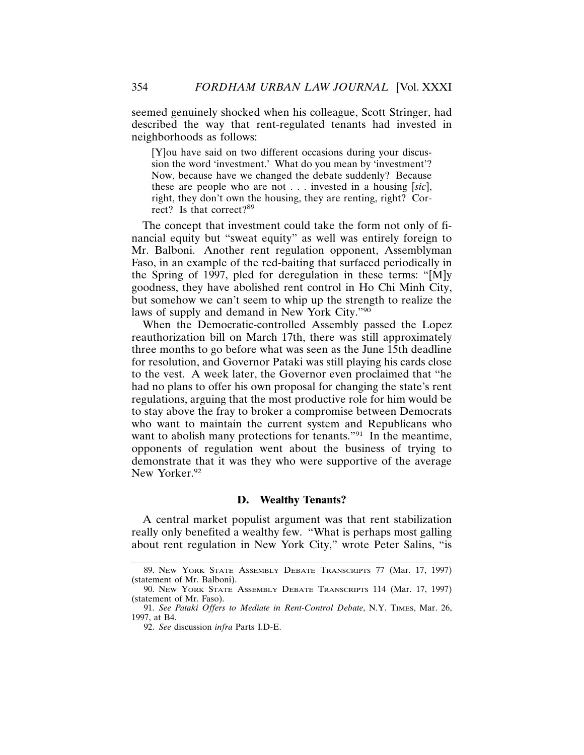seemed genuinely shocked when his colleague, Scott Stringer, had described the way that rent-regulated tenants had invested in neighborhoods as follows:

> [Y]ou have said on two different occasions during your discussion the word 'investment.' What do you mean by 'investment'? Now, because have we changed the debate suddenly? Because these are people who are not . . . invested in a housing [*sic*], right, they don't own the housing, they are renting, right? Correct? Is that correct?[89]

The concept that investment could take the form not only of financial equity but "sweat equity" as well was entirely foreign to Mr. Balboni. Another rent regulation opponent, Assemblyman Faso, in an example of the red-baiting that surfaced periodically in the Spring of 1997, pled for deregulation in these terms: "[M]y goodness, they have abolished rent control in Ho Chi Minh City, but somehow we can't seem to whip up the strength to realize the laws of supply and demand in New York City."[90]

When the Democratic-controlled Assembly passed the Lopez reauthorization bill on March 17th, there was still approximately three months to go before what was seen as the June 15th deadline for resolution, and Governor Pataki was still playing his cards close to the vest. A week later, the Governor even proclaimed that "he had no plans to offer his own proposal for changing the state's rent regulations, arguing that the most productive role for him would be to stay above the fray to broker a compromise between Democrats who want to maintain the current system and Republicans who want to abolish many protections for tenants."[91] In the meantime, opponents of regulation went about the business of trying to demonstrate that it was they who were supportive of the average New Yorker.[92]

### D. Wealthy Tenants?

A central market populist argument was that rent stabilization really only benefited a wealthy few. "What is perhaps most galling about rent regulation in New York City," wrote Peter Salins, "is

---

89. New York State Assembly Debate Transcripts 77 (Mar. 17, 1997) (statement of Mr. Balboni).

90. New York State Assembly Debate Transcripts 114 (Mar. 17, 1997) (statement of Mr. Faso).

91. *See Pataki Offers to Mediate in Rent-Control Debate*, N.Y. Times, Mar. 26, 1997, at B4.

92. *See* discussion *infra* Parts I.D-E.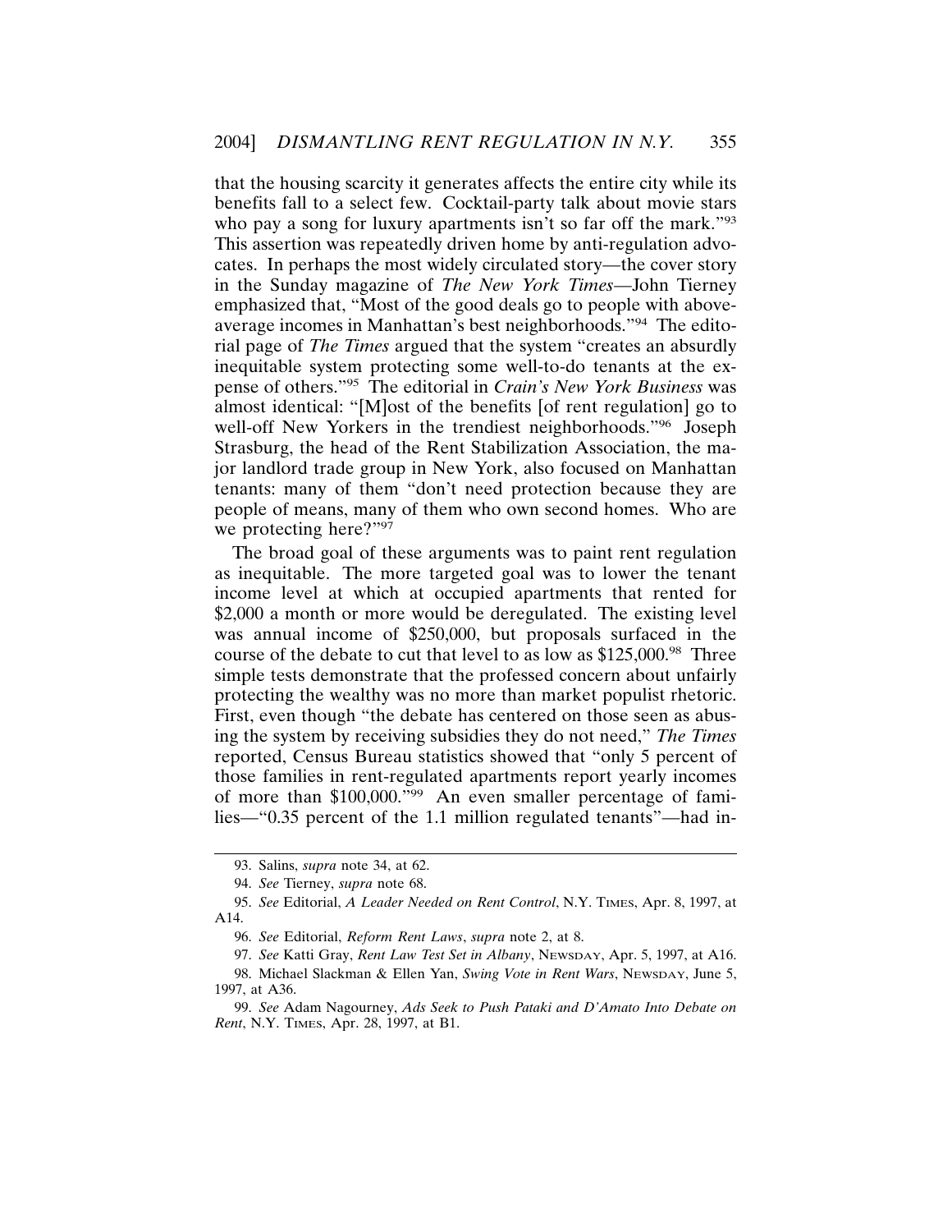that the housing scarcity it generates affects the entire city while its benefits fall to a select few. Cocktail-party talk about movie stars who pay a song for luxury apartments isn't so far off the mark."[93] This assertion was repeatedly driven home by anti-regulation advocates. In perhaps the most widely circulated story—the cover story in the Sunday magazine of *The New York Times*—John Tierney emphasized that, "Most of the good deals go to people with above-average incomes in Manhattan's best neighborhoods."[94] The editorial page of *The Times* argued that the system "creates an absurdly inequitable system protecting some well-to-do tenants at the expense of others."[95] The editorial in *Crain's New York Business* was almost identical: "[M]ost of the benefits [of rent regulation] go to well-off New Yorkers in the trendiest neighborhoods."[96] Joseph Strasburg, the head of the Rent Stabilization Association, the major landlord trade group in New York, also focused on Manhattan tenants: many of them "don't need protection because they are people of means, many of them who own second homes. Who are we protecting here?"[97]

The broad goal of these arguments was to paint rent regulation as inequitable. The more targeted goal was to lower the tenant income level at which at occupied apartments that rented for $2,000 a month or more would be deregulated. The existing level was annual income of $250,000, but proposals surfaced in the course of the debate to cut that level to as low as $125,000.[98] Three simple tests demonstrate that the professed concern about unfairly protecting the wealthy was no more than market populist rhetoric. First, even though "the debate has centered on those seen as abusing the system by receiving subsidies they do not need," *The Times* reported, Census Bureau statistics showed that "only 5 percent of those families in rent-regulated apartments report yearly incomes of more than $100,000."[99] An even smaller percentage of families—"0.35 percent of the 1.1 million regulated tenants"—had in-

93. Salins, *supra* note 34, at 62.

94. *See* Tierney, *supra* note 68.

95. *See* Editorial, *A Leader Needed on Rent Control*, N.Y. TIMES, Apr. 8, 1997, at A14.

96. *See* Editorial, *Reform Rent Laws*, *supra* note 2, at 8.

97. *See* Katti Gray, *Rent Law Test Set in Albany*, NEWSDAY, Apr. 5, 1997, at A16.

98. Michael Slackman & Ellen Yan, *Swing Vote in Rent Wars*, NEWSDAY, June 5, 1997, at A36.

99. *See* Adam Nagourney, *Ads Seek to Push Pataki and D'Amato Into Debate on Rent*, N.Y. TIMES, Apr. 28, 1997, at B1.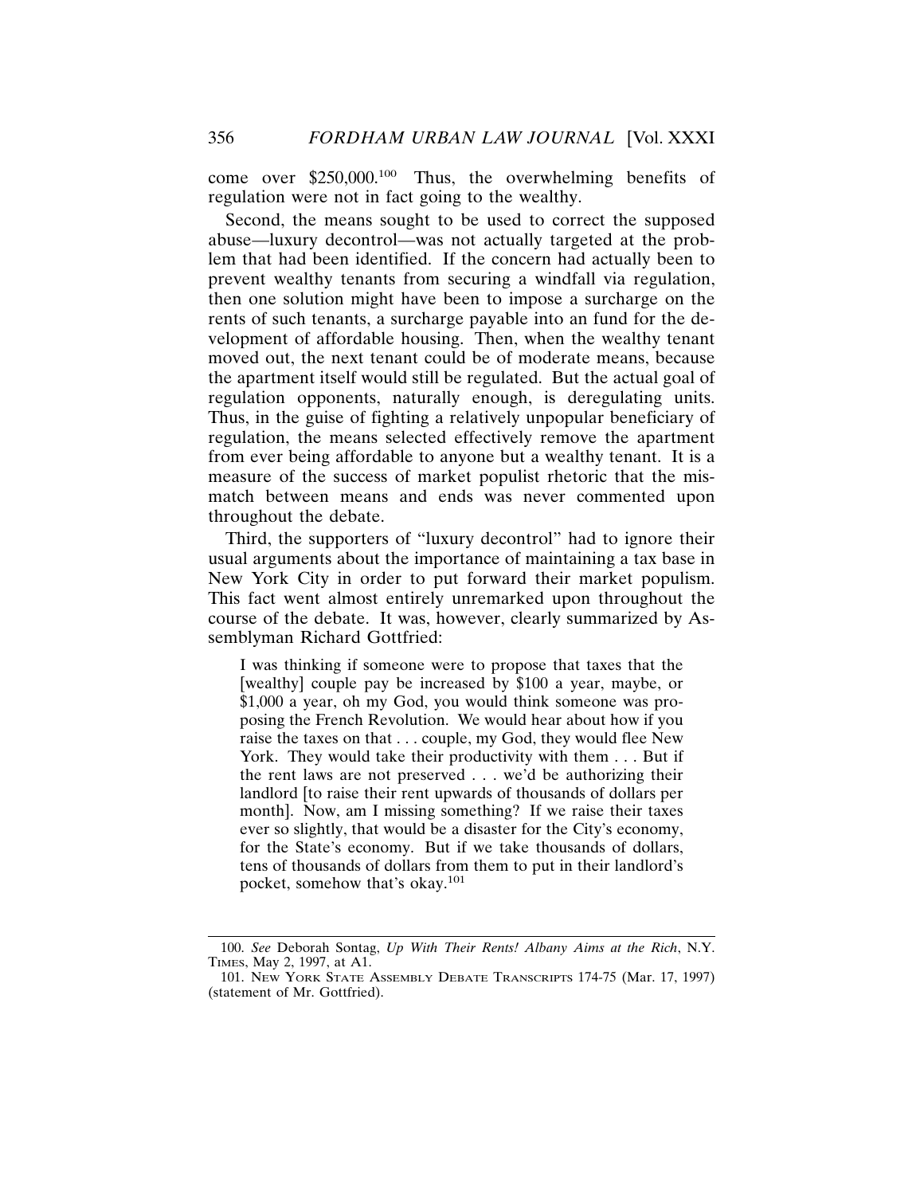come over $250,000.[100] Thus, the overwhelming benefits of regulation were not in fact going to the wealthy.

Second, the means sought to be used to correct the supposed abuse—luxury decontrol—was not actually targeted at the problem that had been identified. If the concern had actually been to prevent wealthy tenants from securing a windfall via regulation, then one solution might have been to impose a surcharge on the rents of such tenants, a surcharge payable into an fund for the development of affordable housing. Then, when the wealthy tenant moved out, the next tenant could be of moderate means, because the apartment itself would still be regulated. But the actual goal of regulation opponents, naturally enough, is deregulating units. Thus, in the guise of fighting a relatively unpopular beneficiary of regulation, the means selected effectively remove the apartment from ever being affordable to anyone but a wealthy tenant. It is a measure of the success of market populist rhetoric that the mismatch between means and ends was never commented upon throughout the debate.

Third, the supporters of "luxury decontrol" had to ignore their usual arguments about the importance of maintaining a tax base in New York City in order to put forward their market populism. This fact went almost entirely unremarked upon throughout the course of the debate. It was, however, clearly summarized by Assemblyman Richard Gottfried:

> I was thinking if someone were to propose that taxes that the [wealthy] couple pay be increased by $100 a year, maybe, or $1,000 a year, oh my God, you would think someone was proposing the French Revolution. We would hear about how if you raise the taxes on that . . . couple, my God, they would flee New York. They would take their productivity with them . . . But if the rent laws are not preserved . . . we'd be authorizing their landlord [to raise their rent upwards of thousands of dollars per month]. Now, am I missing something? If we raise their taxes ever so slightly, that would be a disaster for the City's economy, for the State's economy. But if we take thousands of dollars, tens of thousands of dollars from them to put in their landlord's pocket, somehow that's okay.[101]

---

100. *See* Deborah Sontag, *Up With Their Rents! Albany Aims at the Rich*, N.Y. TIMES, May 2, 1997, at A1.

101. NEW YORK STATE ASSEMBLY DEBATE TRANSCRIPTS 174-75 (Mar. 17, 1997) (statement of Mr. Gottfried).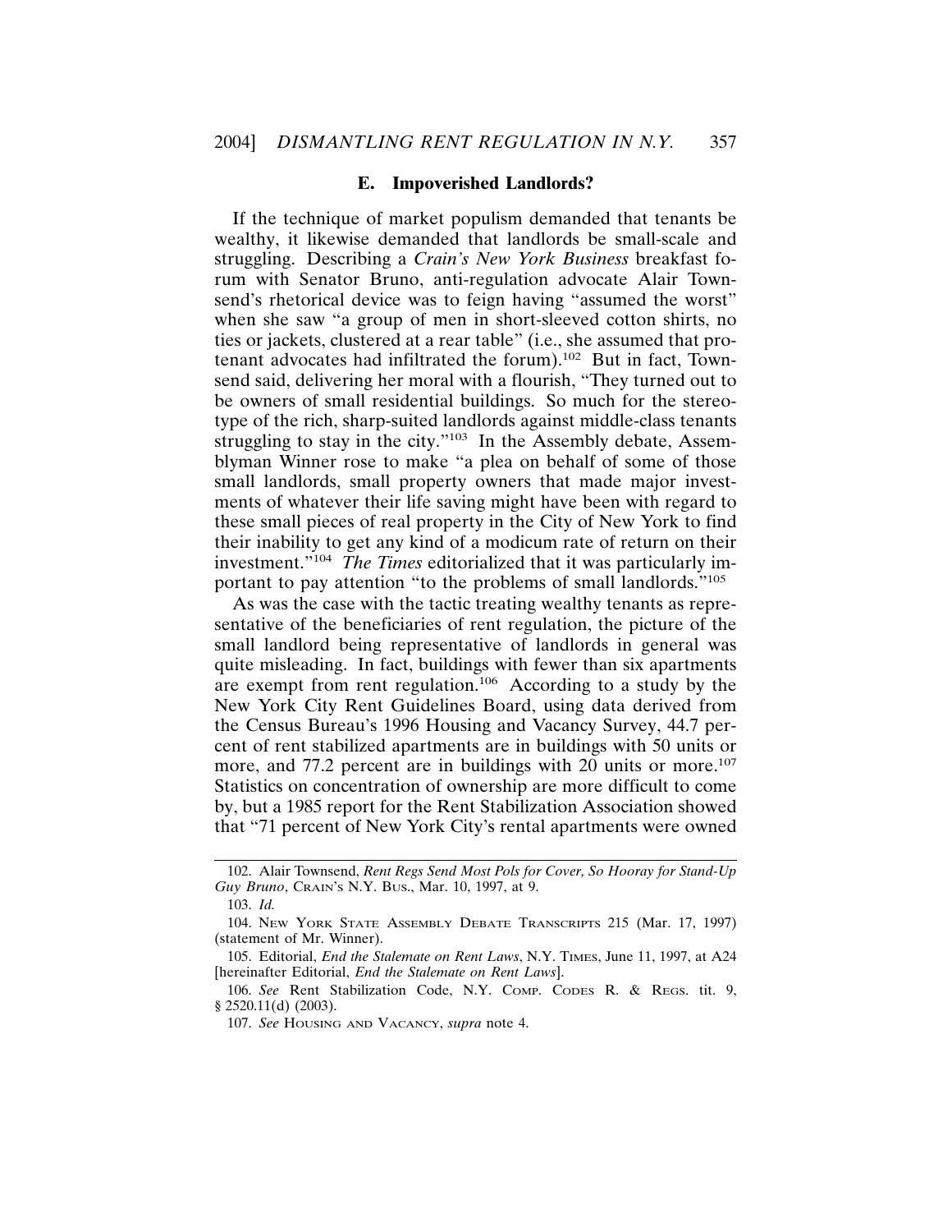### E. Impoverished Landlords?

If the technique of market populism demanded that tenants be wealthy, it likewise demanded that landlords be small-scale and struggling. Describing a *Crain's New York Business* breakfast forum with Senator Bruno, anti-regulation advocate Alair Townsend's rhetorical device was to feign having "assumed the worst" when she saw "a group of men in short-sleeved cotton shirts, no ties or jackets, clustered at a rear table" (i.e., she assumed that pro-tenant advocates had infiltrated the forum).[102] But in fact, Townsend said, delivering her moral with a flourish, "They turned out to be owners of small residential buildings. So much for the stereotype of the rich, sharp-suited landlords against middle-class tenants struggling to stay in the city."[103] In the Assembly debate, Assemblyman Winner rose to make "a plea on behalf of some of those small landlords, small property owners that made major investments of whatever their life saving might have been with regard to these small pieces of real property in the City of New York to find their inability to get any kind of a modicum rate of return on their investment."[104] *The Times* editorialized that it was particularly important to pay attention "to the problems of small landlords."[105]

As was the case with the tactic treating wealthy tenants as representative of the beneficiaries of rent regulation, the picture of the small landlord being representative of landlords in general was quite misleading. In fact, buildings with fewer than six apartments are exempt from rent regulation.[106] According to a study by the New York City Rent Guidelines Board, using data derived from the Census Bureau's 1996 Housing and Vacancy Survey, 44.7 percent of rent stabilized apartments are in buildings with 50 units or more, and 77.2 percent are in buildings with 20 units or more.[107] Statistics on concentration of ownership are more difficult to come by, but a 1985 report for the Rent Stabilization Association showed that "71 percent of New York City's rental apartments were owned

---

102. Alair Townsend, *Rent Regs Send Most Pols for Cover, So Hooray for Stand-Up Guy Bruno*, CRAIN'S N.Y. BUS., Mar. 10, 1997, at 9.

103. *Id.*

104. NEW YORK STATE ASSEMBLY DEBATE TRANSCRIPTS 215 (Mar. 17, 1997) (statement of Mr. Winner).

105. Editorial, *End the Stalemate on Rent Laws*, N.Y. TIMES, June 11, 1997, at A24 [hereinafter Editorial, *End the Stalemate on Rent Laws*].

106. *See* Rent Stabilization Code, N.Y. COMP. CODES R. & REGS. tit. 9, § 2520.11(d) (2003).

107. *See* HOUSING AND VACANCY, *supra* note 4.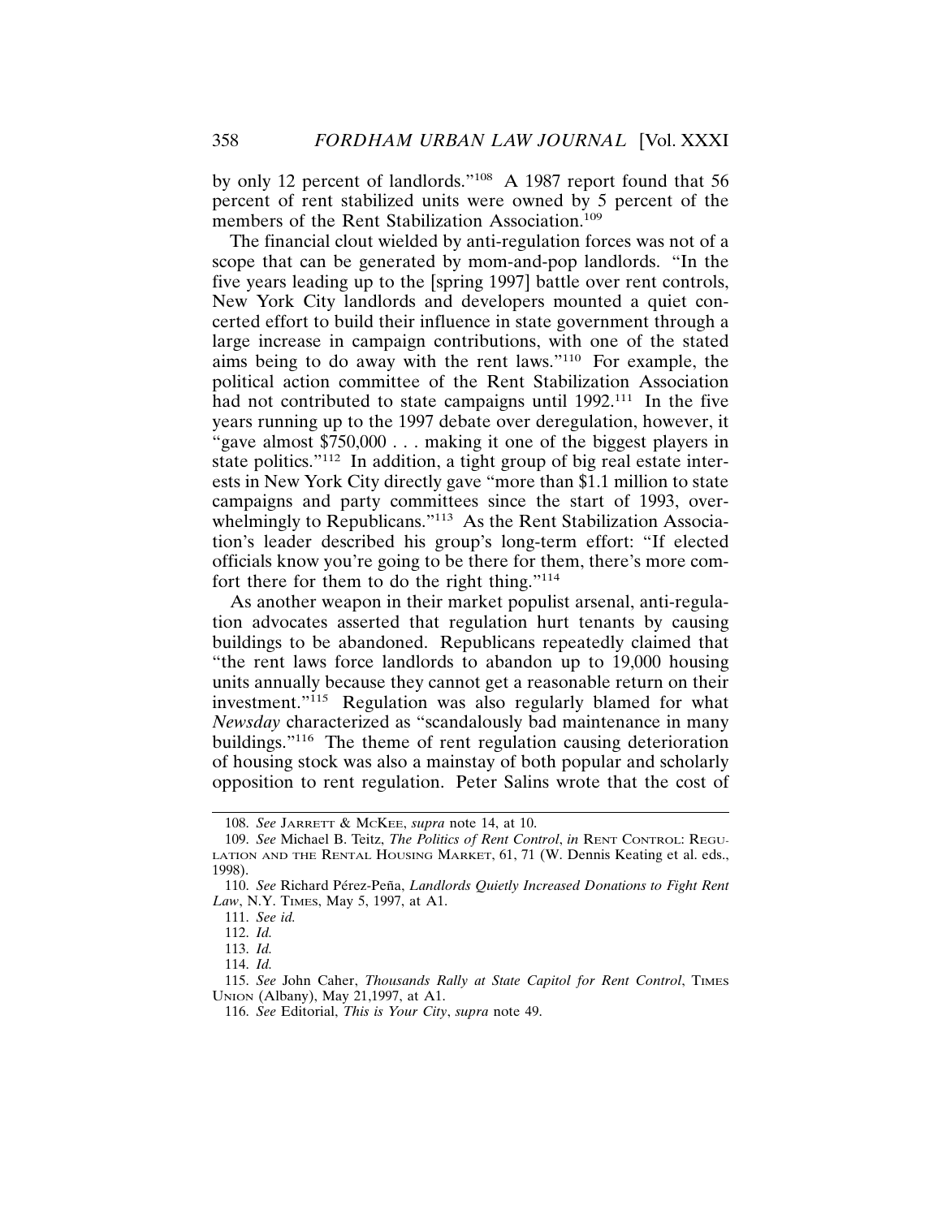by only 12 percent of landlords."[108] A 1987 report found that 56 percent of rent stabilized units were owned by 5 percent of the members of the Rent Stabilization Association.[109]

The financial clout wielded by anti-regulation forces was not of a scope that can be generated by mom-and-pop landlords. "In the five years leading up to the [spring 1997] battle over rent controls, New York City landlords and developers mounted a quiet concerted effort to build their influence in state government through a large increase in campaign contributions, with one of the stated aims being to do away with the rent laws."[110] For example, the political action committee of the Rent Stabilization Association had not contributed to state campaigns until 1992.[111] In the five years running up to the 1997 debate over deregulation, however, it "gave almost $750,000 . . . making it one of the biggest players in state politics."[112] In addition, a tight group of big real estate interests in New York City directly gave "more than $1.1 million to state campaigns and party committees since the start of 1993, overwhelmingly to Republicans."[113] As the Rent Stabilization Association's leader described his group's long-term effort: "If elected officials know you're going to be there for them, there's more comfort there for them to do the right thing."[114]

As another weapon in their market populist arsenal, anti-regulation advocates asserted that regulation hurt tenants by causing buildings to be abandoned. Republicans repeatedly claimed that "the rent laws force landlords to abandon up to 19,000 housing units annually because they cannot get a reasonable return on their investment."[115] Regulation was also regularly blamed for what *Newsday* characterized as "scandalously bad maintenance in many buildings."[116] The theme of rent regulation causing deterioration of housing stock was also a mainstay of both popular and scholarly opposition to rent regulation. Peter Salins wrote that the cost of

---

108. *See* JARRETT & MCKEE, *supra* note 14, at 10.

109. *See* Michael B. Teitz, *The Politics of Rent Control*, *in* RENT CONTROL: REGULATION AND THE RENTAL HOUSING MARKET, 61, 71 (W. Dennis Keating et al. eds., 1998).

110. *See* Richard Pérez-Peña, *Landlords Quietly Increased Donations to Fight Rent Law*, N.Y. TIMES, May 5, 1997, at A1.

111. *See id.*

112. *Id.*

113. *Id.*

114. *Id.*

115. *See* John Caher, *Thousands Rally at State Capitol for Rent Control*, TIMES UNION (Albany), May 21,1997, at A1.

116. *See* Editorial, *This is Your City*, *supra* note 49.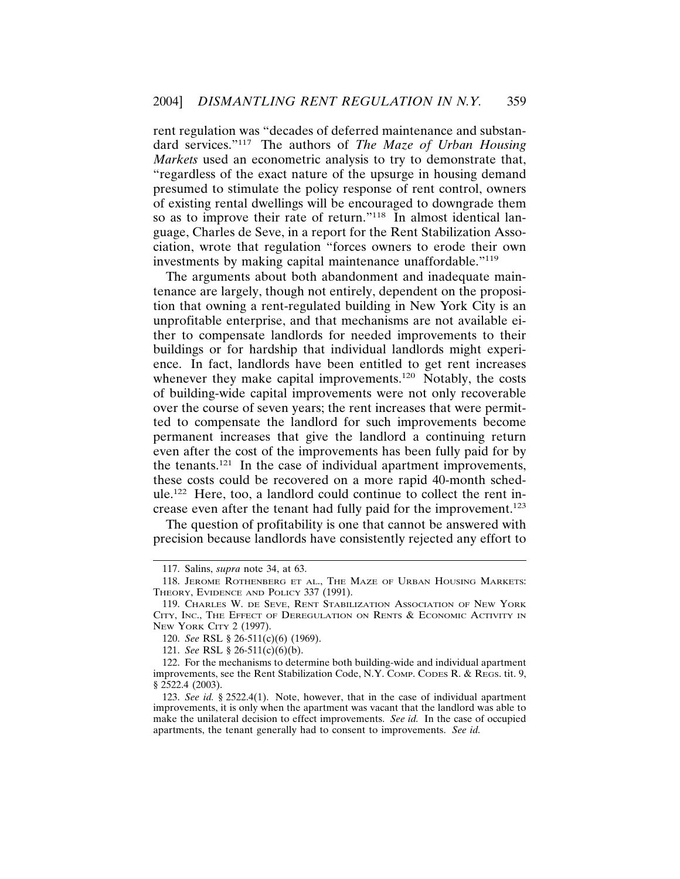rent regulation was "decades of deferred maintenance and substandard services."[117] The authors of *The Maze of Urban Housing Markets* used an econometric analysis to try to demonstrate that, "regardless of the exact nature of the upsurge in housing demand presumed to stimulate the policy response of rent control, owners of existing rental dwellings will be encouraged to downgrade them so as to improve their rate of return."[118] In almost identical language, Charles de Seve, in a report for the Rent Stabilization Association, wrote that regulation "forces owners to erode their own investments by making capital maintenance unaffordable."[119]

The arguments about both abandonment and inadequate maintenance are largely, though not entirely, dependent on the proposition that owning a rent-regulated building in New York City is an unprofitable enterprise, and that mechanisms are not available either to compensate landlords for needed improvements to their buildings or for hardship that individual landlords might experience. In fact, landlords have been entitled to get rent increases whenever they make capital improvements.[120] Notably, the costs of building-wide capital improvements were not only recoverable over the course of seven years; the rent increases that were permitted to compensate the landlord for such improvements become permanent increases that give the landlord a continuing return even after the cost of the improvements has been fully paid for by the tenants.[121] In the case of individual apartment improvements, these costs could be recovered on a more rapid 40-month schedule.[122] Here, too, a landlord could continue to collect the rent increase even after the tenant had fully paid for the improvement.[123]

The question of profitability is one that cannot be answered with precision because landlords have consistently rejected any effort to

---

117. Salins, *supra* note 34, at 63.

118. JEROME ROTHENBERG ET AL., THE MAZE OF URBAN HOUSING MARKETS: THEORY, EVIDENCE AND POLICY 337 (1991).

119. CHARLES W. DE SEVE, RENT STABILIZATION ASSOCIATION OF NEW YORK CITY, INC., THE EFFECT OF DEREGULATION ON RENTS & ECONOMIC ACTIVITY IN NEW YORK CITY 2 (1997).

120. *See* RSL § 26-511(c)(6) (1969).

121. *See* RSL § 26-511(c)(6)(b).

122. For the mechanisms to determine both building-wide and individual apartment improvements, see the Rent Stabilization Code, N.Y. COMP. CODES R. & REGS. tit. 9, § 2522.4 (2003).

123. *See id.* § 2522.4(1). Note, however, that in the case of individual apartment improvements, it is only when the apartment was vacant that the landlord was able to make the unilateral decision to effect improvements. *See id.* In the case of occupied apartments, the tenant generally had to consent to improvements. *See id.*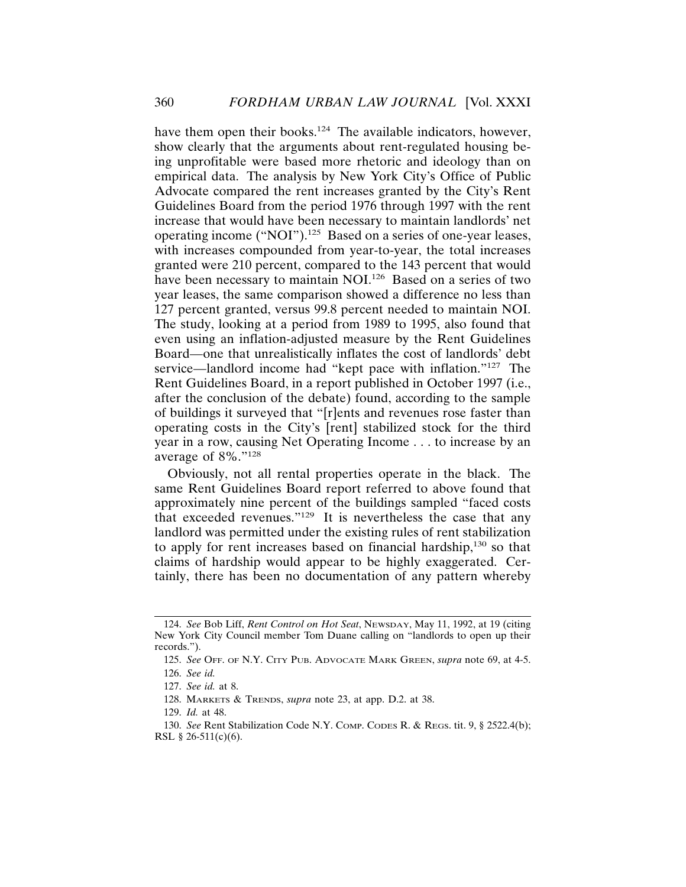have them open their books.[124] The available indicators, however, show clearly that the arguments about rent-regulated housing being unprofitable were based more rhetoric and ideology than on empirical data. The analysis by New York City's Office of Public Advocate compared the rent increases granted by the City's Rent Guidelines Board from the period 1976 through 1997 with the rent increase that would have been necessary to maintain landlords' net operating income ("NOI").[125] Based on a series of one-year leases, with increases compounded from year-to-year, the total increases granted were 210 percent, compared to the 143 percent that would have been necessary to maintain NOI.[126] Based on a series of two year leases, the same comparison showed a difference no less than 127 percent granted, versus 99.8 percent needed to maintain NOI. The study, looking at a period from 1989 to 1995, also found that even using an inflation-adjusted measure by the Rent Guidelines Board—one that unrealistically inflates the cost of landlords' debt service—landlord income had "kept pace with inflation."[127] The Rent Guidelines Board, in a report published in October 1997 (i.e., after the conclusion of the debate) found, according to the sample of buildings it surveyed that "[r]ents and revenues rose faster than operating costs in the City's [rent] stabilized stock for the third year in a row, causing Net Operating Income . . . to increase by an average of 8%."[128]

Obviously, not all rental properties operate in the black. The same Rent Guidelines Board report referred to above found that approximately nine percent of the buildings sampled "faced costs that exceeded revenues."[129] It is nevertheless the case that any landlord was permitted under the existing rules of rent stabilization to apply for rent increases based on financial hardship,[130] so that claims of hardship would appear to be highly exaggerated. Certainly, there has been no documentation of any pattern whereby

---

124. *See* Bob Liff, *Rent Control on Hot Seat*, NEWSDAY, May 11, 1992, at 19 (citing New York City Council member Tom Duane calling on "landlords to open up their records.").

125. *See* OFF. OF N.Y. CITY PUB. ADVOCATE MARK GREEN, *supra* note 69, at 4-5.

126. *See id.*

127. *See id.* at 8.

128. MARKETS & TRENDS, *supra* note 23, at app. D.2. at 38.

129. *Id.* at 48.

130. *See* Rent Stabilization Code N.Y. COMP. CODES R. & REGS. tit. 9, § 2522.4(b); RSL § 26-511(c)(6).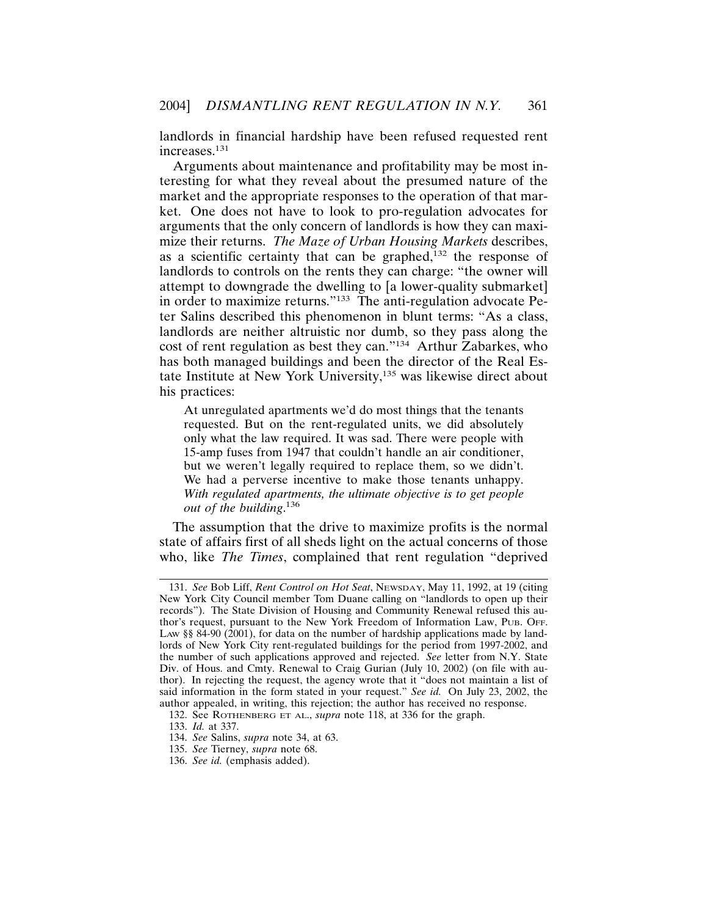landlords in financial hardship have been refused requested rent increases.[131]

Arguments about maintenance and profitability may be most interesting for what they reveal about the presumed nature of the market and the appropriate responses to the operation of that market. One does not have to look to pro-regulation advocates for arguments that the only concern of landlords is how they can maximize their returns. *The Maze of Urban Housing Markets* describes, as a scientific certainty that can be graphed,[132] the response of landlords to controls on the rents they can charge: "the owner will attempt to downgrade the dwelling to [a lower-quality submarket] in order to maximize returns."[133] The anti-regulation advocate Peter Salins described this phenomenon in blunt terms: "As a class, landlords are neither altruistic nor dumb, so they pass along the cost of rent regulation as best they can."[134] Arthur Zabarkes, who has both managed buildings and been the director of the Real Estate Institute at New York University,[135] was likewise direct about his practices:

> At unregulated apartments we'd do most things that the tenants requested. But on the rent-regulated units, we did absolutely only what the law required. It was sad. There were people with 15-amp fuses from 1947 that couldn't handle an air conditioner, but we weren't legally required to replace them, so we didn't. We had a perverse incentive to make those tenants unhappy. *With regulated apartments, the ultimate objective is to get people out of the building*.[136]

The assumption that the drive to maximize profits is the normal state of affairs first of all sheds light on the actual concerns of those who, like *The Times*, complained that rent regulation "deprived

---

131. *See* Bob Liff, *Rent Control on Hot Seat*, NEWSDAY, May 11, 1992, at 19 (citing New York City Council member Tom Duane calling on "landlords to open up their records"). The State Division of Housing and Community Renewal refused this author's request, pursuant to the New York Freedom of Information Law, PUB. OFF. LAW §§ 84-90 (2001), for data on the number of hardship applications made by landlords of New York City rent-regulated buildings for the period from 1997-2002, and the number of such applications approved and rejected. *See* letter from N.Y. State Div. of Hous. and Cmty. Renewal to Craig Gurian (July 10, 2002) (on file with author). In rejecting the request, the agency wrote that it "does not maintain a list of said information in the form stated in your request." *See id.* On July 23, 2002, the author appealed, in writing, this rejection; the author has received no response.

132. See ROTHENBERG ET AL., *supra* note 118, at 336 for the graph.

133. *Id.* at 337.

134. *See* Salins, *supra* note 34, at 63.

135. *See* Tierney, *supra* note 68.

136. *See id.* (emphasis added).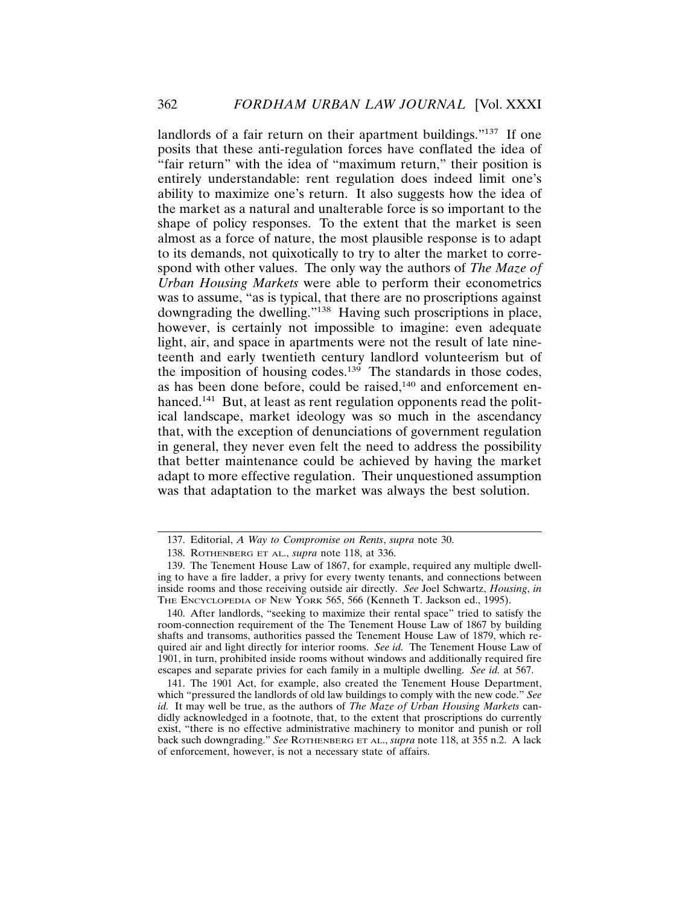landlords of a fair return on their apartment buildings."[137] If one posits that these anti-regulation forces have conflated the idea of "fair return" with the idea of "maximum return," their position is entirely understandable: rent regulation does indeed limit one's ability to maximize one's return. It also suggests how the idea of the market as a natural and unalterable force is so important to the shape of policy responses. To the extent that the market is seen almost as a force of nature, the most plausible response is to adapt to its demands, not quixotically to try to alter the market to correspond with other values. The only way the authors of *The Maze of Urban Housing Markets* were able to perform their econometrics was to assume, "as is typical, that there are no proscriptions against downgrading the dwelling."[138] Having such proscriptions in place, however, is certainly not impossible to imagine: even adequate light, air, and space in apartments were not the result of late nineteenth and early twentieth century landlord volunteerism but of the imposition of housing codes.[139] The standards in those codes, as has been done before, could be raised,[140] and enforcement enhanced.[141] But, at least as rent regulation opponents read the political landscape, market ideology was so much in the ascendancy that, with the exception of denunciations of government regulation in general, they never even felt the need to address the possibility that better maintenance could be achieved by having the market adapt to more effective regulation. Their unquestioned assumption was that adaptation to the market was always the best solution.

---

137. Editorial, *A Way to Compromise on Rents*, *supra* note 30.

138. ROTHENBERG ET AL., *supra* note 118, at 336.

139. The Tenement House Law of 1867, for example, required any multiple dwelling to have a fire ladder, a privy for every twenty tenants, and connections between inside rooms and those receiving outside air directly. *See* Joel Schwartz, *Housing*, *in* THE ENCYCLOPEDIA OF NEW YORK 565, 566 (Kenneth T. Jackson ed., 1995).

140. After landlords, "seeking to maximize their rental space" tried to satisfy the room-connection requirement of the The Tenement House Law of 1867 by building shafts and transoms, authorities passed the Tenement House Law of 1879, which required air and light directly for interior rooms. *See id.* The Tenement House Law of 1901, in turn, prohibited inside rooms without windows and additionally required fire escapes and separate privies for each family in a multiple dwelling. *See id.* at 567.

141. The 1901 Act, for example, also created the Tenement House Department, which "pressured the landlords of old law buildings to comply with the new code." *See id.* It may well be true, as the authors of *The Maze of Urban Housing Markets* candidly acknowledged in a footnote, that, to the extent that proscriptions do currently exist, "there is no effective administrative machinery to monitor and punish or roll back such downgrading." *See* ROTHENBERG ET AL., *supra* note 118, at 355 n.2. A lack of enforcement, however, is not a necessary state of affairs.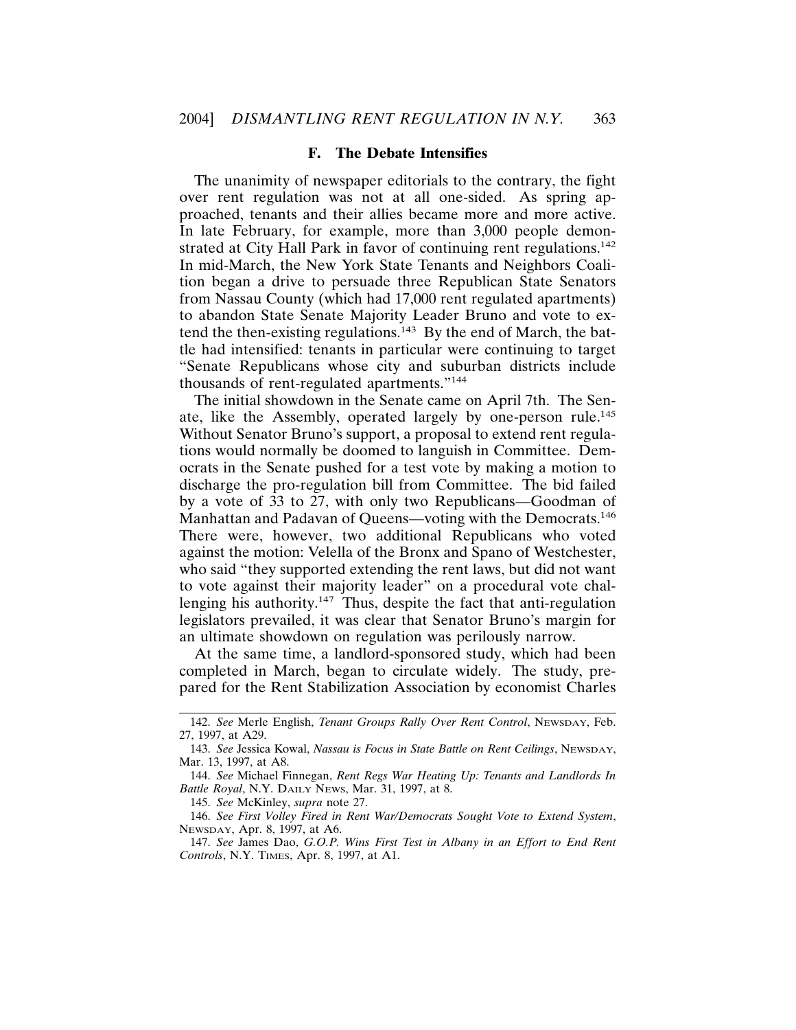### F. The Debate Intensifies

The unanimity of newspaper editorials to the contrary, the fight over rent regulation was not at all one-sided. As spring approached, tenants and their allies became more and more active. In late February, for example, more than 3,000 people demonstrated at City Hall Park in favor of continuing rent regulations.[142] In mid-March, the New York State Tenants and Neighbors Coalition began a drive to persuade three Republican State Senators from Nassau County (which had 17,000 rent regulated apartments) to abandon State Senate Majority Leader Bruno and vote to extend the then-existing regulations.[143] By the end of March, the battle had intensified: tenants in particular were continuing to target "Senate Republicans whose city and suburban districts include thousands of rent-regulated apartments."[144]

The initial showdown in the Senate came on April 7th. The Senate, like the Assembly, operated largely by one-person rule.[145] Without Senator Bruno's support, a proposal to extend rent regulations would normally be doomed to languish in Committee. Democrats in the Senate pushed for a test vote by making a motion to discharge the pro-regulation bill from Committee. The bid failed by a vote of 33 to 27, with only two Republicans—Goodman of Manhattan and Padavan of Queens—voting with the Democrats.[146] There were, however, two additional Republicans who voted against the motion: Velella of the Bronx and Spano of Westchester, who said "they supported extending the rent laws, but did not want to vote against their majority leader" on a procedural vote challenging his authority.[147] Thus, despite the fact that anti-regulation legislators prevailed, it was clear that Senator Bruno's margin for an ultimate showdown on regulation was perilously narrow.

At the same time, a landlord-sponsored study, which had been completed in March, began to circulate widely. The study, prepared for the Rent Stabilization Association by economist Charles

---

142. *See* Merle English, *Tenant Groups Rally Over Rent Control*, NEWSDAY, Feb. 27, 1997, at A29.

143. *See* Jessica Kowal, *Nassau is Focus in State Battle on Rent Ceilings*, NEWSDAY, Mar. 13, 1997, at A8.

144. *See* Michael Finnegan, *Rent Regs War Heating Up: Tenants and Landlords In Battle Royal*, N.Y. DAILY NEWS, Mar. 31, 1997, at 8.

145. *See* McKinley, *supra* note 27.

146. *See First Volley Fired in Rent War/Democrats Sought Vote to Extend System*, NEWSDAY, Apr. 8, 1997, at A6.

147. *See* James Dao, *G.O.P. Wins First Test in Albany in an Effort to End Rent Controls*, N.Y. TIMES, Apr. 8, 1997, at A1.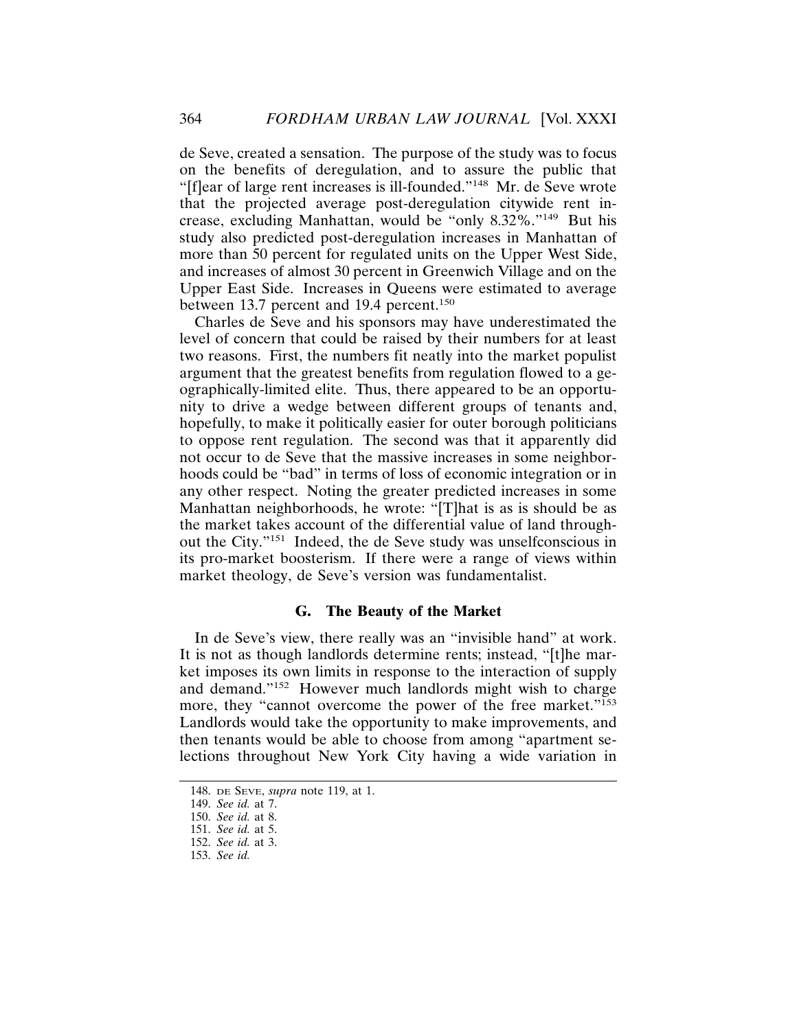de Seve, created a sensation. The purpose of the study was to focus on the benefits of deregulation, and to assure the public that "[f]ear of large rent increases is ill-founded."[148] Mr. de Seve wrote that the projected average post-deregulation citywide rent increase, excluding Manhattan, would be "only 8.32%."[149] But his study also predicted post-deregulation increases in Manhattan of more than 50 percent for regulated units on the Upper West Side, and increases of almost 30 percent in Greenwich Village and on the Upper East Side. Increases in Queens were estimated to average between 13.7 percent and 19.4 percent.[150]

Charles de Seve and his sponsors may have underestimated the level of concern that could be raised by their numbers for at least two reasons. First, the numbers fit neatly into the market populist argument that the greatest benefits from regulation flowed to a geographically-limited elite. Thus, there appeared to be an opportunity to drive a wedge between different groups of tenants and, hopefully, to make it politically easier for outer borough politicians to oppose rent regulation. The second was that it apparently did not occur to de Seve that the massive increases in some neighborhoods could be "bad" in terms of loss of economic integration or in any other respect. Noting the greater predicted increases in some Manhattan neighborhoods, he wrote: "[T]hat is as is should be as the market takes account of the differential value of land throughout the City."[151] Indeed, the de Seve study was unselfconscious in its pro-market boosterism. If there were a range of views within market theology, de Seve's version was fundamentalist.

### G. The Beauty of the Market

In de Seve's view, there really was an "invisible hand" at work. It is not as though landlords determine rents; instead, "[t]he market imposes its own limits in response to the interaction of supply and demand."[152] However much landlords might wish to charge more, they "cannot overcome the power of the free market."[153] Landlords would take the opportunity to make improvements, and then tenants would be able to choose from among "apartment selections throughout New York City having a wide variation in

---

148. DE SEVE, *supra* note 119, at 1.
149. *See id.* at 7.
150. *See id.* at 8.
151. *See id.* at 5.
152. *See id.* at 3.
153. *See id.*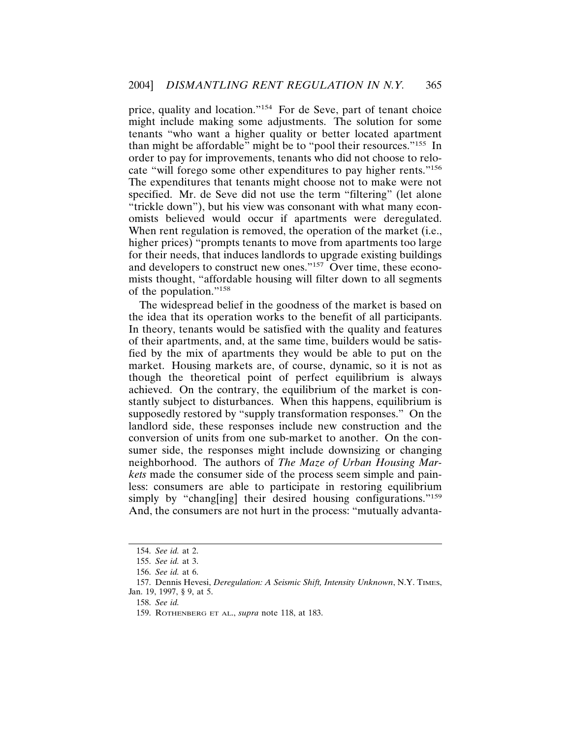price, quality and location."[154] For de Seve, part of tenant choice might include making some adjustments. The solution for some tenants "who want a higher quality or better located apartment than might be affordable" might be to "pool their resources."[155] In order to pay for improvements, tenants who did not choose to relocate "will forego some other expenditures to pay higher rents."[156] The expenditures that tenants might choose not to make were not specified. Mr. de Seve did not use the term "filtering" (let alone "trickle down"), but his view was consonant with what many economists believed would occur if apartments were deregulated. When rent regulation is removed, the operation of the market (i.e., higher prices) "prompts tenants to move from apartments too large for their needs, that induces landlords to upgrade existing buildings and developers to construct new ones."[157] Over time, these economists thought, "affordable housing will filter down to all segments of the population."[158]

The widespread belief in the goodness of the market is based on the idea that its operation works to the benefit of all participants. In theory, tenants would be satisfied with the quality and features of their apartments, and, at the same time, builders would be satisfied by the mix of apartments they would be able to put on the market. Housing markets are, of course, dynamic, so it is not as though the theoretical point of perfect equilibrium is always achieved. On the contrary, the equilibrium of the market is constantly subject to disturbances. When this happens, equilibrium is supposedly restored by "supply transformation responses." On the landlord side, these responses include new construction and the conversion of units from one sub-market to another. On the consumer side, the responses might include downsizing or changing neighborhood. The authors of *The Maze of Urban Housing Markets* made the consumer side of the process seem simple and painless: consumers are able to participate in restoring equilibrium simply by "chang[ing] their desired housing configurations."[159] And, the consumers are not hurt in the process: "mutually advanta-

---

154. *See id.* at 2.

155. *See id.* at 3.

156. *See id.* at 6.

157. Dennis Hevesi, *Deregulation: A Seismic Shift, Intensity Unknown*, N.Y. TIMES, Jan. 19, 1997, § 9, at 5.

158. *See id.*

159. ROTHENBERG ET AL., *supra* note 118, at 183.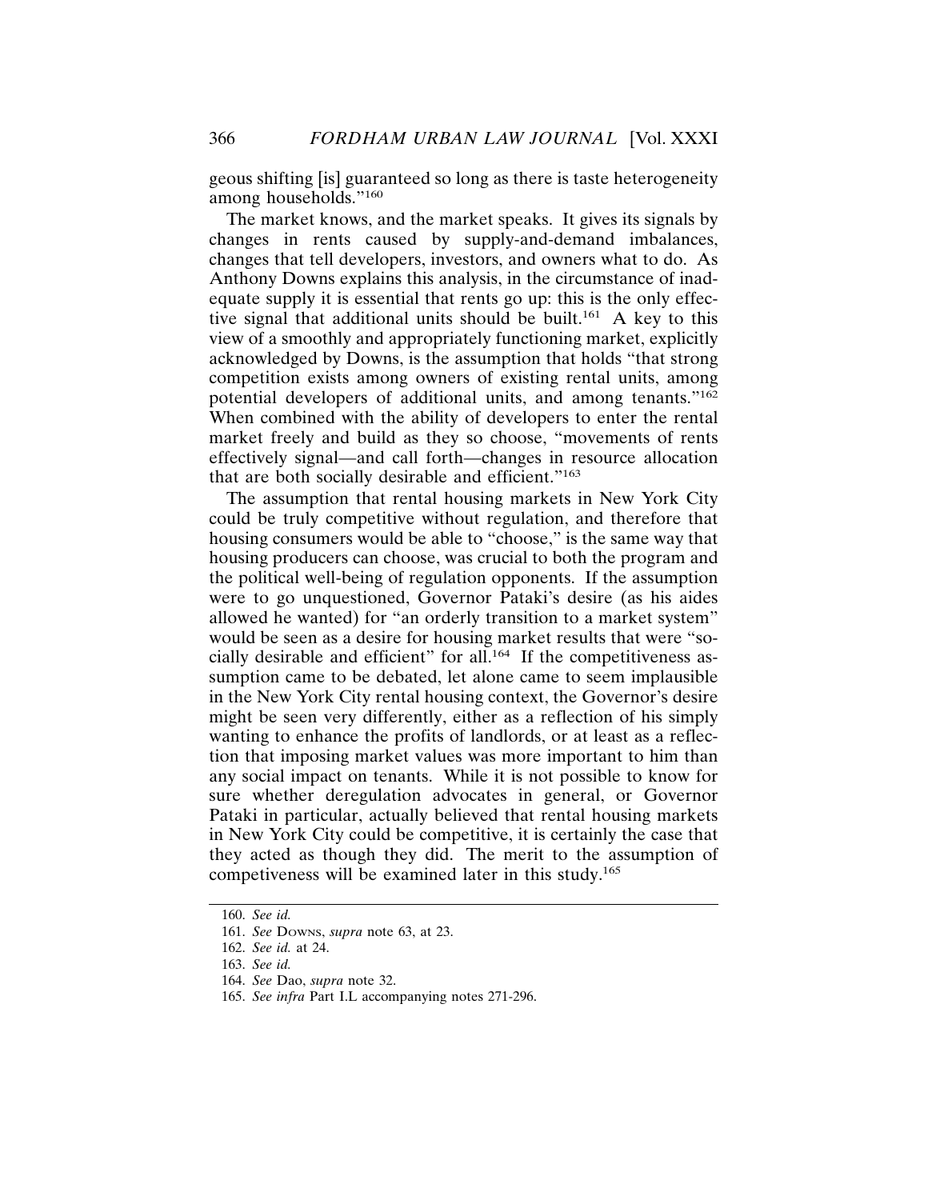geous shifting [is] guaranteed so long as there is taste heterogeneity among households."[160]

The market knows, and the market speaks. It gives its signals by changes in rents caused by supply-and-demand imbalances, changes that tell developers, investors, and owners what to do. As Anthony Downs explains this analysis, in the circumstance of inadequate supply it is essential that rents go up: this is the only effective signal that additional units should be built.[161] A key to this view of a smoothly and appropriately functioning market, explicitly acknowledged by Downs, is the assumption that holds "that strong competition exists among owners of existing rental units, among potential developers of additional units, and among tenants."[162] When combined with the ability of developers to enter the rental market freely and build as they so choose, "movements of rents effectively signal—and call forth—changes in resource allocation that are both socially desirable and efficient."[163]

The assumption that rental housing markets in New York City could be truly competitive without regulation, and therefore that housing consumers would be able to "choose," is the same way that housing producers can choose, was crucial to both the program and the political well-being of regulation opponents. If the assumption were to go unquestioned, Governor Pataki's desire (as his aides allowed he wanted) for "an orderly transition to a market system" would be seen as a desire for housing market results that were "socially desirable and efficient" for all.[164] If the competitiveness assumption came to be debated, let alone came to seem implausible in the New York City rental housing context, the Governor's desire might be seen very differently, either as a reflection of his simply wanting to enhance the profits of landlords, or at least as a reflection that imposing market values was more important to him than any social impact on tenants. While it is not possible to know for sure whether deregulation advocates in general, or Governor Pataki in particular, actually believed that rental housing markets in New York City could be competitive, it is certainly the case that they acted as though they did. The merit to the assumption of competiveness will be examined later in this study.[165]

---

160. *See id.*

161. *See* Downs, *supra* note 63, at 23.

162. *See id.* at 24.

163. *See id.*

164. *See* Dao, *supra* note 32.

165. *See infra* Part I.L accompanying notes 271-296.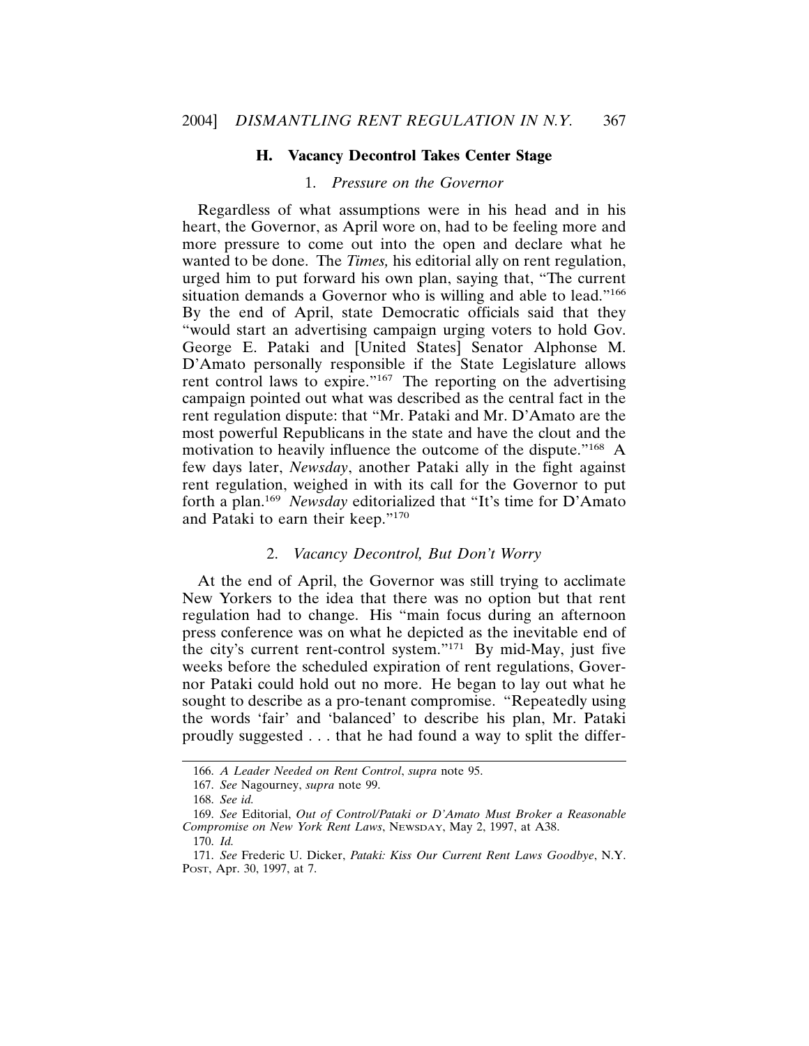### H. Vacancy Decontrol Takes Center Stage

#### 1. *Pressure on the Governor*

Regardless of what assumptions were in his head and in his heart, the Governor, as April wore on, had to be feeling more and more pressure to come out into the open and declare what he wanted to be done. The *Times,* his editorial ally on rent regulation, urged him to put forward his own plan, saying that, "The current situation demands a Governor who is willing and able to lead."[166] By the end of April, state Democratic officials said that they "would start an advertising campaign urging voters to hold Gov. George E. Pataki and [United States] Senator Alphonse M. D'Amato personally responsible if the State Legislature allows rent control laws to expire."[167] The reporting on the advertising campaign pointed out what was described as the central fact in the rent regulation dispute: that "Mr. Pataki and Mr. D'Amato are the most powerful Republicans in the state and have the clout and the motivation to heavily influence the outcome of the dispute."[168] A few days later, *Newsday*, another Pataki ally in the fight against rent regulation, weighed in with its call for the Governor to put forth a plan.[169] *Newsday* editorialized that "It's time for D'Amato and Pataki to earn their keep."[170]

#### 2. *Vacancy Decontrol, But Don't Worry*

At the end of April, the Governor was still trying to acclimate New Yorkers to the idea that there was no option but that rent regulation had to change. His "main focus during an afternoon press conference was on what he depicted as the inevitable end of the city's current rent-control system."[171] By mid-May, just five weeks before the scheduled expiration of rent regulations, Governor Pataki could hold out no more. He began to lay out what he sought to describe as a pro-tenant compromise. "Repeatedly using the words 'fair' and 'balanced' to describe his plan, Mr. Pataki proudly suggested . . . that he had found a way to split the differ-

---

166. *A Leader Needed on Rent Control*, *supra* note 95.

167. *See* Nagourney, *supra* note 99.

168. *See id.*

169. *See* Editorial, *Out of Control/Pataki or D'Amato Must Broker a Reasonable Compromise on New York Rent Laws*, NEWSDAY, May 2, 1997, at A38.

170. *Id.*

171. *See* Frederic U. Dicker, *Pataki: Kiss Our Current Rent Laws Goodbye*, N.Y. POST, Apr. 30, 1997, at 7.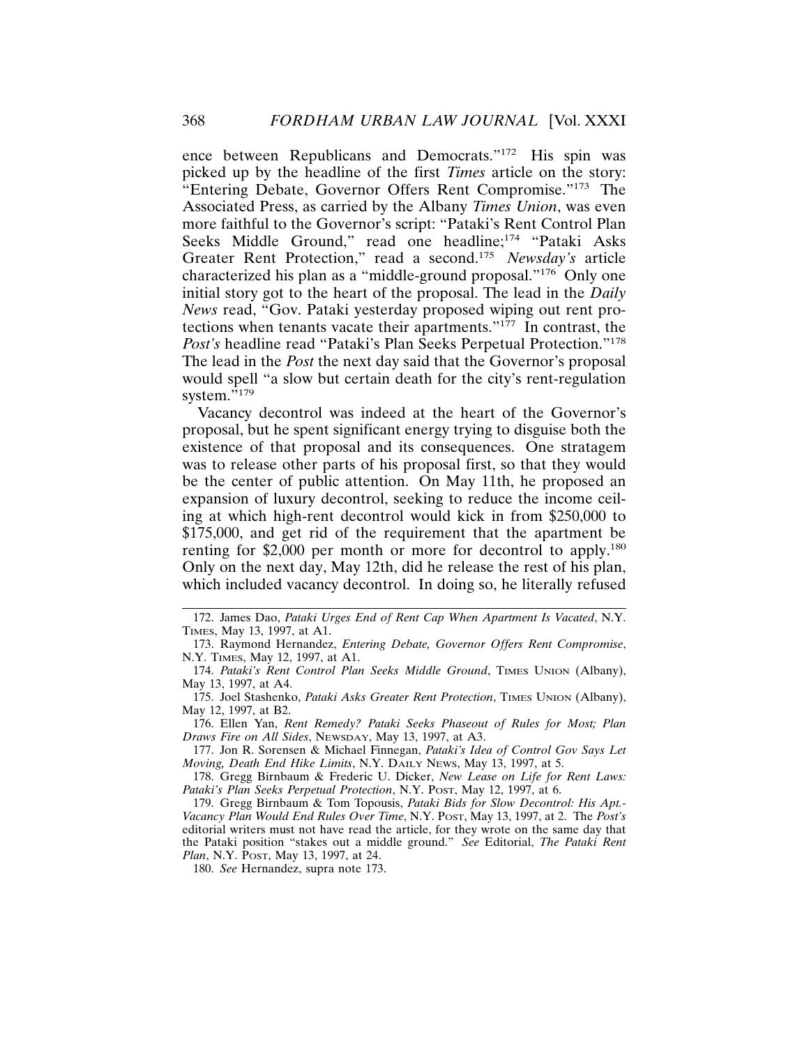ence between Republicans and Democrats."[172] His spin was picked up by the headline of the first *Times* article on the story: "Entering Debate, Governor Offers Rent Compromise."[173] The Associated Press, as carried by the Albany *Times Union*, was even more faithful to the Governor's script: "Pataki's Rent Control Plan Seeks Middle Ground," read one headline;[174] "Pataki Asks Greater Rent Protection," read a second.[175] *Newsday's* article characterized his plan as a "middle-ground proposal."[176] Only one initial story got to the heart of the proposal. The lead in the *Daily News* read, "Gov. Pataki yesterday proposed wiping out rent protections when tenants vacate their apartments."[177] In contrast, the *Post's* headline read "Pataki's Plan Seeks Perpetual Protection."[178] The lead in the *Post* the next day said that the Governor's proposal would spell "a slow but certain death for the city's rent-regulation system."[179]

Vacancy decontrol was indeed at the heart of the Governor's proposal, but he spent significant energy trying to disguise both the existence of that proposal and its consequences. One stratagem was to release other parts of his proposal first, so that they would be the center of public attention. On May 11th, he proposed an expansion of luxury decontrol, seeking to reduce the income ceiling at which high-rent decontrol would kick in from $250,000 to $175,000, and get rid of the requirement that the apartment be renting for $2,000 per month or more for decontrol to apply.[180] Only on the next day, May 12th, did he release the rest of his plan, which included vacancy decontrol. In doing so, he literally refused

---

172. James Dao, *Pataki Urges End of Rent Cap When Apartment Is Vacated*, N.Y. Times, May 13, 1997, at A1.

173. Raymond Hernandez, *Entering Debate, Governor Offers Rent Compromise*, N.Y. Times, May 12, 1997, at A1.

174. *Pataki's Rent Control Plan Seeks Middle Ground*, Times Union (Albany), May 13, 1997, at A4.

175. Joel Stashenko, *Pataki Asks Greater Rent Protection*, Times Union (Albany), May 12, 1997, at B2.

176. Ellen Yan, *Rent Remedy? Pataki Seeks Phaseout of Rules for Most; Plan Draws Fire on All Sides*, Newsday, May 13, 1997, at A3.

177. Jon R. Sorensen & Michael Finnegan, *Pataki's Idea of Control Gov Says Let Moving, Death End Hike Limits*, N.Y. Daily News, May 13, 1997, at 5.

178. Gregg Birnbaum & Frederic U. Dicker, *New Lease on Life for Rent Laws: Pataki's Plan Seeks Perpetual Protection*, N.Y. Post, May 12, 1997, at 6.

179. Gregg Birnbaum & Tom Topousis, *Pataki Bids for Slow Decontrol: His Apt.-Vacancy Plan Would End Rules Over Time*, N.Y. Post, May 13, 1997, at 2. The *Post's* editorial writers must not have read the article, for they wrote on the same day that the Pataki position "stakes out a middle ground." *See* Editorial, *The Pataki Rent Plan*, N.Y. Post, May 13, 1997, at 24.

180. *See* Hernandez, supra note 173.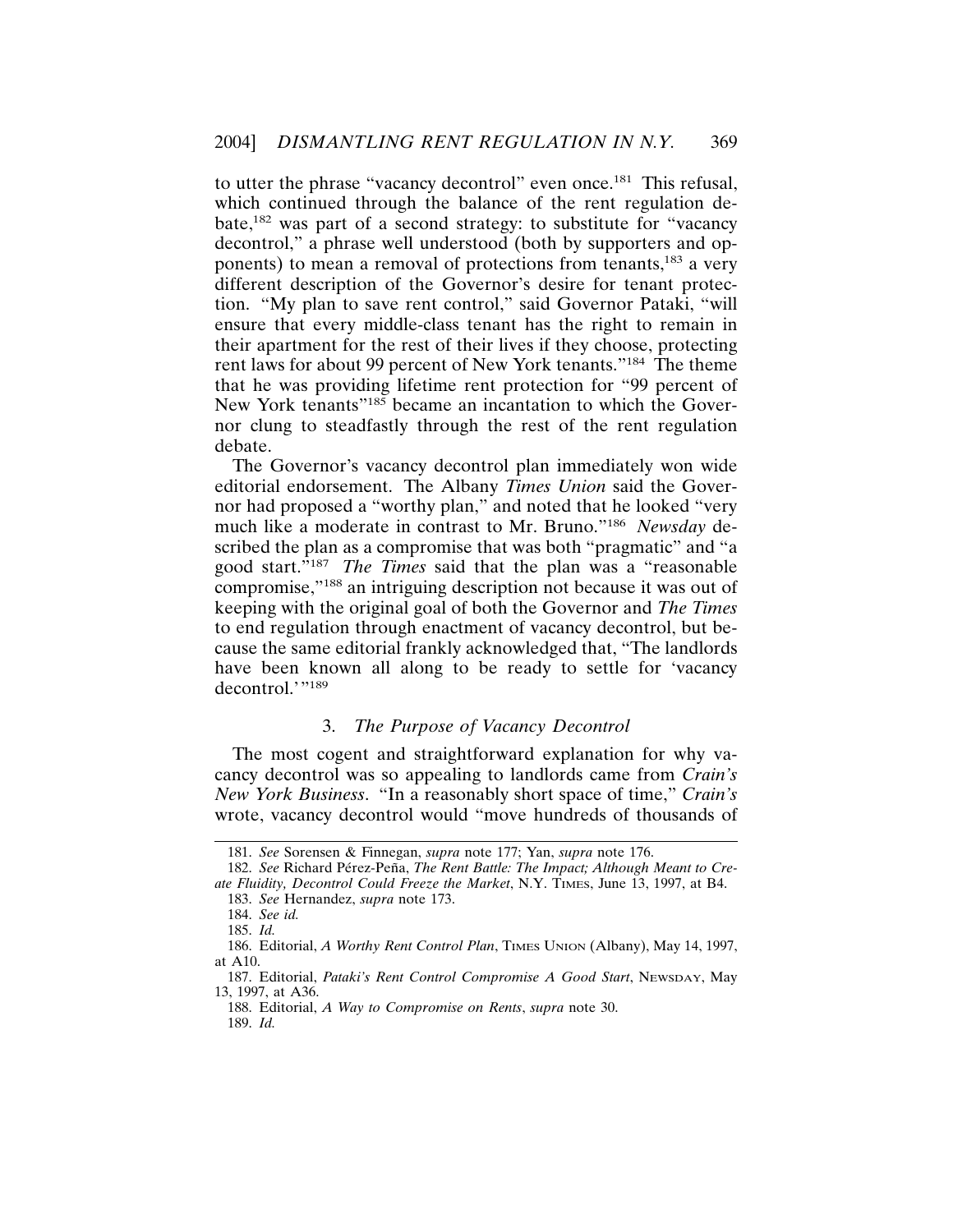to utter the phrase "vacancy decontrol" even once.[181] This refusal, which continued through the balance of the rent regulation debate,[182] was part of a second strategy: to substitute for "vacancy decontrol," a phrase well understood (both by supporters and opponents) to mean a removal of protections from tenants,[183] a very different description of the Governor's desire for tenant protection. "My plan to save rent control," said Governor Pataki, "will ensure that every middle-class tenant has the right to remain in their apartment for the rest of their lives if they choose, protecting rent laws for about 99 percent of New York tenants."[184] The theme that he was providing lifetime rent protection for "99 percent of New York tenants"[185] became an incantation to which the Governor clung to steadfastly through the rest of the rent regulation debate.

The Governor's vacancy decontrol plan immediately won wide editorial endorsement. The Albany *Times Union* said the Governor had proposed a "worthy plan," and noted that he looked "very much like a moderate in contrast to Mr. Bruno."[186] *Newsday* described the plan as a compromise that was both "pragmatic" and "a good start."[187] *The Times* said that the plan was a "reasonable compromise,"[188] an intriguing description not because it was out of keeping with the original goal of both the Governor and *The Times* to end regulation through enactment of vacancy decontrol, but because the same editorial frankly acknowledged that, "The landlords have been known all along to be ready to settle for 'vacancy decontrol.'"[189]

### 3. *The Purpose of Vacancy Decontrol*

The most cogent and straightforward explanation for why vacancy decontrol was so appealing to landlords came from *Crain's New York Business*. "In a reasonably short space of time," *Crain's* wrote, vacancy decontrol would "move hundreds of thousands of

---

181. *See* Sorensen & Finnegan, *supra* note 177; Yan, *supra* note 176.

182. *See* Richard Pérez-Peña, *The Rent Battle: The Impact; Although Meant to Create Fluidity, Decontrol Could Freeze the Market*, N.Y. TIMES, June 13, 1997, at B4.

183. *See* Hernandez, *supra* note 173.

184. *See id.*

185. *Id.*

186. Editorial, *A Worthy Rent Control Plan*, TIMES UNION (Albany), May 14, 1997, at A10.

187. Editorial, *Pataki's Rent Control Compromise A Good Start*, NEWSDAY, May 13, 1997, at A36.

188. Editorial, *A Way to Compromise on Rents*, *supra* note 30.

189. *Id.*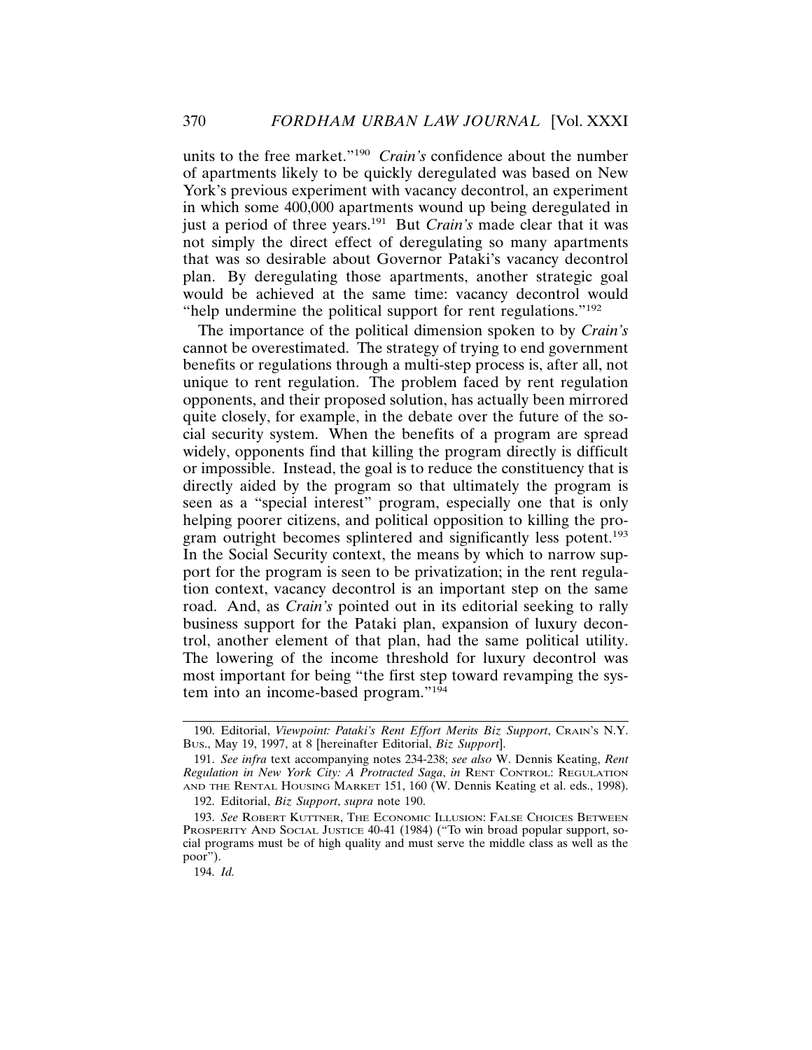units to the free market."[190] *Crain's* confidence about the number of apartments likely to be quickly deregulated was based on New York's previous experiment with vacancy decontrol, an experiment in which some 400,000 apartments wound up being deregulated in just a period of three years.[191] But *Crain's* made clear that it was not simply the direct effect of deregulating so many apartments that was so desirable about Governor Pataki's vacancy decontrol plan. By deregulating those apartments, another strategic goal would be achieved at the same time: vacancy decontrol would "help undermine the political support for rent regulations."[192]

The importance of the political dimension spoken to by *Crain's* cannot be overestimated. The strategy of trying to end government benefits or regulations through a multi-step process is, after all, not unique to rent regulation. The problem faced by rent regulation opponents, and their proposed solution, has actually been mirrored quite closely, for example, in the debate over the future of the social security system. When the benefits of a program are spread widely, opponents find that killing the program directly is difficult or impossible. Instead, the goal is to reduce the constituency that is directly aided by the program so that ultimately the program is seen as a "special interest" program, especially one that is only helping poorer citizens, and political opposition to killing the program outright becomes splintered and significantly less potent.[193] In the Social Security context, the means by which to narrow support for the program is seen to be privatization; in the rent regulation context, vacancy decontrol is an important step on the same road. And, as *Crain's* pointed out in its editorial seeking to rally business support for the Pataki plan, expansion of luxury decontrol, another element of that plan, had the same political utility. The lowering of the income threshold for luxury decontrol was most important for being "the first step toward revamping the system into an income-based program."[194]

---

190. Editorial, *Viewpoint: Pataki's Rent Effort Merits Biz Support*, CRAIN'S N.Y. BUS., May 19, 1997, at 8 [hereinafter Editorial, *Biz Support*].

191. *See infra* text accompanying notes 234-238; *see also* W. Dennis Keating, *Rent Regulation in New York City: A Protracted Saga*, *in* RENT CONTROL: REGULATION AND THE RENTAL HOUSING MARKET 151, 160 (W. Dennis Keating et al. eds., 1998).

192. Editorial, *Biz Support*, *supra* note 190.

193. *See* ROBERT KUTTNER, THE ECONOMIC ILLUSION: FALSE CHOICES BETWEEN PROSPERITY AND SOCIAL JUSTICE 40-41 (1984) ("To win broad popular support, social programs must be of high quality and must serve the middle class as well as the poor").

194. *Id.*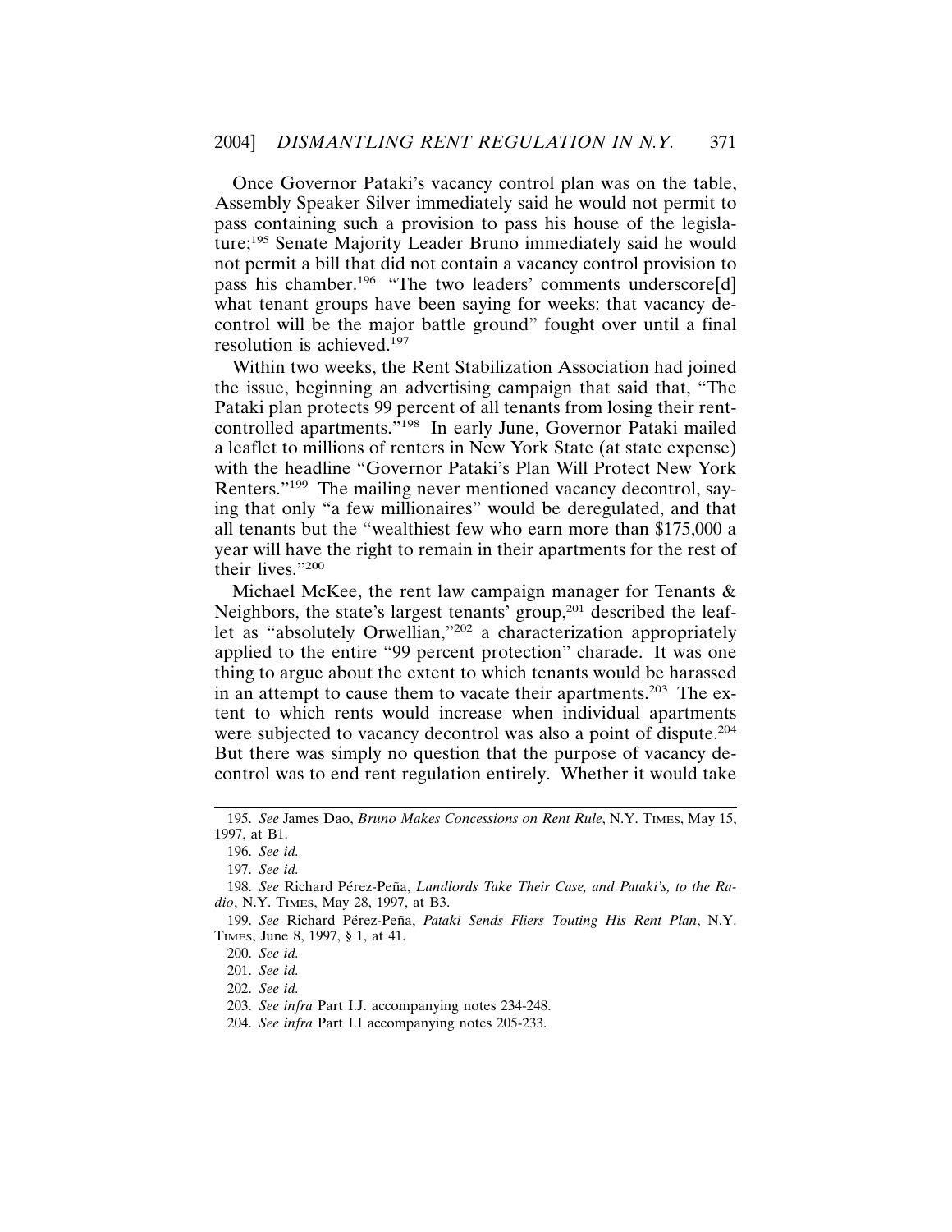Once Governor Pataki's vacancy control plan was on the table, Assembly Speaker Silver immediately said he would not permit to pass containing such a provision to pass his house of the legislature;[195] Senate Majority Leader Bruno immediately said he would not permit a bill that did not contain a vacancy control provision to pass his chamber.[196] "The two leaders' comments underscore[d] what tenant groups have been saying for weeks: that vacancy decontrol will be the major battle ground" fought over until a final resolution is achieved.[197]

Within two weeks, the Rent Stabilization Association had joined the issue, beginning an advertising campaign that said that, "The Pataki plan protects 99 percent of all tenants from losing their rent-controlled apartments."[198] In early June, Governor Pataki mailed a leaflet to millions of renters in New York State (at state expense) with the headline "Governor Pataki's Plan Will Protect New York Renters."[199] The mailing never mentioned vacancy decontrol, saying that only "a few millionaires" would be deregulated, and that all tenants but the "wealthiest few who earn more than $175,000 a year will have the right to remain in their apartments for the rest of their lives."[200]

Michael McKee, the rent law campaign manager for Tenants & Neighbors, the state's largest tenants' group,[201] described the leaflet as "absolutely Orwellian,"[202] a characterization appropriately applied to the entire "99 percent protection" charade. It was one thing to argue about the extent to which tenants would be harassed in an attempt to cause them to vacate their apartments.[203] The extent to which rents would increase when individual apartments were subjected to vacancy decontrol was also a point of dispute.[204] But there was simply no question that the purpose of vacancy decontrol was to end rent regulation entirely. Whether it would take

---

195. *See* James Dao, *Bruno Makes Concessions on Rent Rule*, N.Y. TIMES, May 15, 1997, at B1.

196. *See id.*

197. *See id.*

198. *See* Richard Pérez-Peña, *Landlords Take Their Case, and Pataki's, to the Radio*, N.Y. TIMES, May 28, 1997, at B3.

199. *See* Richard Pérez-Peña, *Pataki Sends Fliers Touting His Rent Plan*, N.Y. TIMES, June 8, 1997, § 1, at 41.

200. *See id.*

201. *See id.*

202. *See id.*

203. *See infra* Part I.J. accompanying notes 234-248.

204. *See infra* Part I.I accompanying notes 205-233.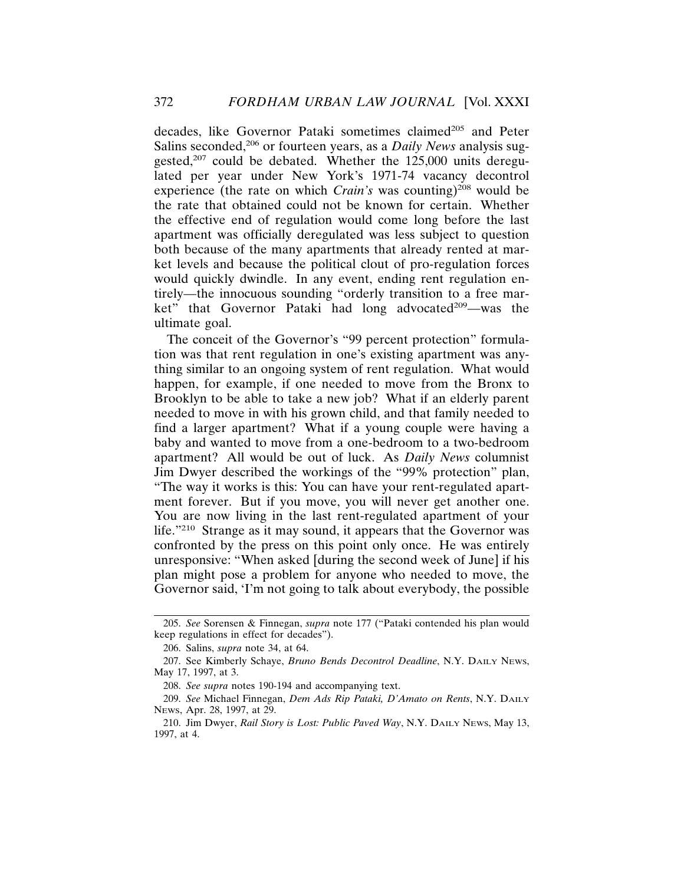decades, like Governor Pataki sometimes claimed[205] and Peter Salins seconded,[206] or fourteen years, as a *Daily News* analysis suggested,[207] could be debated. Whether the 125,000 units deregulated per year under New York's 1971-74 vacancy decontrol experience (the rate on which *Crain's* was counting)[208] would be the rate that obtained could not be known for certain. Whether the effective end of regulation would come long before the last apartment was officially deregulated was less subject to question both because of the many apartments that already rented at market levels and because the political clout of pro-regulation forces would quickly dwindle. In any event, ending rent regulation entirely—the innocuous sounding "orderly transition to a free market" that Governor Pataki had long advocated[209]—was the ultimate goal.

The conceit of the Governor's "99 percent protection" formulation was that rent regulation in one's existing apartment was anything similar to an ongoing system of rent regulation. What would happen, for example, if one needed to move from the Bronx to Brooklyn to be able to take a new job? What if an elderly parent needed to move in with his grown child, and that family needed to find a larger apartment? What if a young couple were having a baby and wanted to move from a one-bedroom to a two-bedroom apartment? All would be out of luck. As *Daily News* columnist Jim Dwyer described the workings of the "99% protection" plan, "The way it works is this: You can have your rent-regulated apartment forever. But if you move, you will never get another one. You are now living in the last rent-regulated apartment of your life."[210] Strange as it may sound, it appears that the Governor was confronted by the press on this point only once. He was entirely unresponsive: "When asked [during the second week of June] if his plan might pose a problem for anyone who needed to move, the Governor said, 'I'm not going to talk about everybody, the possible

---

205. *See* Sorensen & Finnegan, *supra* note 177 ("Pataki contended his plan would keep regulations in effect for decades").

206. Salins, *supra* note 34, at 64.

207. See Kimberly Schaye, *Bruno Bends Decontrol Deadline*, N.Y. DAILY NEWS, May 17, 1997, at 3.

208. *See supra* notes 190-194 and accompanying text.

209. *See* Michael Finnegan, *Dem Ads Rip Pataki, D'Amato on Rents*, N.Y. DAILY NEWS, Apr. 28, 1997, at 29.

210. Jim Dwyer, *Rail Story is Lost: Public Paved Way*, N.Y. DAILY NEWS, May 13, 1997, at 4.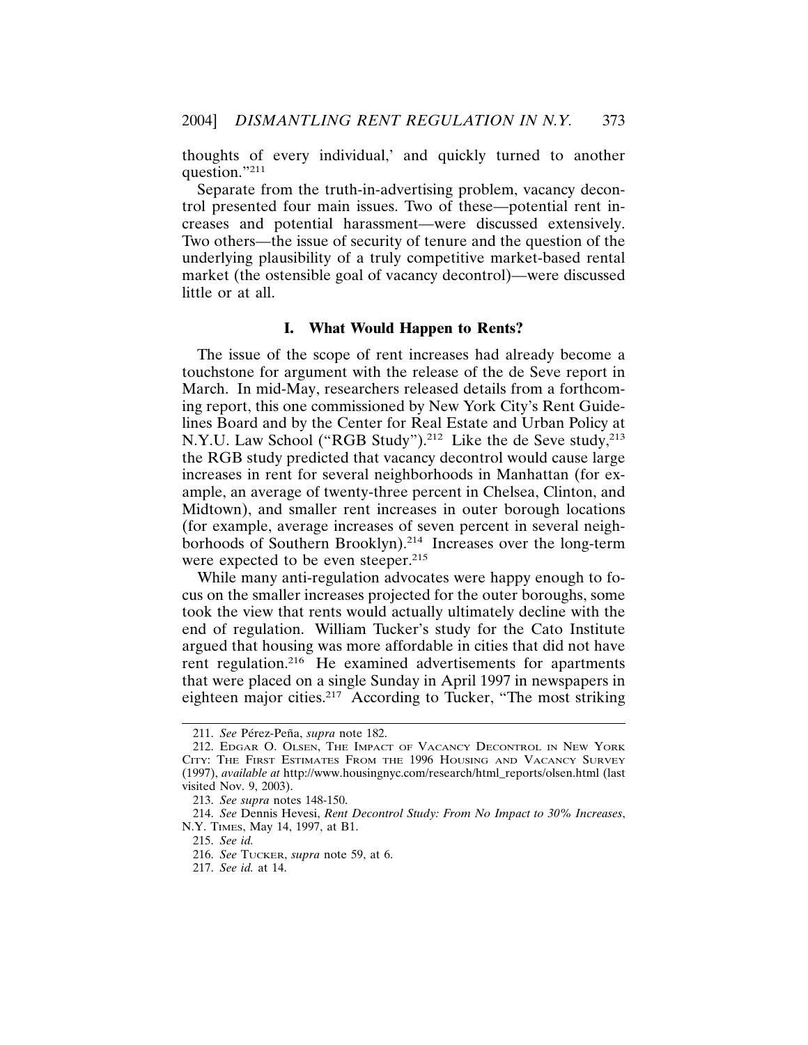thoughts of every individual,' and quickly turned to another question."[211]

Separate from the truth-in-advertising problem, vacancy decontrol presented four main issues. Two of these—potential rent increases and potential harassment—were discussed extensively. Two others—the issue of security of tenure and the question of the underlying plausibility of a truly competitive market-based rental market (the ostensible goal of vacancy decontrol)—were discussed little or at all.

### I. What Would Happen to Rents?

The issue of the scope of rent increases had already become a touchstone for argument with the release of the de Seve report in March. In mid-May, researchers released details from a forthcoming report, this one commissioned by New York City's Rent Guidelines Board and by the Center for Real Estate and Urban Policy at N.Y.U. Law School ("RGB Study").[212] Like the de Seve study,[213] the RGB study predicted that vacancy decontrol would cause large increases in rent for several neighborhoods in Manhattan (for example, an average of twenty-three percent in Chelsea, Clinton, and Midtown), and smaller rent increases in outer borough locations (for example, average increases of seven percent in several neighborhoods of Southern Brooklyn).[214] Increases over the long-term were expected to be even steeper.[215]

While many anti-regulation advocates were happy enough to focus on the smaller increases projected for the outer boroughs, some took the view that rents would actually ultimately decline with the end of regulation. William Tucker's study for the Cato Institute argued that housing was more affordable in cities that did not have rent regulation.[216] He examined advertisements for apartments that were placed on a single Sunday in April 1997 in newspapers in eighteen major cities.[217] According to Tucker, "The most striking

---

211. *See* Pérez-Peña, *supra* note 182.

212. Edgar O. Olsen, The Impact of Vacancy Decontrol in New York City: The First Estimates From the 1996 Housing and Vacancy Survey (1997), *available at* http://www.housingnyc.com/research/html_reports/olsen.html (last visited Nov. 9, 2003).

213. *See supra* notes 148-150.

214. *See* Dennis Hevesi, *Rent Decontrol Study: From No Impact to 30% Increases*, N.Y. Times, May 14, 1997, at B1.

215. *See id.*

216. *See* Tucker, *supra* note 59, at 6.

217. *See id.* at 14.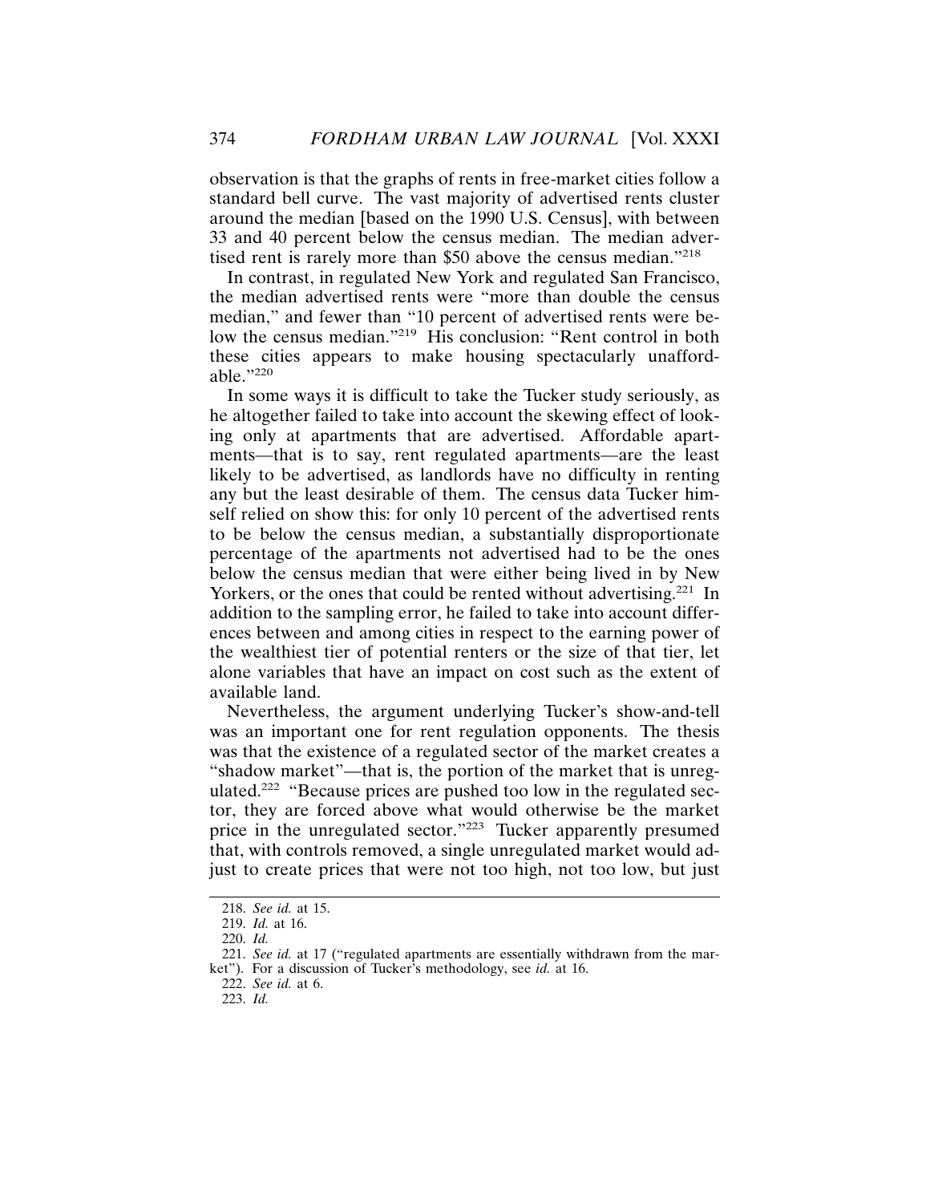observation is that the graphs of rents in free-market cities follow a standard bell curve. The vast majority of advertised rents cluster around the median [based on the 1990 U.S. Census], with between 33 and 40 percent below the census median. The median advertised rent is rarely more than $50 above the census median."[218]

In contrast, in regulated New York and regulated San Francisco, the median advertised rents were "more than double the census median," and fewer than "10 percent of advertised rents were below the census median."[219] His conclusion: "Rent control in both these cities appears to make housing spectacularly unaffordable."[220]

In some ways it is difficult to take the Tucker study seriously, as he altogether failed to take into account the skewing effect of looking only at apartments that are advertised. Affordable apartments—that is to say, rent regulated apartments—are the least likely to be advertised, as landlords have no difficulty in renting any but the least desirable of them. The census data Tucker himself relied on show this: for only 10 percent of the advertised rents to be below the census median, a substantially disproportionate percentage of the apartments not advertised had to be the ones below the census median that were either being lived in by New Yorkers, or the ones that could be rented without advertising.[221] In addition to the sampling error, he failed to take into account differences between and among cities in respect to the earning power of the wealthiest tier of potential renters or the size of that tier, let alone variables that have an impact on cost such as the extent of available land.

Nevertheless, the argument underlying Tucker's show-and-tell was an important one for rent regulation opponents. The thesis was that the existence of a regulated sector of the market creates a "shadow market"—that is, the portion of the market that is unregulated.[222] "Because prices are pushed too low in the regulated sector, they are forced above what would otherwise be the market price in the unregulated sector."[223] Tucker apparently presumed that, with controls removed, a single unregulated market would adjust to create prices that were not too high, not too low, but just

---

218. *See id.* at 15.

219. *Id.* at 16.

220. *Id.*

221. *See id.* at 17 ("regulated apartments are essentially withdrawn from the market"). For a discussion of Tucker's methodology, see *id.* at 16.

222. *See id.* at 6.

223. *Id.*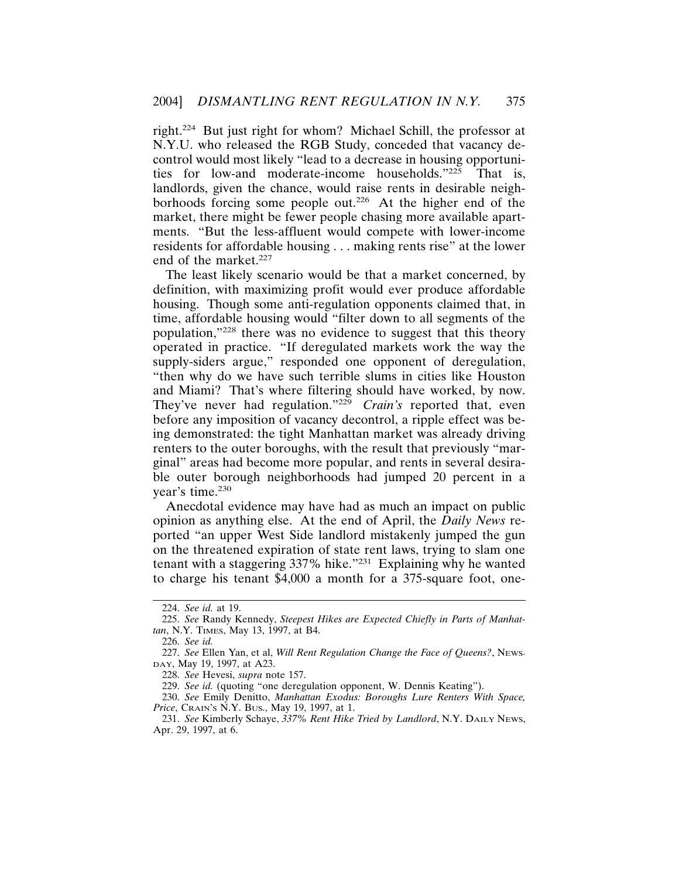right.[224] But just right for whom? Michael Schill, the professor at N.Y.U. who released the RGB Study, conceded that vacancy decontrol would most likely "lead to a decrease in housing opportunities for low-and moderate-income households."[225] That is, landlords, given the chance, would raise rents in desirable neighborhoods forcing some people out.[226] At the higher end of the market, there might be fewer people chasing more available apartments. "But the less-affluent would compete with lower-income residents for affordable housing . . . making rents rise" at the lower end of the market.[227]

The least likely scenario would be that a market concerned, by definition, with maximizing profit would ever produce affordable housing. Though some anti-regulation opponents claimed that, in time, affordable housing would "filter down to all segments of the population,"[228] there was no evidence to suggest that this theory operated in practice. "If deregulated markets work the way the supply-siders argue," responded one opponent of deregulation, "then why do we have such terrible slums in cities like Houston and Miami? That's where filtering should have worked, by now. They've never had regulation."[229] *Crain's* reported that, even before any imposition of vacancy decontrol, a ripple effect was being demonstrated: the tight Manhattan market was already driving renters to the outer boroughs, with the result that previously "marginal" areas had become more popular, and rents in several desirable outer borough neighborhoods had jumped 20 percent in a year's time.[230]

Anecdotal evidence may have had as much an impact on public opinion as anything else. At the end of April, the *Daily News* reported "an upper West Side landlord mistakenly jumped the gun on the threatened expiration of state rent laws, trying to slam one tenant with a staggering 337% hike."[231] Explaining why he wanted to charge his tenant $4,000 a month for a 375-square foot, one-

---

224. *See id.* at 19.

225. *See* Randy Kennedy, *Steepest Hikes are Expected Chiefly in Parts of Manhattan*, N.Y. Times, May 13, 1997, at B4.

226. *See id.*

227. *See* Ellen Yan, et al, *Will Rent Regulation Change the Face of Queens?*, Newsday, May 19, 1997, at A23.

228. *See* Hevesi, *supra* note 157.

229. *See id.* (quoting "one deregulation opponent, W. Dennis Keating").

230. *See* Emily Denitto, *Manhattan Exodus: Boroughs Lure Renters With Space, Price*, Crain's N.Y. Bus., May 19, 1997, at 1.

231. *See* Kimberly Schaye, *337% Rent Hike Tried by Landlord*, N.Y. Daily News, Apr. 29, 1997, at 6.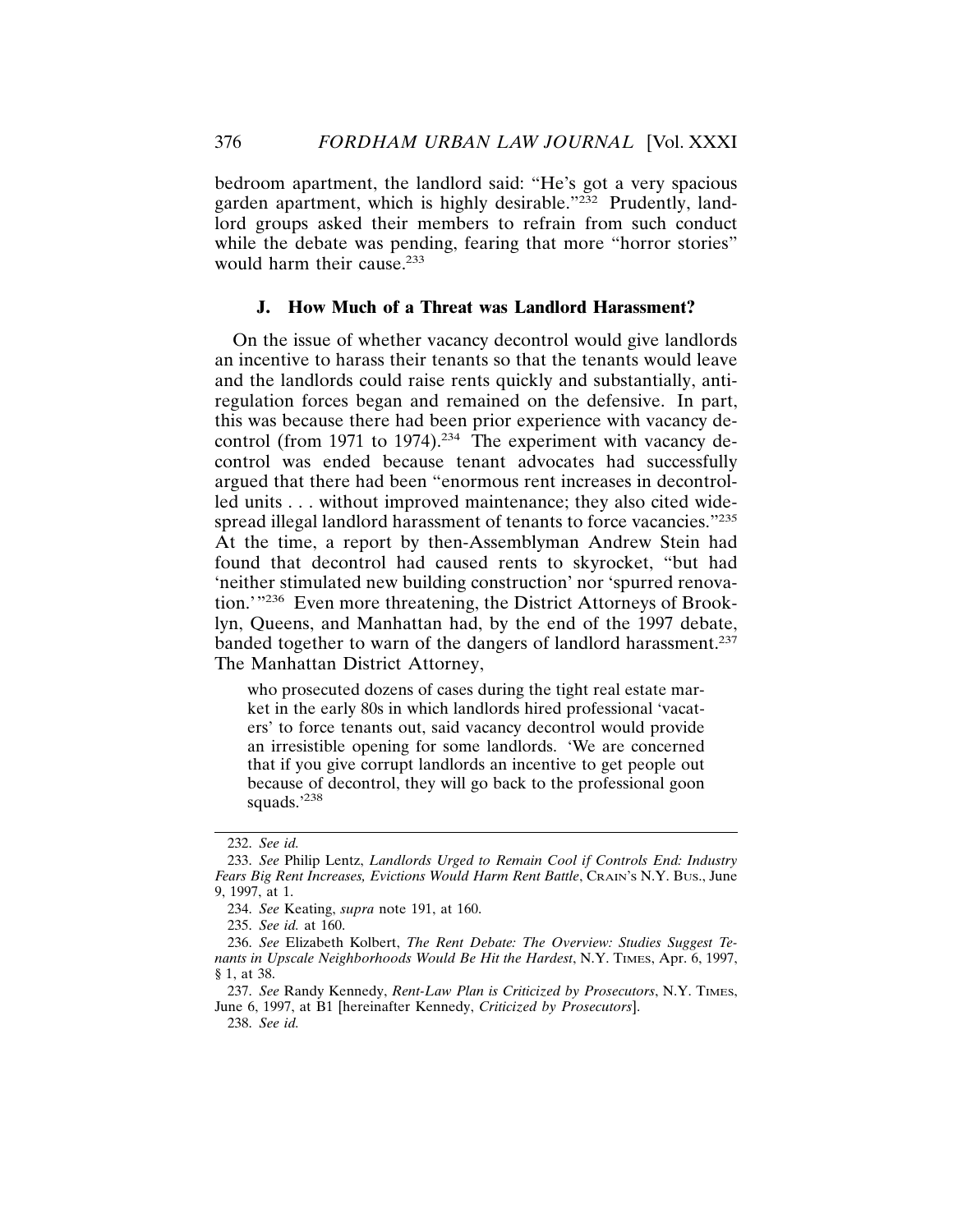bedroom apartment, the landlord said: "He's got a very spacious garden apartment, which is highly desirable."[232] Prudently, landlord groups asked their members to refrain from such conduct while the debate was pending, fearing that more "horror stories" would harm their cause.[233]

### J. How Much of a Threat was Landlord Harassment?

On the issue of whether vacancy decontrol would give landlords an incentive to harass their tenants so that the tenants would leave and the landlords could raise rents quickly and substantially, anti-regulation forces began and remained on the defensive. In part, this was because there had been prior experience with vacancy decontrol (from 1971 to 1974).[234] The experiment with vacancy decontrol was ended because tenant advocates had successfully argued that there had been "enormous rent increases in decontrolled units . . . without improved maintenance; they also cited widespread illegal landlord harassment of tenants to force vacancies."[235] At the time, a report by then-Assemblyman Andrew Stein had found that decontrol had caused rents to skyrocket, "but had 'neither stimulated new building construction' nor 'spurred renovation.'"[236] Even more threatening, the District Attorneys of Brooklyn, Queens, and Manhattan had, by the end of the 1997 debate, banded together to warn of the dangers of landlord harassment.[237] The Manhattan District Attorney,

> who prosecuted dozens of cases during the tight real estate market in the early 80s in which landlords hired professional 'vacaters' to force tenants out, said vacancy decontrol would provide an irresistible opening for some landlords. 'We are concerned that if you give corrupt landlords an incentive to get people out because of decontrol, they will go back to the professional goon squads.'[238]

---

232. *See id.*

233. *See* Philip Lentz, *Landlords Urged to Remain Cool if Controls End: Industry Fears Big Rent Increases, Evictions Would Harm Rent Battle*, CRAIN'S N.Y. BUS., June 9, 1997, at 1.

234. *See* Keating, *supra* note 191, at 160.

235. *See id.* at 160.

236. *See* Elizabeth Kolbert, *The Rent Debate: The Overview: Studies Suggest Tenants in Upscale Neighborhoods Would Be Hit the Hardest*, N.Y. TIMES, Apr. 6, 1997, § 1, at 38.

237. *See* Randy Kennedy, *Rent-Law Plan is Criticized by Prosecutors*, N.Y. TIMES, June 6, 1997, at B1 [hereinafter Kennedy, *Criticized by Prosecutors*].

238. *See id.*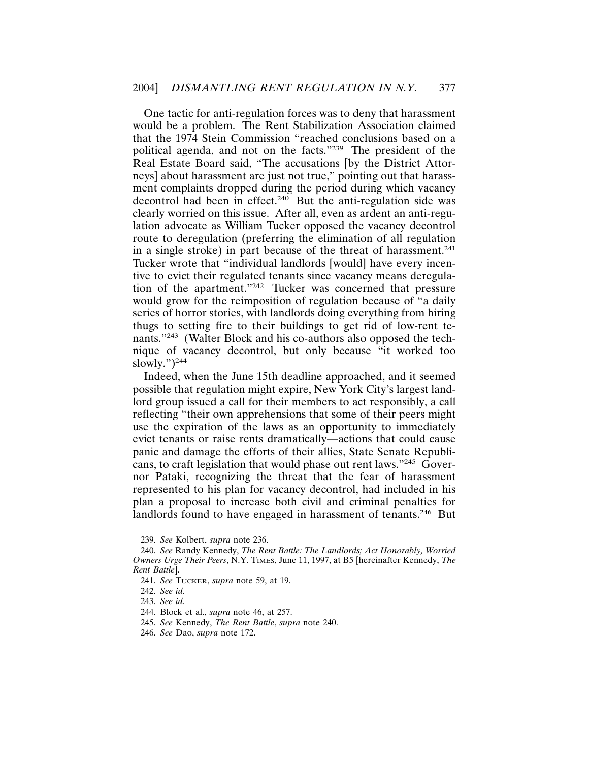One tactic for anti-regulation forces was to deny that harassment would be a problem. The Rent Stabilization Association claimed that the 1974 Stein Commission "reached conclusions based on a political agenda, and not on the facts."[239] The president of the Real Estate Board said, "The accusations [by the District Attorneys] about harassment are just not true," pointing out that harassment complaints dropped during the period during which vacancy decontrol had been in effect.[240] But the anti-regulation side was clearly worried on this issue. After all, even as ardent an anti-regulation advocate as William Tucker opposed the vacancy decontrol route to deregulation (preferring the elimination of all regulation in a single stroke) in part because of the threat of harassment.[241] Tucker wrote that "individual landlords [would] have every incentive to evict their regulated tenants since vacancy means deregulation of the apartment."[242] Tucker was concerned that pressure would grow for the reimposition of regulation because of "a daily series of horror stories, with landlords doing everything from hiring thugs to setting fire to their buildings to get rid of low-rent tenants."[243] (Walter Block and his co-authors also opposed the technique of vacancy decontrol, but only because "it worked too slowly.")[244]

Indeed, when the June 15th deadline approached, and it seemed possible that regulation might expire, New York City's largest landlord group issued a call for their members to act responsibly, a call reflecting "their own apprehensions that some of their peers might use the expiration of the laws as an opportunity to immediately evict tenants or raise rents dramatically—actions that could cause panic and damage the efforts of their allies, State Senate Republicans, to craft legislation that would phase out rent laws."[245] Governor Pataki, recognizing the threat that the fear of harassment represented to his plan for vacancy decontrol, had included in his plan a proposal to increase both civil and criminal penalties for landlords found to have engaged in harassment of tenants.[246] But

---

239. *See* Kolbert, *supra* note 236.

240. *See* Randy Kennedy, *The Rent Battle: The Landlords; Act Honorably, Worried Owners Urge Their Peers*, N.Y. Times, June 11, 1997, at B5 [hereinafter Kennedy, *The Rent Battle*].

241. *See* Tucker, *supra* note 59, at 19.

242. *See id.*

243. *See id.*

244. Block et al., *supra* note 46, at 257.

245. *See* Kennedy, *The Rent Battle*, *supra* note 240.

246. *See* Dao, *supra* note 172.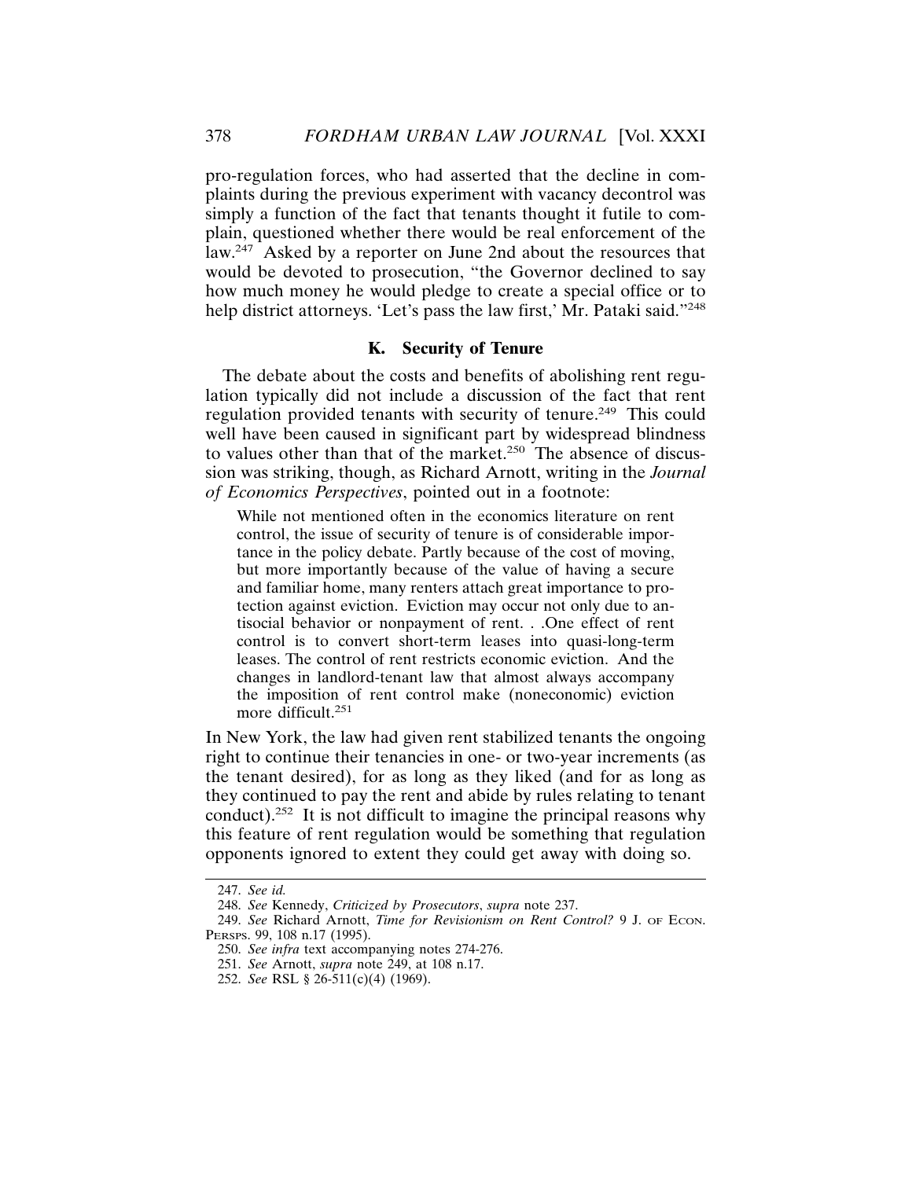pro-regulation forces, who had asserted that the decline in complaints during the previous experiment with vacancy decontrol was simply a function of the fact that tenants thought it futile to complain, questioned whether there would be real enforcement of the law.[247] Asked by a reporter on June 2nd about the resources that would be devoted to prosecution, "the Governor declined to say how much money he would pledge to create a special office or to help district attorneys. 'Let's pass the law first,' Mr. Pataki said."[248]

### K. Security of Tenure

The debate about the costs and benefits of abolishing rent regulation typically did not include a discussion of the fact that rent regulation provided tenants with security of tenure.[249] This could well have been caused in significant part by widespread blindness to values other than that of the market.[250] The absence of discussion was striking, though, as Richard Arnott, writing in the *Journal of Economics Perspectives*, pointed out in a footnote:

> While not mentioned often in the economics literature on rent control, the issue of security of tenure is of considerable importance in the policy debate. Partly because of the cost of moving, but more importantly because of the value of having a secure and familiar home, many renters attach great importance to protection against eviction. Eviction may occur not only due to antisocial behavior or nonpayment of rent. . .One effect of rent control is to convert short-term leases into quasi-long-term leases. The control of rent restricts economic eviction. And the changes in landlord-tenant law that almost always accompany the imposition of rent control make (noneconomic) eviction more difficult.[251]

In New York, the law had given rent stabilized tenants the ongoing right to continue their tenancies in one- or two-year increments (as the tenant desired), for as long as they liked (and for as long as they continued to pay the rent and abide by rules relating to tenant conduct).[252] It is not difficult to imagine the principal reasons why this feature of rent regulation would be something that regulation opponents ignored to extent they could get away with doing so.

---

247. *See id.*

248. *See* Kennedy, *Criticized by Prosecutors*, *supra* note 237.

249. *See* Richard Arnott, *Time for Revisionism on Rent Control?* 9 J. OF ECON. PERSPS. 99, 108 n.17 (1995).

250. *See infra* text accompanying notes 274-276.

251. *See* Arnott, *supra* note 249, at 108 n.17.

252. *See* RSL § 26-511(c)(4) (1969).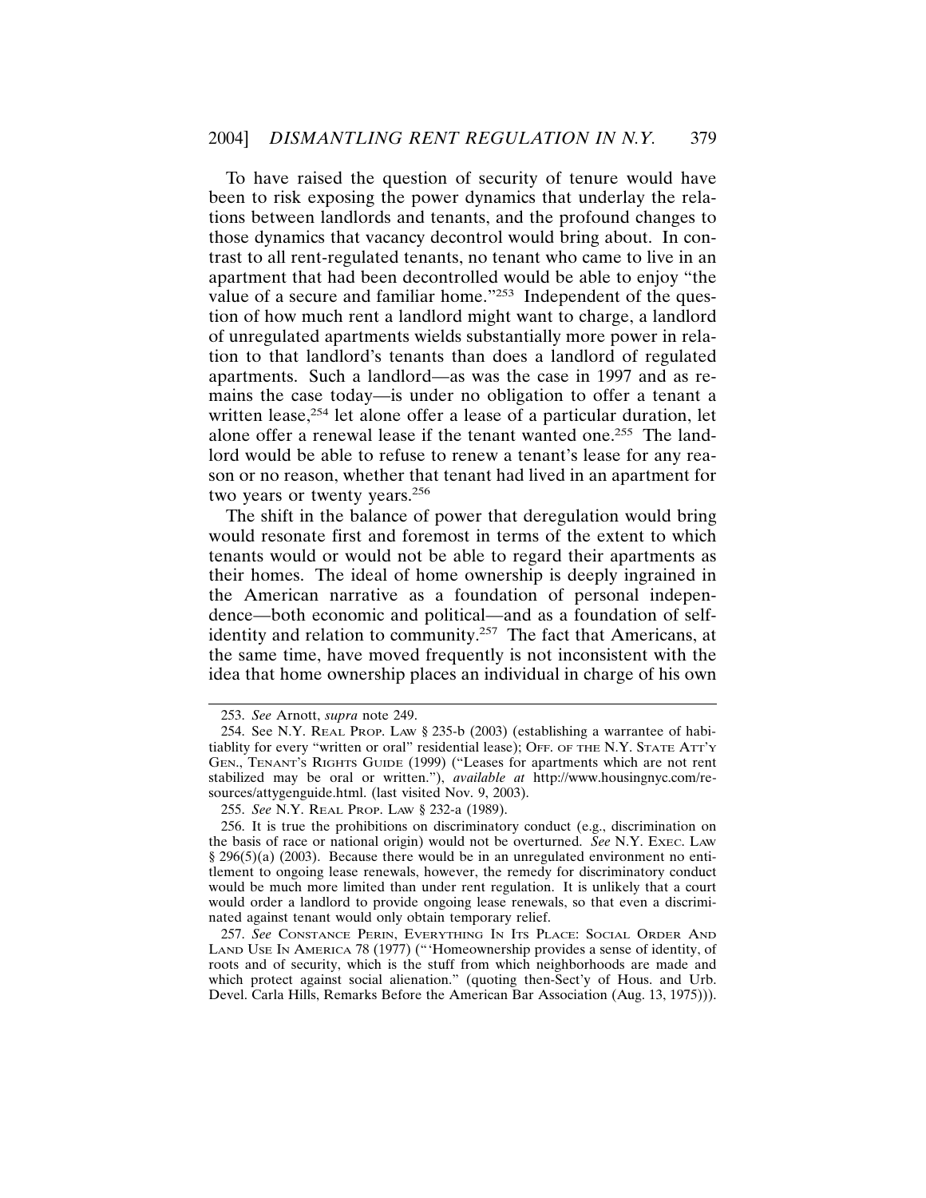To have raised the question of security of tenure would have been to risk exposing the power dynamics that underlay the relations between landlords and tenants, and the profound changes to those dynamics that vacancy decontrol would bring about. In contrast to all rent-regulated tenants, no tenant who came to live in an apartment that had been decontrolled would be able to enjoy "the value of a secure and familiar home."[253] Independent of the question of how much rent a landlord might want to charge, a landlord of unregulated apartments wields substantially more power in relation to that landlord's tenants than does a landlord of regulated apartments. Such a landlord—as was the case in 1997 and as remains the case today—is under no obligation to offer a tenant a written lease,[254] let alone offer a lease of a particular duration, let alone offer a renewal lease if the tenant wanted one.[255] The landlord would be able to refuse to renew a tenant's lease for any reason or no reason, whether that tenant had lived in an apartment for two years or twenty years.[256]

The shift in the balance of power that deregulation would bring would resonate first and foremost in terms of the extent to which tenants would or would not be able to regard their apartments as their homes. The ideal of home ownership is deeply ingrained in the American narrative as a foundation of personal independence—both economic and political—and as a foundation of self-identity and relation to community.[257] The fact that Americans, at the same time, have moved frequently is not inconsistent with the idea that home ownership places an individual in charge of his own

---

253. *See* Arnott, *supra* note 249.

254. See N.Y. REAL PROP. LAW § 235-b (2003) (establishing a warrantee of habitiablity for every "written or oral" residential lease); OFF. OF THE N.Y. STATE ATT'Y GEN., TENANT'S RIGHTS GUIDE (1999) ("Leases for apartments which are not rent stabilized may be oral or written."), *available at* http://www.housingnyc.com/resources/attygenguide.html. (last visited Nov. 9, 2003).

255. *See* N.Y. REAL PROP. LAW § 232-a (1989).

256. It is true the prohibitions on discriminatory conduct (e.g., discrimination on the basis of race or national origin) would not be overturned. *See* N.Y. EXEC. LAW § 296(5)(a) (2003). Because there would be in an unregulated environment no entitlement to ongoing lease renewals, however, the remedy for discriminatory conduct would be much more limited than under rent regulation. It is unlikely that a court would order a landlord to provide ongoing lease renewals, so that even a discriminated against tenant would only obtain temporary relief.

257. *See* CONSTANCE PERIN, EVERYTHING IN ITS PLACE: SOCIAL ORDER AND LAND USE IN AMERICA 78 (1977) ("'Homeownership provides a sense of identity, of roots and of security, which is the stuff from which neighborhoods are made and which protect against social alienation." (quoting then-Sect'y of Hous. and Urb. Devel. Carla Hills, Remarks Before the American Bar Association (Aug. 13, 1975))).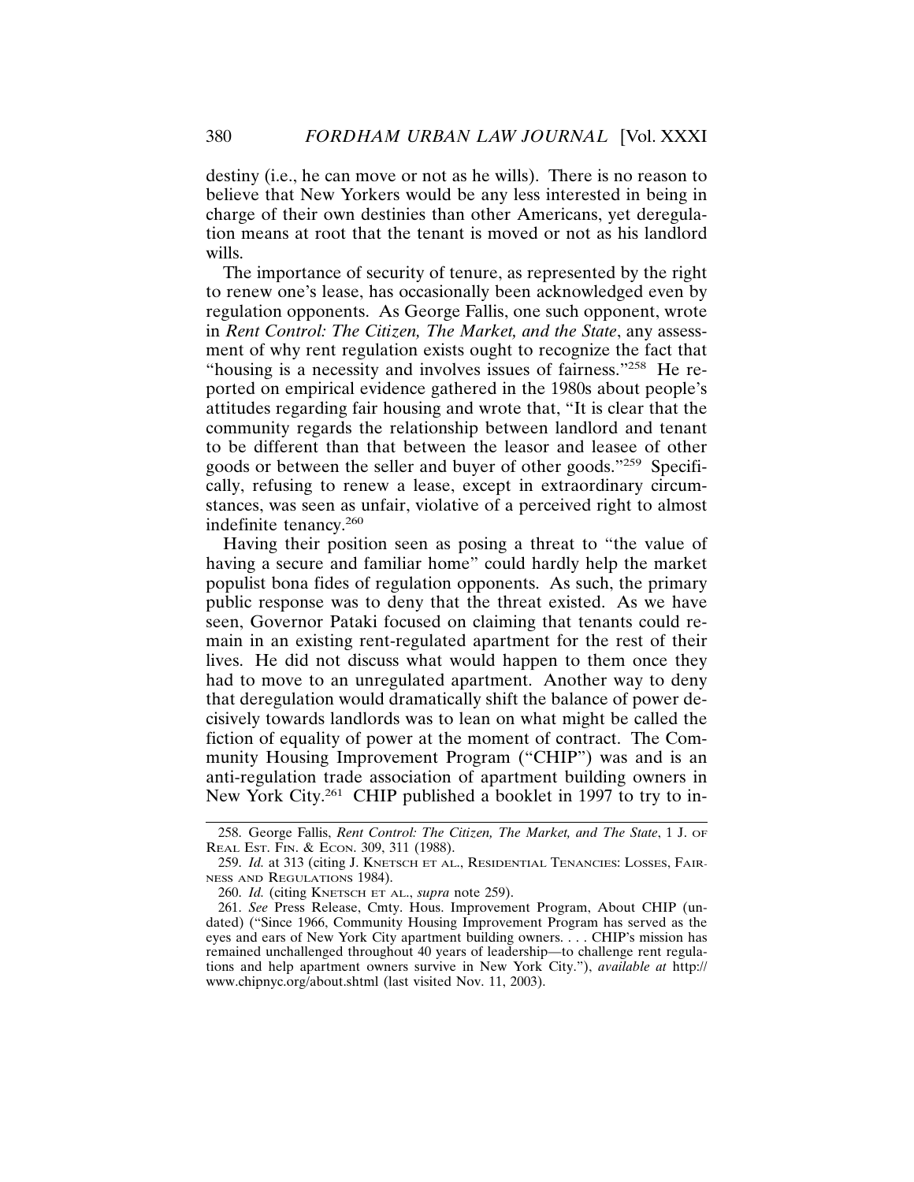destiny (i.e., he can move or not as he wills). There is no reason to believe that New Yorkers would be any less interested in being in charge of their own destinies than other Americans, yet deregulation means at root that the tenant is moved or not as his landlord wills.

The importance of security of tenure, as represented by the right to renew one's lease, has occasionally been acknowledged even by regulation opponents. As George Fallis, one such opponent, wrote in *Rent Control: The Citizen, The Market, and the State*, any assessment of why rent regulation exists ought to recognize the fact that "housing is a necessity and involves issues of fairness."[258] He reported on empirical evidence gathered in the 1980s about people's attitudes regarding fair housing and wrote that, "It is clear that the community regards the relationship between landlord and tenant to be different than that between the leasor and leasee of other goods or between the seller and buyer of other goods."[259] Specifically, refusing to renew a lease, except in extraordinary circumstances, was seen as unfair, violative of a perceived right to almost indefinite tenancy.[260]

Having their position seen as posing a threat to "the value of having a secure and familiar home" could hardly help the market populist bona fides of regulation opponents. As such, the primary public response was to deny that the threat existed. As we have seen, Governor Pataki focused on claiming that tenants could remain in an existing rent-regulated apartment for the rest of their lives. He did not discuss what would happen to them once they had to move to an unregulated apartment. Another way to deny that deregulation would dramatically shift the balance of power decisively towards landlords was to lean on what might be called the fiction of equality of power at the moment of contract. The Community Housing Improvement Program ("CHIP") was and is an anti-regulation trade association of apartment building owners in New York City.[261] CHIP published a booklet in 1997 to try to in-

---

258. George Fallis, *Rent Control: The Citizen, The Market, and The State*, 1 J. OF REAL EST. FIN. & ECON. 309, 311 (1988).

259. *Id.* at 313 (citing J. KNETSCH ET AL., RESIDENTIAL TENANCIES: LOSSES, FAIRNESS AND REGULATIONS 1984).

260. *Id.* (citing KNETSCH ET AL., *supra* note 259).

261. *See* Press Release, Cmty. Hous. Improvement Program, About CHIP (undated) ("Since 1966, Community Housing Improvement Program has served as the eyes and ears of New York City apartment building owners. . . . CHIP's mission has remained unchallenged throughout 40 years of leadership—to challenge rent regulations and help apartment owners survive in New York City."), *available at* http://www.chipnyc.org/about.shtml (last visited Nov. 11, 2003).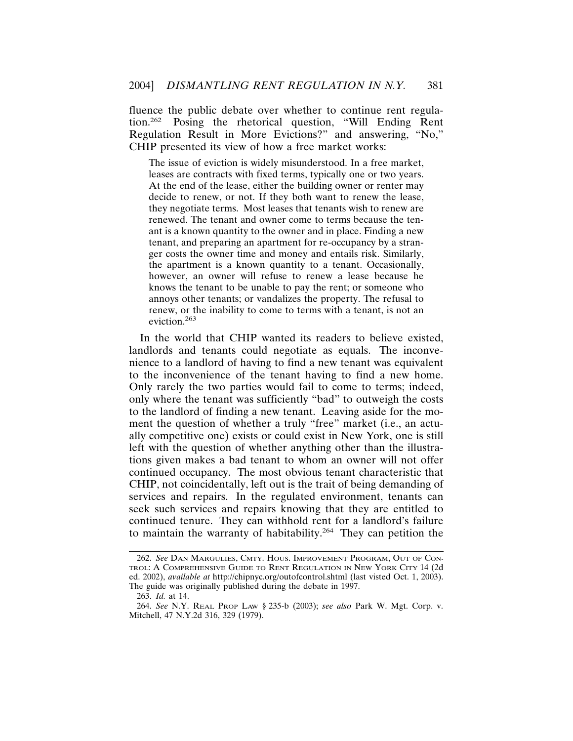fluence the public debate over whether to continue rent regulation.[262] Posing the rhetorical question, "Will Ending Rent Regulation Result in More Evictions?" and answering, "No," CHIP presented its view of how a free market works:

> The issue of eviction is widely misunderstood. In a free market, leases are contracts with fixed terms, typically one or two years. At the end of the lease, either the building owner or renter may decide to renew, or not. If they both want to renew the lease, they negotiate terms. Most leases that tenants wish to renew are renewed. The tenant and owner come to terms because the tenant is a known quantity to the owner and in place. Finding a new tenant, and preparing an apartment for re-occupancy by a stranger costs the owner time and money and entails risk. Similarly, the apartment is a known quantity to a tenant. Occasionally, however, an owner will refuse to renew a lease because he knows the tenant to be unable to pay the rent; or someone who annoys other tenants; or vandalizes the property. The refusal to renew, or the inability to come to terms with a tenant, is not an eviction.[263]

In the world that CHIP wanted its readers to believe existed, landlords and tenants could negotiate as equals. The inconvenience to a landlord of having to find a new tenant was equivalent to the inconvenience of the tenant having to find a new home. Only rarely the two parties would fail to come to terms; indeed, only where the tenant was sufficiently "bad" to outweigh the costs to the landlord of finding a new tenant. Leaving aside for the moment the question of whether a truly "free" market (i.e., an actually competitive one) exists or could exist in New York, one is still left with the question of whether anything other than the illustrations given makes a bad tenant to whom an owner will not offer continued occupancy. The most obvious tenant characteristic that CHIP, not coincidentally, left out is the trait of being demanding of services and repairs. In the regulated environment, tenants can seek such services and repairs knowing that they are entitled to continued tenure. They can withhold rent for a landlord's failure to maintain the warranty of habitability.[264] They can petition the

---

262. *See* DAN MARGULIES, CMTY. HOUS. IMPROVEMENT PROGRAM, OUT OF CONTROL: A COMPREHENSIVE GUIDE TO RENT REGULATION IN NEW YORK CITY 14 (2d ed. 2002), *available at* http://chipnyc.org/outofcontrol.shtml (last visted Oct. 1, 2003). The guide was originally published during the debate in 1997.

263. *Id.* at 14.

264. *See* N.Y. REAL PROP LAW § 235-b (2003); *see also* Park W. Mgt. Corp. v. Mitchell, 47 N.Y.2d 316, 329 (1979).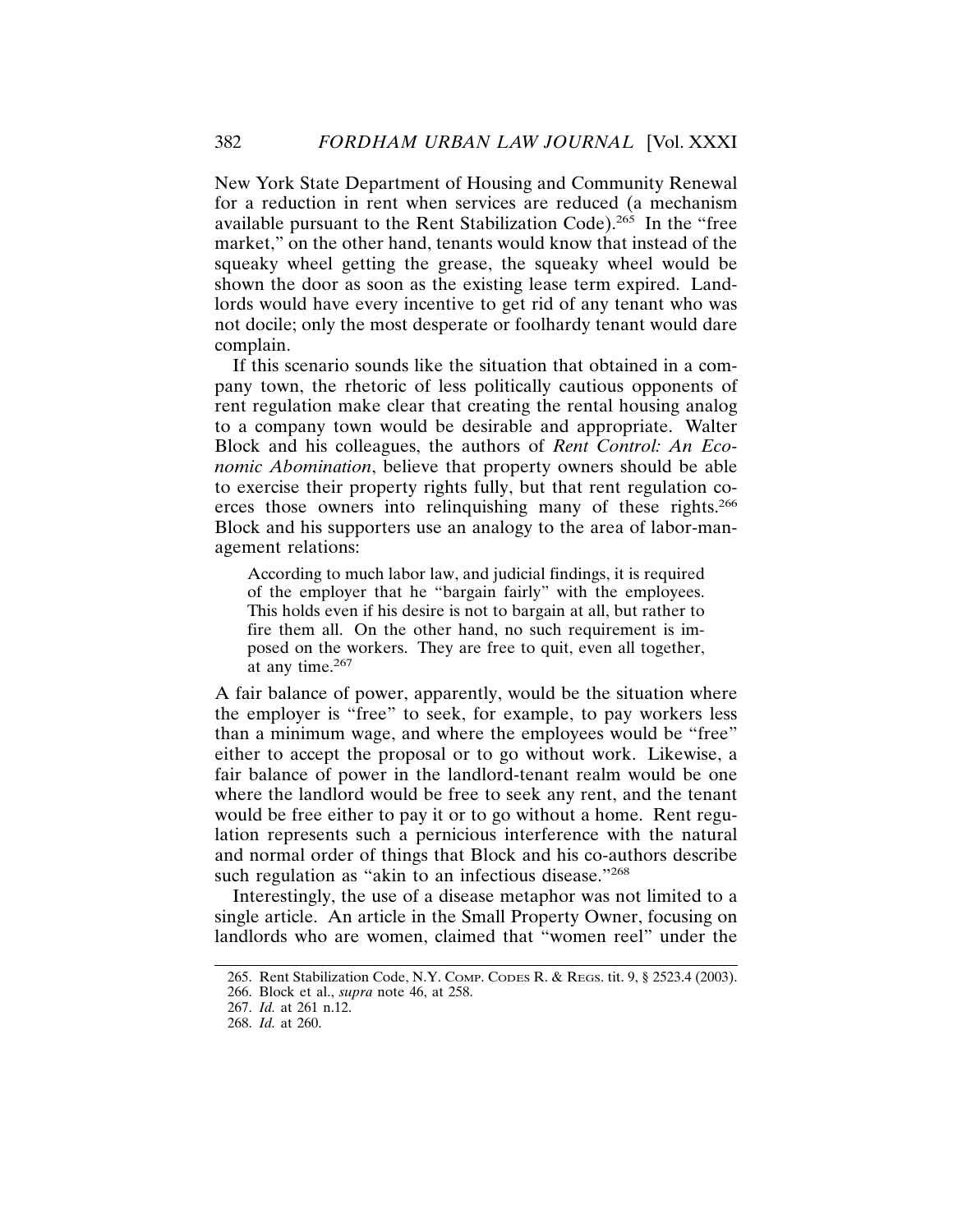New York State Department of Housing and Community Renewal for a reduction in rent when services are reduced (a mechanism available pursuant to the Rent Stabilization Code).[265] In the "free market," on the other hand, tenants would know that instead of the squeaky wheel getting the grease, the squeaky wheel would be shown the door as soon as the existing lease term expired. Landlords would have every incentive to get rid of any tenant who was not docile; only the most desperate or foolhardy tenant would dare complain.

If this scenario sounds like the situation that obtained in a company town, the rhetoric of less politically cautious opponents of rent regulation make clear that creating the rental housing analog to a company town would be desirable and appropriate. Walter Block and his colleagues, the authors of *Rent Control: An Economic Abomination*, believe that property owners should be able to exercise their property rights fully, but that rent regulation coerces those owners into relinquishing many of these rights.[266] Block and his supporters use an analogy to the area of labor-management relations:

> According to much labor law, and judicial findings, it is required of the employer that he "bargain fairly" with the employees. This holds even if his desire is not to bargain at all, but rather to fire them all. On the other hand, no such requirement is imposed on the workers. They are free to quit, even all together, at any time.[267]

A fair balance of power, apparently, would be the situation where the employer is "free" to seek, for example, to pay workers less than a minimum wage, and where the employees would be "free" either to accept the proposal or to go without work. Likewise, a fair balance of power in the landlord-tenant realm would be one where the landlord would be free to seek any rent, and the tenant would be free either to pay it or to go without a home. Rent regulation represents such a pernicious interference with the natural and normal order of things that Block and his co-authors describe such regulation as "akin to an infectious disease."[268]

Interestingly, the use of a disease metaphor was not limited to a single article. An article in the Small Property Owner, focusing on landlords who are women, claimed that "women reel" under the

---

265. Rent Stabilization Code, N.Y. COMP. CODES R. & REGS. tit. 9, § 2523.4 (2003).

266. Block et al., *supra* note 46, at 258.

267. *Id.* at 261 n.12.

268. *Id.* at 260.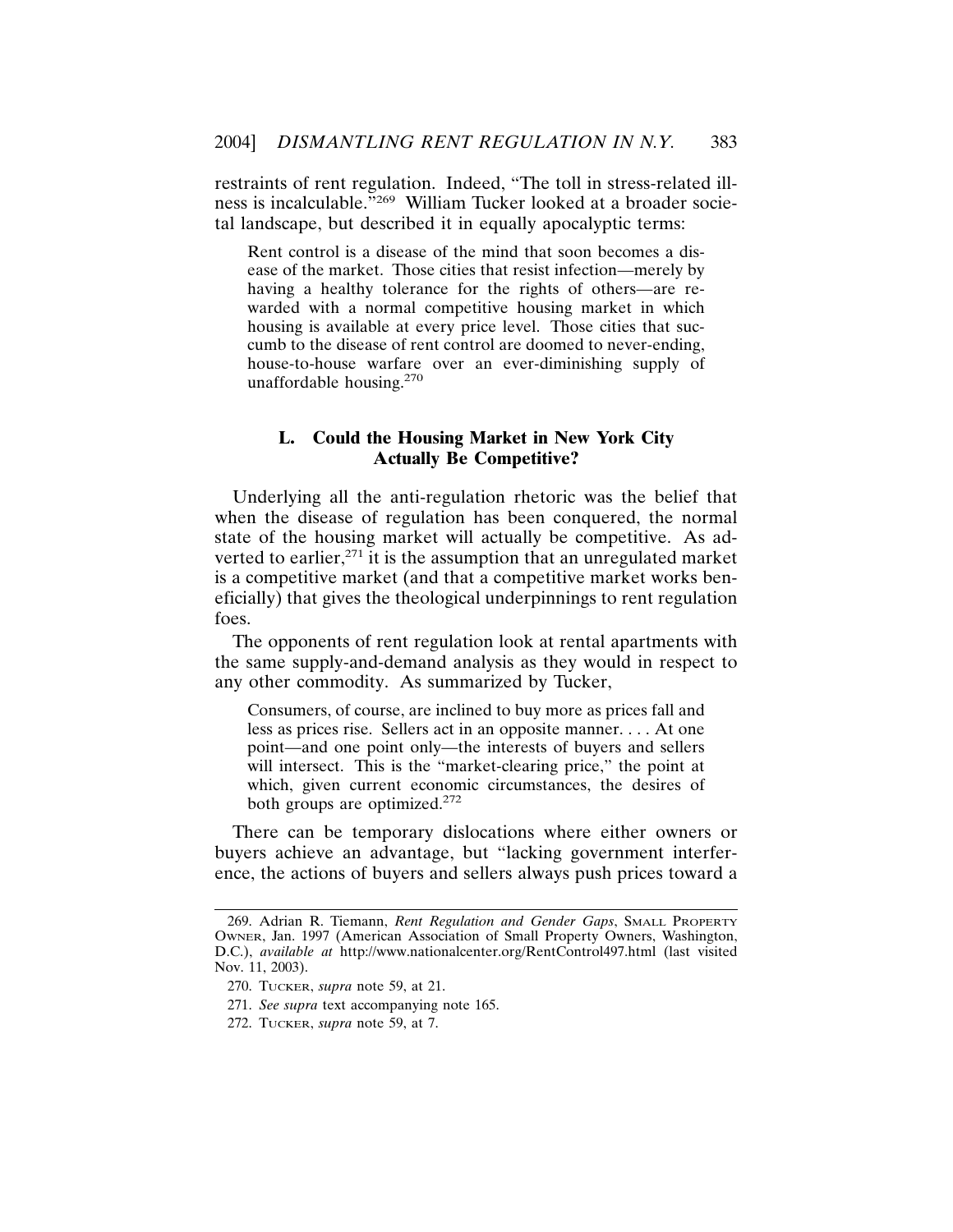restraints of rent regulation. Indeed, "The toll in stress-related illness is incalculable."[269] William Tucker looked at a broader societal landscape, but described it in equally apocalyptic terms:

> Rent control is a disease of the mind that soon becomes a disease of the market. Those cities that resist infection—merely by having a healthy tolerance for the rights of others—are rewarded with a normal competitive housing market in which housing is available at every price level. Those cities that succumb to the disease of rent control are doomed to never-ending, house-to-house warfare over an ever-diminishing supply of unaffordable housing.[270]

### L. Could the Housing Market in New York City Actually Be Competitive?

Underlying all the anti-regulation rhetoric was the belief that when the disease of regulation has been conquered, the normal state of the housing market will actually be competitive. As adverted to earlier,[271] it is the assumption that an unregulated market is a competitive market (and that a competitive market works beneficially) that gives the theological underpinnings to rent regulation foes.

The opponents of rent regulation look at rental apartments with the same supply-and-demand analysis as they would in respect to any other commodity. As summarized by Tucker,

> Consumers, of course, are inclined to buy more as prices fall and less as prices rise. Sellers act in an opposite manner. . . . At one point—and one point only—the interests of buyers and sellers will intersect. This is the "market-clearing price," the point at which, given current economic circumstances, the desires of both groups are optimized.[272]

There can be temporary dislocations where either owners or buyers achieve an advantage, but "lacking government interference, the actions of buyers and sellers always push prices toward a

---

269. Adrian R. Tiemann, *Rent Regulation and Gender Gaps*, SMALL PROPERTY OWNER, Jan. 1997 (American Association of Small Property Owners, Washington, D.C.), *available at* http://www.nationalcenter.org/RentControl497.html (last visited Nov. 11, 2003).

270. TUCKER, *supra* note 59, at 21.

271. *See supra* text accompanying note 165.

272. TUCKER, *supra* note 59, at 7.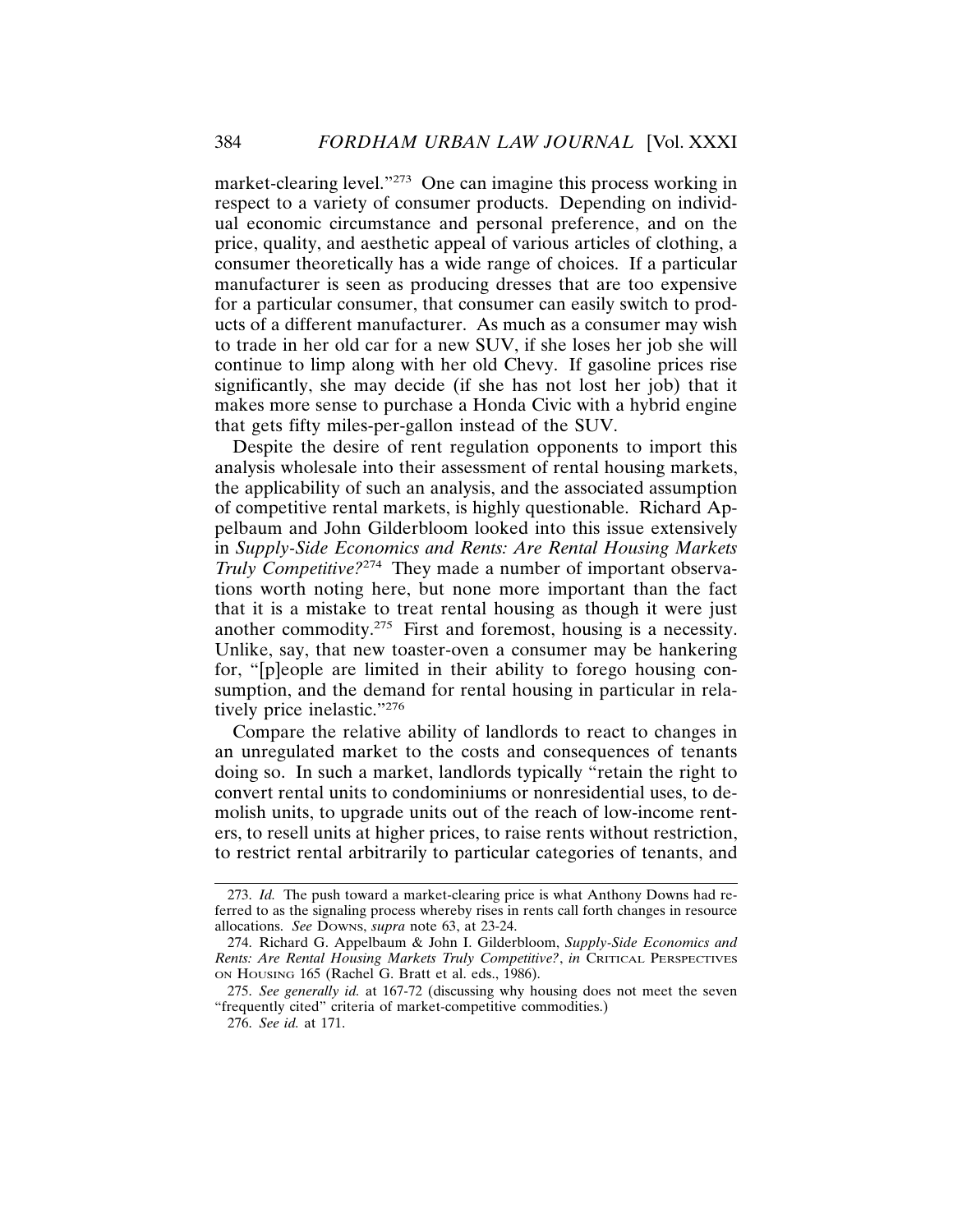market-clearing level."[273] One can imagine this process working in respect to a variety of consumer products. Depending on individual economic circumstance and personal preference, and on the price, quality, and aesthetic appeal of various articles of clothing, a consumer theoretically has a wide range of choices. If a particular manufacturer is seen as producing dresses that are too expensive for a particular consumer, that consumer can easily switch to products of a different manufacturer. As much as a consumer may wish to trade in her old car for a new SUV, if she loses her job she will continue to limp along with her old Chevy. If gasoline prices rise significantly, she may decide (if she has not lost her job) that it makes more sense to purchase a Honda Civic with a hybrid engine that gets fifty miles-per-gallon instead of the SUV.

Despite the desire of rent regulation opponents to import this analysis wholesale into their assessment of rental housing markets, the applicability of such an analysis, and the associated assumption of competitive rental markets, is highly questionable. Richard Appelbaum and John Gilderbloom looked into this issue extensively in *Supply-Side Economics and Rents: Are Rental Housing Markets Truly Competitive?*[274] They made a number of important observations worth noting here, but none more important than the fact that it is a mistake to treat rental housing as though it were just another commodity.[275] First and foremost, housing is a necessity. Unlike, say, that new toaster-oven a consumer may be hankering for, "[p]eople are limited in their ability to forego housing consumption, and the demand for rental housing in particular in relatively price inelastic."[276]

Compare the relative ability of landlords to react to changes in an unregulated market to the costs and consequences of tenants doing so. In such a market, landlords typically "retain the right to convert rental units to condominiums or nonresidential uses, to demolish units, to upgrade units out of the reach of low-income renters, to resell units at higher prices, to raise rents without restriction, to restrict rental arbitrarily to particular categories of tenants, and

---

273. *Id.* The push toward a market-clearing price is what Anthony Downs had referred to as the signaling process whereby rises in rents call forth changes in resource allocations. *See* DOWNS, *supra* note 63, at 23-24.

274. Richard G. Appelbaum & John I. Gilderbloom, *Supply-Side Economics and Rents: Are Rental Housing Markets Truly Competitive?*, *in* CRITICAL PERSPECTIVES ON HOUSING 165 (Rachel G. Bratt et al. eds., 1986).

275. *See generally id.* at 167-72 (discussing why housing does not meet the seven "frequently cited" criteria of market-competitive commodities.)

276. *See id.* at 171.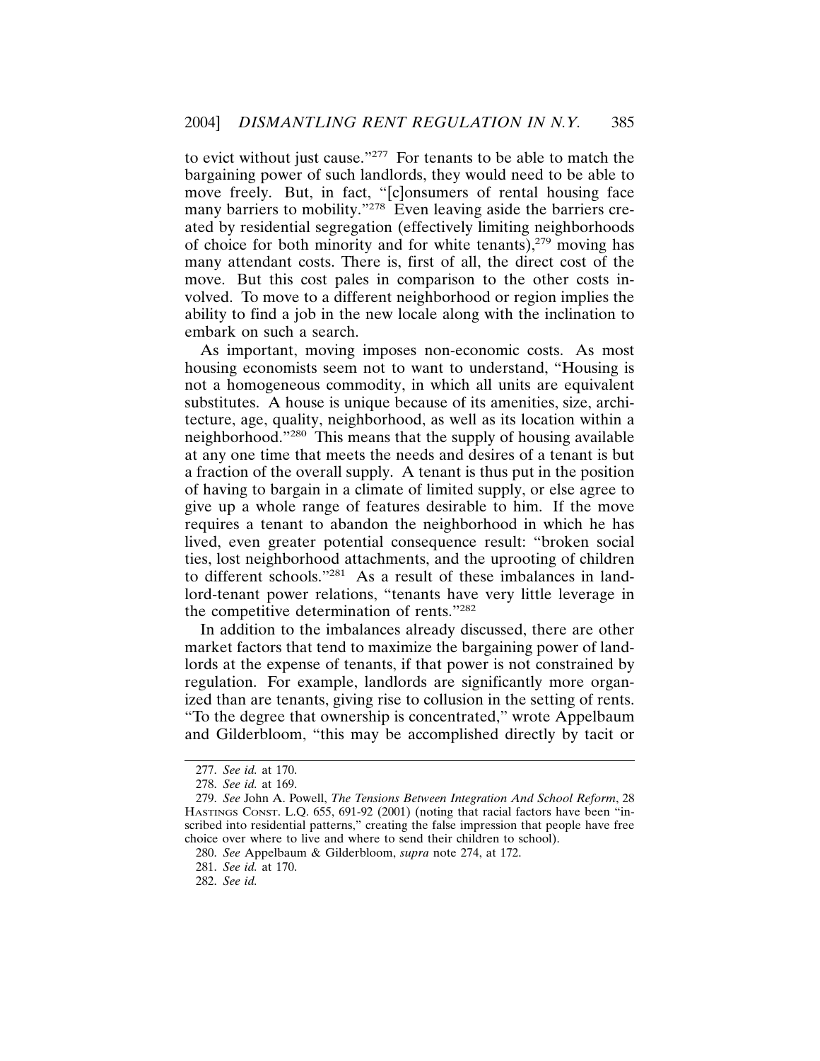to evict without just cause."[277] For tenants to be able to match the bargaining power of such landlords, they would need to be able to move freely. But, in fact, "[c]onsumers of rental housing face many barriers to mobility."[278] Even leaving aside the barriers created by residential segregation (effectively limiting neighborhoods of choice for both minority and for white tenants),[279] moving has many attendant costs. There is, first of all, the direct cost of the move. But this cost pales in comparison to the other costs involved. To move to a different neighborhood or region implies the ability to find a job in the new locale along with the inclination to embark on such a search.

As important, moving imposes non-economic costs. As most housing economists seem not to want to understand, "Housing is not a homogeneous commodity, in which all units are equivalent substitutes. A house is unique because of its amenities, size, architecture, age, quality, neighborhood, as well as its location within a neighborhood."[280] This means that the supply of housing available at any one time that meets the needs and desires of a tenant is but a fraction of the overall supply. A tenant is thus put in the position of having to bargain in a climate of limited supply, or else agree to give up a whole range of features desirable to him. If the move requires a tenant to abandon the neighborhood in which he has lived, even greater potential consequence result: "broken social ties, lost neighborhood attachments, and the uprooting of children to different schools."[281] As a result of these imbalances in landlord-tenant power relations, "tenants have very little leverage in the competitive determination of rents."[282]

In addition to the imbalances already discussed, there are other market factors that tend to maximize the bargaining power of landlords at the expense of tenants, if that power is not constrained by regulation. For example, landlords are significantly more organized than are tenants, giving rise to collusion in the setting of rents. "To the degree that ownership is concentrated," wrote Appelbaum and Gilderbloom, "this may be accomplished directly by tacit or

---

277. *See id.* at 170.

278. *See id.* at 169.

279. *See* John A. Powell, *The Tensions Between Integration And School Reform*, 28 Hastings Const. L.Q. 655, 691-92 (2001) (noting that racial factors have been "inscribed into residential patterns," creating the false impression that people have free choice over where to live and where to send their children to school).

280. *See* Appelbaum & Gilderbloom, *supra* note 274, at 172.

281. *See id.* at 170.

282. *See id.*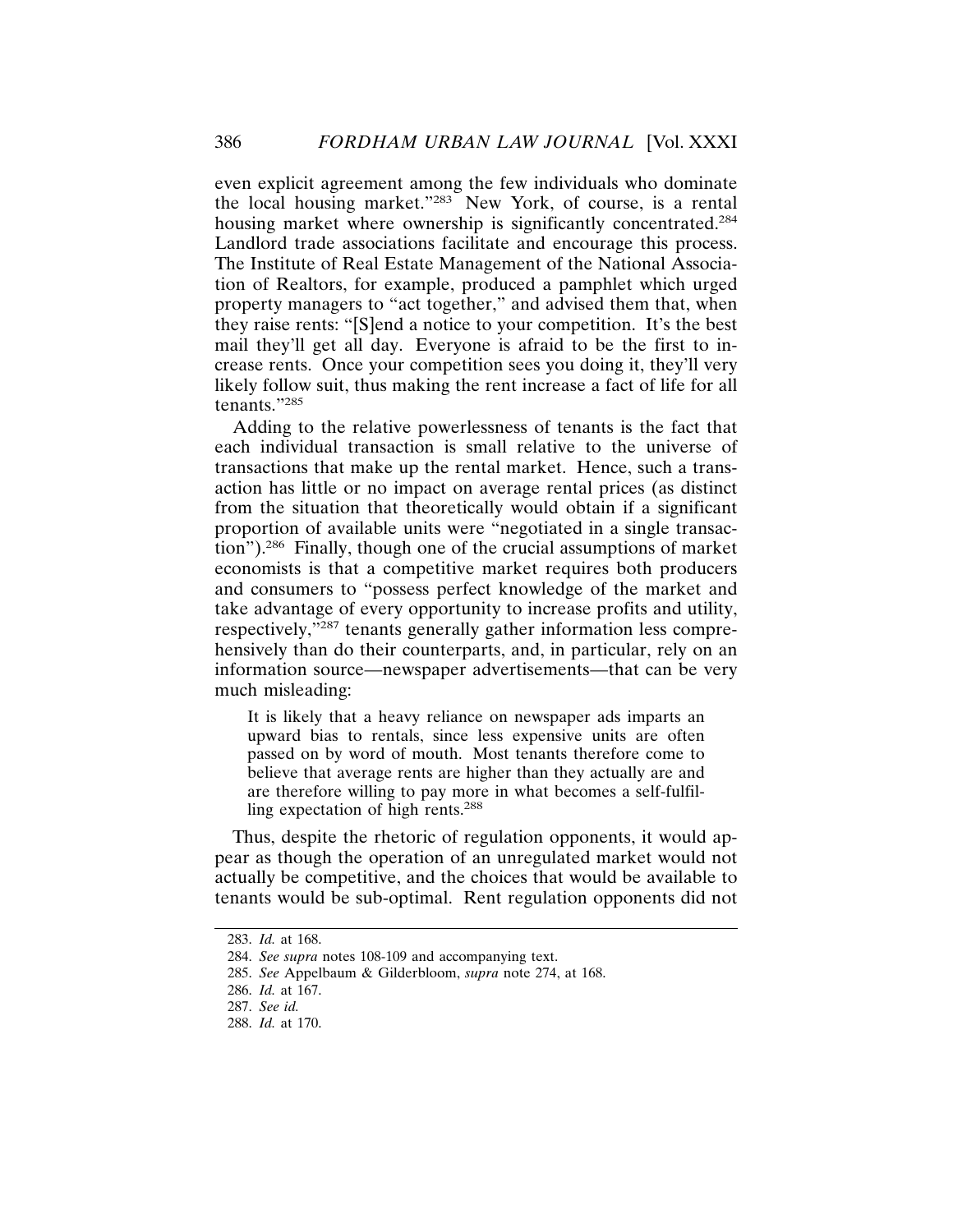even explicit agreement among the few individuals who dominate the local housing market."[283] New York, of course, is a rental housing market where ownership is significantly concentrated.[284] Landlord trade associations facilitate and encourage this process. The Institute of Real Estate Management of the National Association of Realtors, for example, produced a pamphlet which urged property managers to "act together," and advised them that, when they raise rents: "[S]end a notice to your competition. It's the best mail they'll get all day. Everyone is afraid to be the first to increase rents. Once your competition sees you doing it, they'll very likely follow suit, thus making the rent increase a fact of life for all tenants."[285]

Adding to the relative powerlessness of tenants is the fact that each individual transaction is small relative to the universe of transactions that make up the rental market. Hence, such a transaction has little or no impact on average rental prices (as distinct from the situation that theoretically would obtain if a significant proportion of available units were "negotiated in a single transaction").[286] Finally, though one of the crucial assumptions of market economists is that a competitive market requires both producers and consumers to "possess perfect knowledge of the market and take advantage of every opportunity to increase profits and utility, respectively,"[287] tenants generally gather information less comprehensively than do their counterparts, and, in particular, rely on an information source—newspaper advertisements—that can be very much misleading:

> It is likely that a heavy reliance on newspaper ads imparts an upward bias to rentals, since less expensive units are often passed on by word of mouth. Most tenants therefore come to believe that average rents are higher than they actually are and are therefore willing to pay more in what becomes a self-fulfilling expectation of high rents.[288]

Thus, despite the rhetoric of regulation opponents, it would appear as though the operation of an unregulated market would not actually be competitive, and the choices that would be available to tenants would be sub-optimal. Rent regulation opponents did not

283. *Id.* at 168.
284. *See supra* notes 108-109 and accompanying text.
285. *See* Appelbaum & Gilderbloom, *supra* note 274, at 168.
286. *Id.* at 167.
287. *See id.*
288. *Id.* at 170.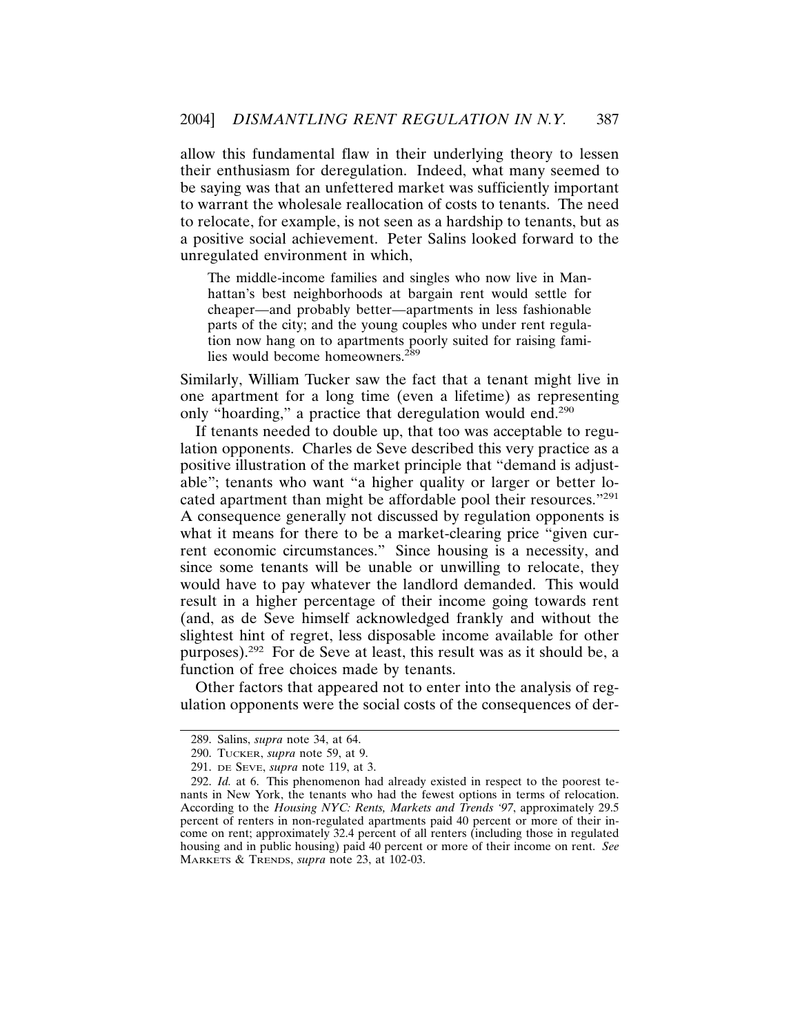allow this fundamental flaw in their underlying theory to lessen their enthusiasm for deregulation. Indeed, what many seemed to be saying was that an unfettered market was sufficiently important to warrant the wholesale reallocation of costs to tenants. The need to relocate, for example, is not seen as a hardship to tenants, but as a positive social achievement. Peter Salins looked forward to the unregulated environment in which,

> The middle-income families and singles who now live in Manhattan's best neighborhoods at bargain rent would settle for cheaper—and probably better—apartments in less fashionable parts of the city; and the young couples who under rent regulation now hang on to apartments poorly suited for raising families would become homeowners.[289]

Similarly, William Tucker saw the fact that a tenant might live in one apartment for a long time (even a lifetime) as representing only "hoarding," a practice that deregulation would end.[290]

If tenants needed to double up, that too was acceptable to regulation opponents. Charles de Seve described this very practice as a positive illustration of the market principle that "demand is adjustable"; tenants who want "a higher quality or larger or better located apartment than might be affordable pool their resources."[291] A consequence generally not discussed by regulation opponents is what it means for there to be a market-clearing price "given current economic circumstances." Since housing is a necessity, and since some tenants will be unable or unwilling to relocate, they would have to pay whatever the landlord demanded. This would result in a higher percentage of their income going towards rent (and, as de Seve himself acknowledged frankly and without the slightest hint of regret, less disposable income available for other purposes).[292] For de Seve at least, this result was as it should be, a function of free choices made by tenants.

Other factors that appeared not to enter into the analysis of regulation opponents were the social costs of the consequences of der-

---

289. Salins, *supra* note 34, at 64.

290. TUCKER, *supra* note 59, at 9.

291. DE SEVE, *supra* note 119, at 3.

292. *Id.* at 6. This phenomenon had already existed in respect to the poorest tenants in New York, the tenants who had the fewest options in terms of relocation. According to the *Housing NYC: Rents, Markets and Trends '97*, approximately 29.5 percent of renters in non-regulated apartments paid 40 percent or more of their income on rent; approximately 32.4 percent of all renters (including those in regulated housing and in public housing) paid 40 percent or more of their income on rent. *See* MARKETS & TRENDS, *supra* note 23, at 102-03.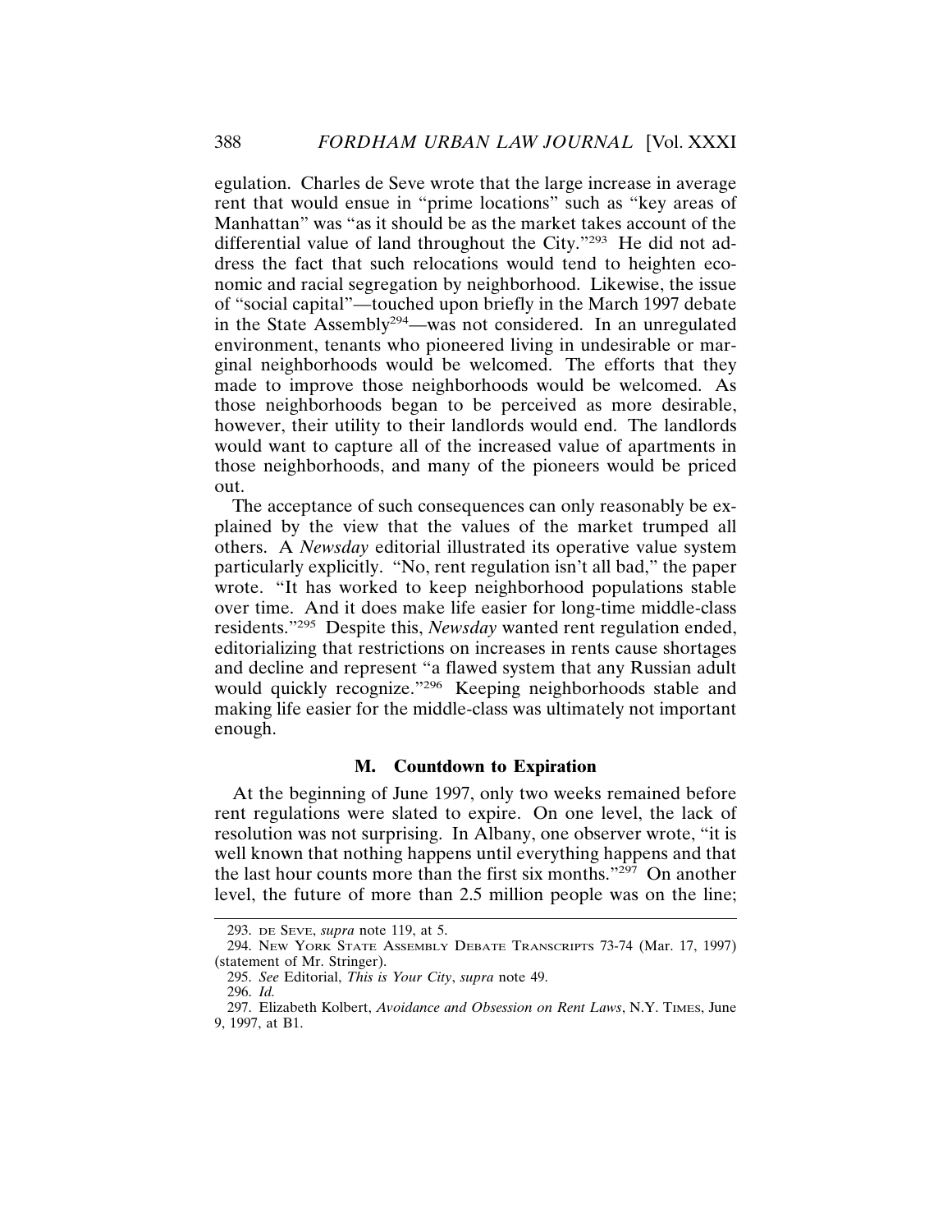egulation. Charles de Seve wrote that the large increase in average rent that would ensue in "prime locations" such as "key areas of Manhattan" was "as it should be as the market takes account of the differential value of land throughout the City."[293] He did not address the fact that such relocations would tend to heighten economic and racial segregation by neighborhood. Likewise, the issue of "social capital"—touched upon briefly in the March 1997 debate in the State Assembly[294]—was not considered. In an unregulated environment, tenants who pioneered living in undesirable or marginal neighborhoods would be welcomed. The efforts that they made to improve those neighborhoods would be welcomed. As those neighborhoods began to be perceived as more desirable, however, their utility to their landlords would end. The landlords would want to capture all of the increased value of apartments in those neighborhoods, and many of the pioneers would be priced out.

The acceptance of such consequences can only reasonably be explained by the view that the values of the market trumped all others. A *Newsday* editorial illustrated its operative value system particularly explicitly. "No, rent regulation isn't all bad," the paper wrote. "It has worked to keep neighborhood populations stable over time. And it does make life easier for long-time middle-class residents."[295] Despite this, *Newsday* wanted rent regulation ended, editorializing that restrictions on increases in rents cause shortages and decline and represent "a flawed system that any Russian adult would quickly recognize."[296] Keeping neighborhoods stable and making life easier for the middle-class was ultimately not important enough.

### M. Countdown to Expiration

At the beginning of June 1997, only two weeks remained before rent regulations were slated to expire. On one level, the lack of resolution was not surprising. In Albany, one observer wrote, "it is well known that nothing happens until everything happens and that the last hour counts more than the first six months."[297] On another level, the future of more than 2.5 million people was on the line;

---

293. DE SEVE, *supra* note 119, at 5.

294. NEW YORK STATE ASSEMBLY DEBATE TRANSCRIPTS 73-74 (Mar. 17, 1997) (statement of Mr. Stringer).

295. *See* Editorial, *This is Your City*, *supra* note 49.

296. *Id.*

297. Elizabeth Kolbert, *Avoidance and Obsession on Rent Laws*, N.Y. TIMES, June 9, 1997, at B1.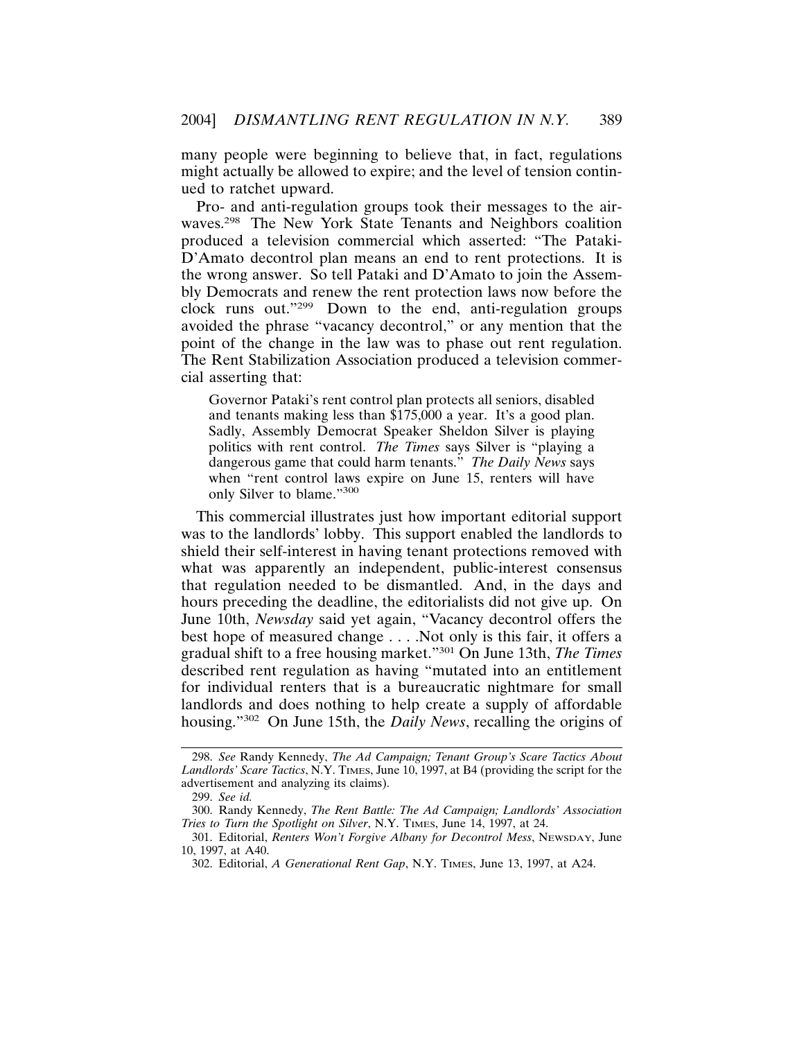many people were beginning to believe that, in fact, regulations might actually be allowed to expire; and the level of tension continued to ratchet upward.

Pro- and anti-regulation groups took their messages to the airwaves.[298] The New York State Tenants and Neighbors coalition produced a television commercial which asserted: "The Pataki-D'Amato decontrol plan means an end to rent protections. It is the wrong answer. So tell Pataki and D'Amato to join the Assembly Democrats and renew the rent protection laws now before the clock runs out."[299] Down to the end, anti-regulation groups avoided the phrase "vacancy decontrol," or any mention that the point of the change in the law was to phase out rent regulation. The Rent Stabilization Association produced a television commercial asserting that:

> Governor Pataki's rent control plan protects all seniors, disabled and tenants making less than $175,000 a year. It's a good plan. Sadly, Assembly Democrat Speaker Sheldon Silver is playing politics with rent control. *The Times* says Silver is "playing a dangerous game that could harm tenants." *The Daily News* says when "rent control laws expire on June 15, renters will have only Silver to blame."[300]

This commercial illustrates just how important editorial support was to the landlords' lobby. This support enabled the landlords to shield their self-interest in having tenant protections removed with what was apparently an independent, public-interest consensus that regulation needed to be dismantled. And, in the days and hours preceding the deadline, the editorialists did not give up. On June 10th, *Newsday* said yet again, "Vacancy decontrol offers the best hope of measured change . . . .Not only is this fair, it offers a gradual shift to a free housing market."[301] On June 13th, *The Times* described rent regulation as having "mutated into an entitlement for individual renters that is a bureaucratic nightmare for small landlords and does nothing to help create a supply of affordable housing."[302] On June 15th, the *Daily News*, recalling the origins of

---

298. *See* Randy Kennedy, *The Ad Campaign; Tenant Group's Scare Tactics About Landlords' Scare Tactics*, N.Y. TIMES, June 10, 1997, at B4 (providing the script for the advertisement and analyzing its claims).

299. *See id.*

300. Randy Kennedy, *The Rent Battle: The Ad Campaign; Landlords' Association Tries to Turn the Spotlight on Silver*, N.Y. TIMES, June 14, 1997, at 24.

301. Editorial, *Renters Won't Forgive Albany for Decontrol Mess*, NEWSDAY, June 10, 1997, at A40.

302. Editorial, *A Generational Rent Gap*, N.Y. TIMES, June 13, 1997, at A24.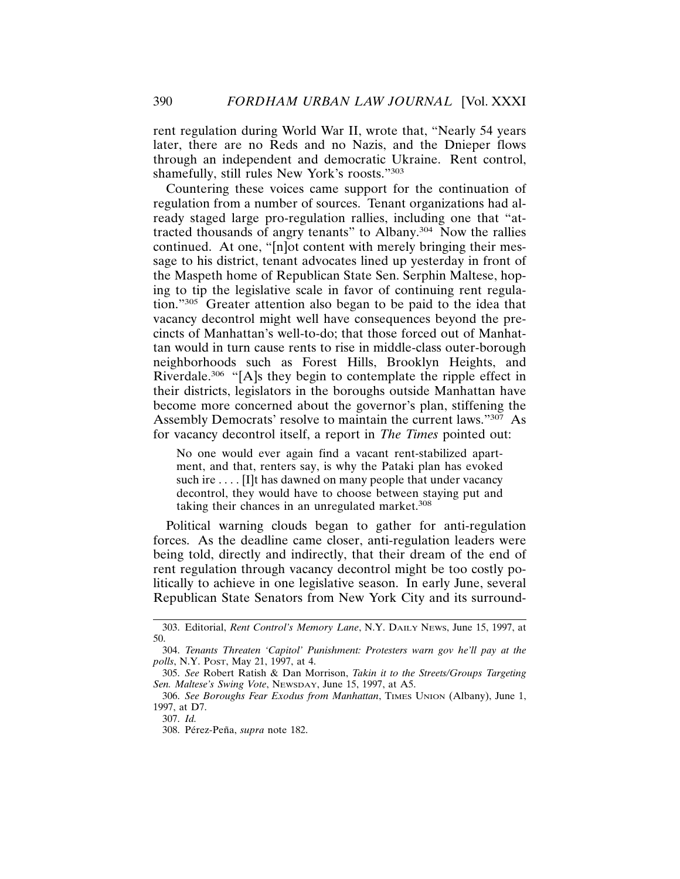rent regulation during World War II, wrote that, "Nearly 54 years later, there are no Reds and no Nazis, and the Dnieper flows through an independent and democratic Ukraine. Rent control, shamefully, still rules New York's roosts."[303]

Countering these voices came support for the continuation of regulation from a number of sources. Tenant organizations had already staged large pro-regulation rallies, including one that "attracted thousands of angry tenants" to Albany.[304] Now the rallies continued. At one, "[n]ot content with merely bringing their message to his district, tenant advocates lined up yesterday in front of the Maspeth home of Republican State Sen. Serphin Maltese, hoping to tip the legislative scale in favor of continuing rent regulation."[305] Greater attention also began to be paid to the idea that vacancy decontrol might well have consequences beyond the precincts of Manhattan's well-to-do; that those forced out of Manhattan would in turn cause rents to rise in middle-class outer-borough neighborhoods such as Forest Hills, Brooklyn Heights, and Riverdale.[306] "[A]s they begin to contemplate the ripple effect in their districts, legislators in the boroughs outside Manhattan have become more concerned about the governor's plan, stiffening the Assembly Democrats' resolve to maintain the current laws."[307] As for vacancy decontrol itself, a report in *The Times* pointed out:

> No one would ever again find a vacant rent-stabilized apartment, and that, renters say, is why the Pataki plan has evoked such ire . . . . [I]t has dawned on many people that under vacancy decontrol, they would have to choose between staying put and taking their chances in an unregulated market.[308]

Political warning clouds began to gather for anti-regulation forces. As the deadline came closer, anti-regulation leaders were being told, directly and indirectly, that their dream of the end of rent regulation through vacancy decontrol might be too costly politically to achieve in one legislative season. In early June, several Republican State Senators from New York City and its surround-

---

303. Editorial, *Rent Control's Memory Lane*, N.Y. DAILY NEWS, June 15, 1997, at 50.

304. *Tenants Threaten 'Capitol' Punishment: Protesters warn gov he'll pay at the polls*, N.Y. POST, May 21, 1997, at 4.

305. *See* Robert Ratish & Dan Morrison, *Takin it to the Streets/Groups Targeting Sen. Maltese's Swing Vote*, NEWSDAY, June 15, 1997, at A5.

306. *See Boroughs Fear Exodus from Manhattan*, TIMES UNION (Albany), June 1, 1997, at D7.

307. *Id.*

308. Pérez-Peña, *supra* note 182.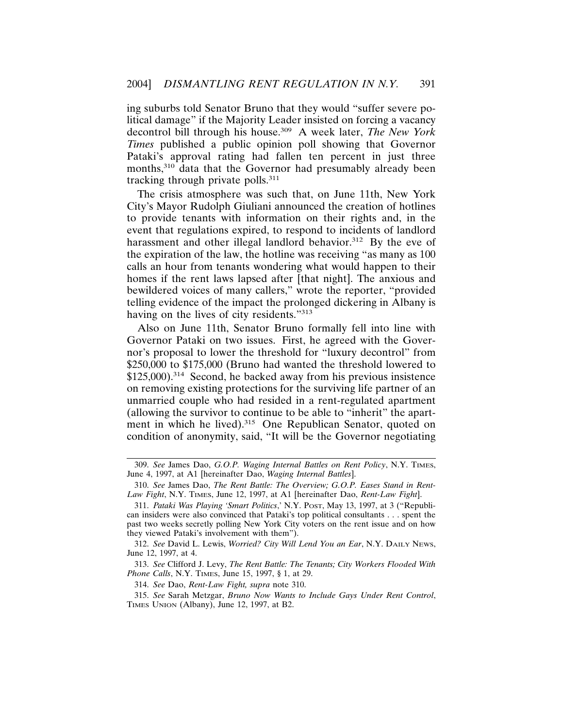ing suburbs told Senator Bruno that they would "suffer severe political damage" if the Majority Leader insisted on forcing a vacancy decontrol bill through his house.[309] A week later, *The New York Times* published a public opinion poll showing that Governor Pataki's approval rating had fallen ten percent in just three months,[310] data that the Governor had presumably already been tracking through private polls.[311]

The crisis atmosphere was such that, on June 11th, New York City's Mayor Rudolph Giuliani announced the creation of hotlines to provide tenants with information on their rights and, in the event that regulations expired, to respond to incidents of landlord harassment and other illegal landlord behavior.[312] By the eve of the expiration of the law, the hotline was receiving "as many as 100 calls an hour from tenants wondering what would happen to their homes if the rent laws lapsed after [that night]. The anxious and bewildered voices of many callers," wrote the reporter, "provided telling evidence of the impact the prolonged dickering in Albany is having on the lives of city residents."[313]

Also on June 11th, Senator Bruno formally fell into line with Governor Pataki on two issues. First, he agreed with the Governor's proposal to lower the threshold for "luxury decontrol" from $250,000 to $175,000 (Bruno had wanted the threshold lowered to $125,000).[314] Second, he backed away from his previous insistence on removing existing protections for the surviving life partner of an unmarried couple who had resided in a rent-regulated apartment (allowing the survivor to continue to be able to "inherit" the apartment in which he lived).[315] One Republican Senator, quoted on condition of anonymity, said, "It will be the Governor negotiating

---

309. *See* James Dao, *G.O.P. Waging Internal Battles on Rent Policy*, N.Y. TIMES, June 4, 1997, at A1 [hereinafter Dao, *Waging Internal Battles*].

310. *See* James Dao, *The Rent Battle: The Overview; G.O.P. Eases Stand in Rent-Law Fight*, N.Y. TIMES, June 12, 1997, at A1 [hereinafter Dao, *Rent-Law Fight*].

311. *Pataki Was Playing 'Smart Politics*,' N.Y. POST, May 13, 1997, at 3 ("Republican insiders were also convinced that Pataki's top political consultants . . . spent the past two weeks secretly polling New York City voters on the rent issue and on how they viewed Pataki's involvement with them").

312. *See* David L. Lewis, *Worried? City Will Lend You an Ear*, N.Y. DAILY NEWS, June 12, 1997, at 4.

313. *See* Clifford J. Levy, *The Rent Battle: The Tenants; City Workers Flooded With Phone Calls*, N.Y. TIMES, June 15, 1997, § 1, at 29.

314. *See* Dao, *Rent-Law Fight, supra* note 310.

315. *See* Sarah Metzgar, *Bruno Now Wants to Include Gays Under Rent Control*, TIMES UNION (Albany), June 12, 1997, at B2.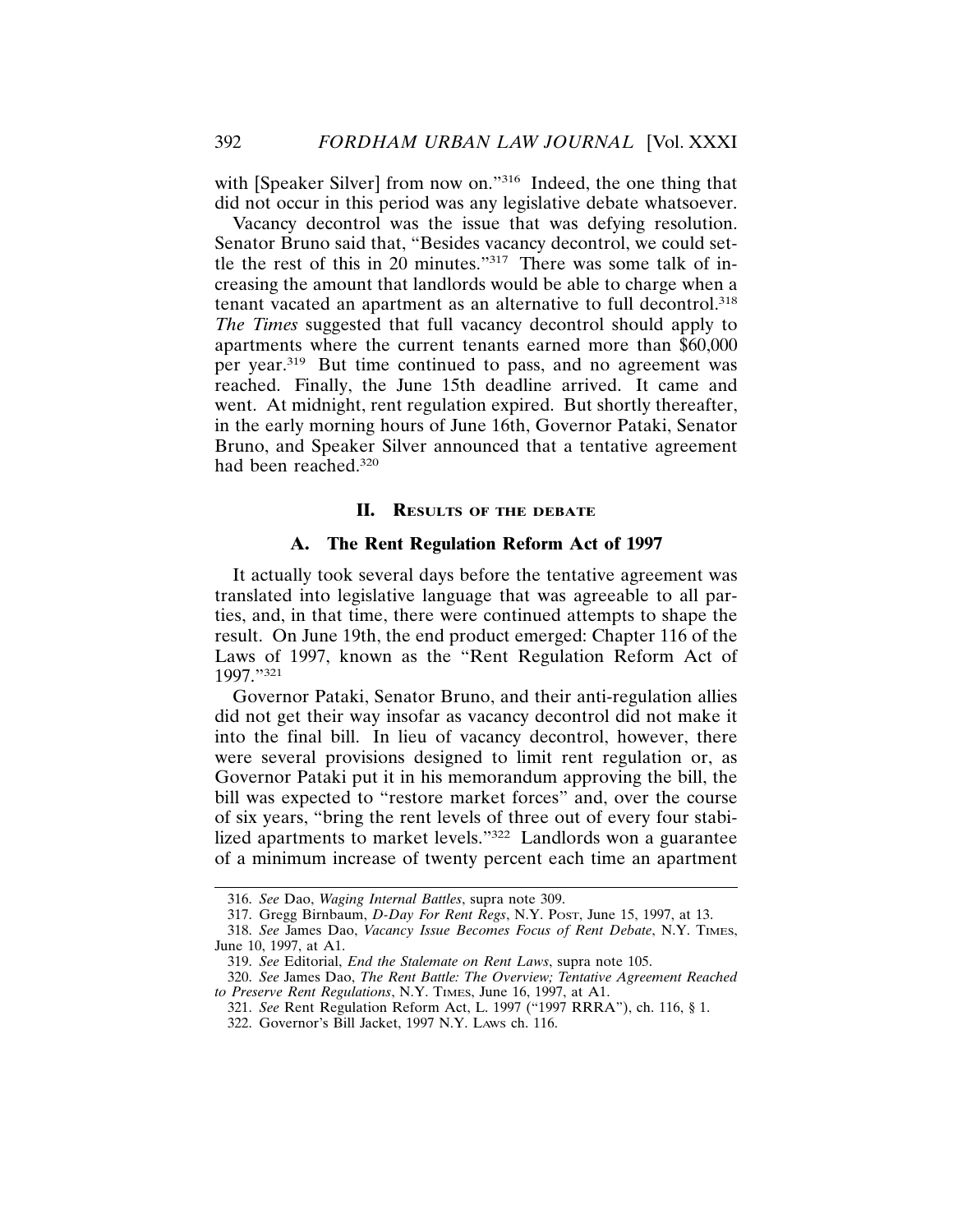with [Speaker Silver] from now on."[316] Indeed, the one thing that did not occur in this period was any legislative debate whatsoever.

Vacancy decontrol was the issue that was defying resolution. Senator Bruno said that, "Besides vacancy decontrol, we could settle the rest of this in 20 minutes."[317] There was some talk of increasing the amount that landlords would be able to charge when a tenant vacated an apartment as an alternative to full decontrol.[318] *The Times* suggested that full vacancy decontrol should apply to apartments where the current tenants earned more than $60,000 per year.[319] But time continued to pass, and no agreement was reached. Finally, the June 15th deadline arrived. It came and went. At midnight, rent regulation expired. But shortly thereafter, in the early morning hours of June 16th, Governor Pataki, Senator Bruno, and Speaker Silver announced that a tentative agreement had been reached.[320]

## II. Results of the Debate

### A. The Rent Regulation Reform Act of 1997

It actually took several days before the tentative agreement was translated into legislative language that was agreeable to all parties, and, in that time, there were continued attempts to shape the result. On June 19th, the end product emerged: Chapter 116 of the Laws of 1997, known as the "Rent Regulation Reform Act of 1997."[321]

Governor Pataki, Senator Bruno, and their anti-regulation allies did not get their way insofar as vacancy decontrol did not make it into the final bill. In lieu of vacancy decontrol, however, there were several provisions designed to limit rent regulation or, as Governor Pataki put it in his memorandum approving the bill, the bill was expected to "restore market forces" and, over the course of six years, "bring the rent levels of three out of every four stabilized apartments to market levels."[322] Landlords won a guarantee of a minimum increase of twenty percent each time an apartment

---

316. *See* Dao, *Waging Internal Battles*, supra note 309.

317. Gregg Birnbaum, *D-Day For Rent Regs*, N.Y. Post, June 15, 1997, at 13.

318. *See* James Dao, *Vacancy Issue Becomes Focus of Rent Debate*, N.Y. Times, June 10, 1997, at A1.

319. *See* Editorial, *End the Stalemate on Rent Laws*, supra note 105.

320. *See* James Dao, *The Rent Battle: The Overview; Tentative Agreement Reached to Preserve Rent Regulations*, N.Y. Times, June 16, 1997, at A1.

321. *See* Rent Regulation Reform Act, L. 1997 ("1997 RRRA"), ch. 116, § 1.

322. Governor's Bill Jacket, 1997 N.Y. Laws ch. 116.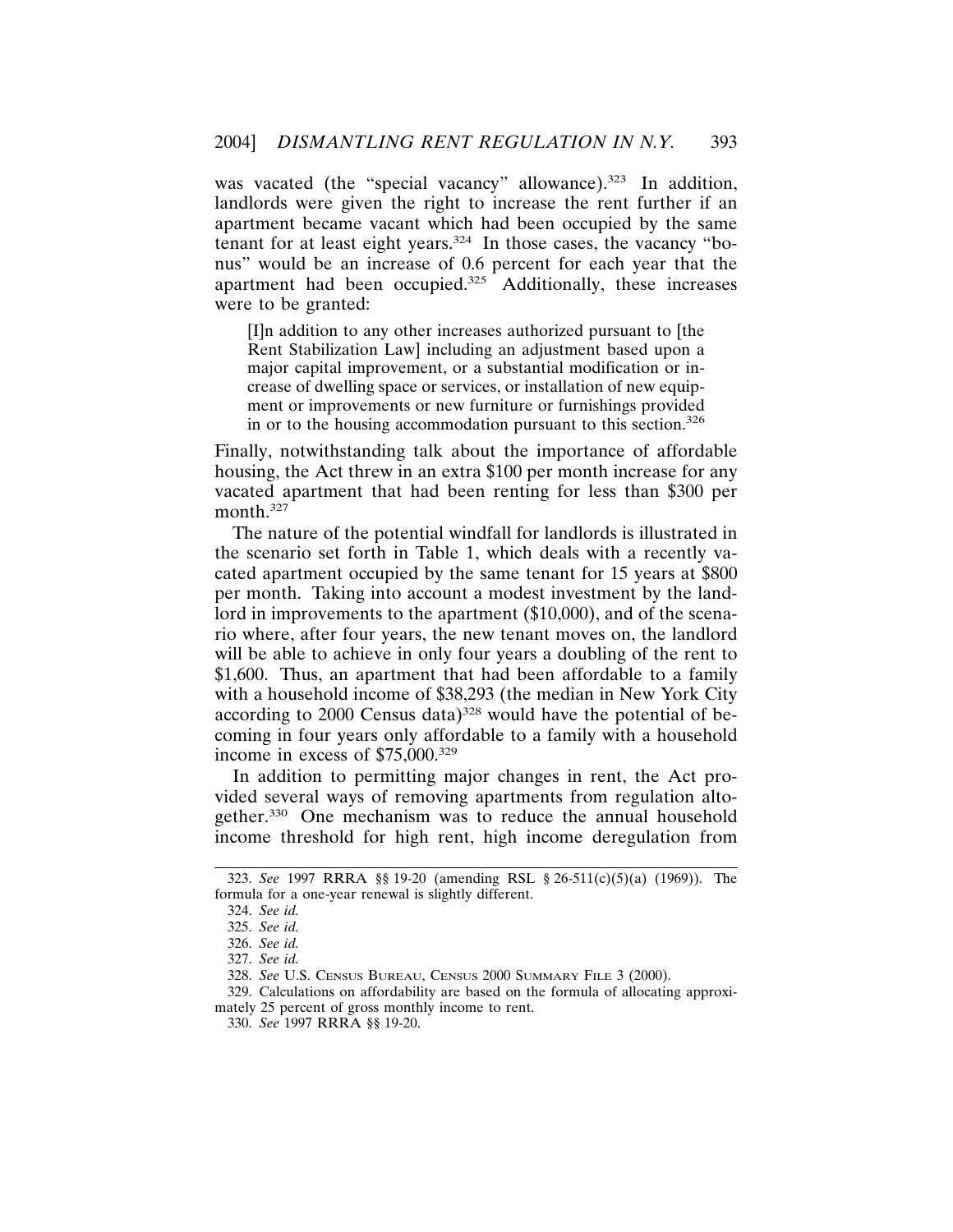was vacated (the "special vacancy" allowance).[323] In addition, landlords were given the right to increase the rent further if an apartment became vacant which had been occupied by the same tenant for at least eight years.[324] In those cases, the vacancy "bonus" would be an increase of 0.6 percent for each year that the apartment had been occupied.[325] Additionally, these increases were to be granted:

> [I]n addition to any other increases authorized pursuant to [the Rent Stabilization Law] including an adjustment based upon a major capital improvement, or a substantial modification or increase of dwelling space or services, or installation of new equipment or improvements or new furniture or furnishings provided in or to the housing accommodation pursuant to this section.[326]

Finally, notwithstanding talk about the importance of affordable housing, the Act threw in an extra $100 per month increase for any vacated apartment that had been renting for less than $300 per month.[327]

The nature of the potential windfall for landlords is illustrated in the scenario set forth in Table 1, which deals with a recently vacated apartment occupied by the same tenant for 15 years at $800 per month. Taking into account a modest investment by the landlord in improvements to the apartment ($10,000), and of the scenario where, after four years, the new tenant moves on, the landlord will be able to achieve in only four years a doubling of the rent to $1,600. Thus, an apartment that had been affordable to a family with a household income of $38,293 (the median in New York City according to 2000 Census data)[328] would have the potential of becoming in four years only affordable to a family with a household income in excess of $75,000.[329]

In addition to permitting major changes in rent, the Act provided several ways of removing apartments from regulation altogether.[330] One mechanism was to reduce the annual household income threshold for high rent, high income deregulation from

---

323. *See* 1997 RRRA §§ 19-20 (amending RSL § 26-511(c)(5)(a) (1969)). The formula for a one-year renewal is slightly different.

324. *See id.*

325. *See id.*

326. *See id.*

327. *See id.*

328. *See* U.S. CENSUS BUREAU, CENSUS 2000 SUMMARY FILE 3 (2000).

329. Calculations on affordability are based on the formula of allocating approximately 25 percent of gross monthly income to rent.

330. *See* 1997 RRRA §§ 19-20.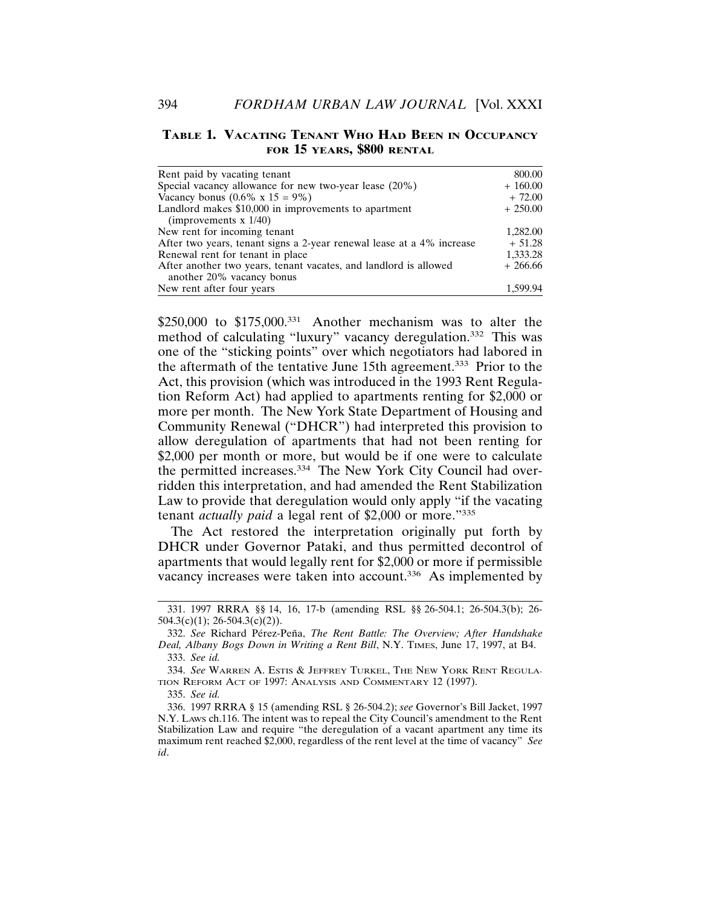**TABLE 1. VACATING TENANT WHO HAD BEEN IN OCCUPANCY FOR 15 YEARS, $800 RENTAL**

| | |
|---|---|
| Rent paid by vacating tenant | 800.00 |
| Special vacancy allowance for new two-year lease (20%) | + 160.00 |
| Vacancy bonus (0.6% x 15 = 9%) | + 72.00 |
| Landlord makes $10,000 in improvements to apartment (improvements x 1/40) | + 250.00 |
| New rent for incoming tenant | 1,282.00 |
| After two years, tenant signs a 2-year renewal lease at a 4% increase | + 51.28 |
| Renewal rent for tenant in place | 1,333.28 |
| After another two years, tenant vacates, and landlord is allowed another 20% vacancy bonus | + 266.66 |
| New rent after four years | 1,599.94 |

$250,000 to $175,000.[331] Another mechanism was to alter the method of calculating "luxury" vacancy deregulation.[332] This was one of the "sticking points" over which negotiators had labored in the aftermath of the tentative June 15th agreement.[333] Prior to the Act, this provision (which was introduced in the 1993 Rent Regulation Reform Act) had applied to apartments renting for $2,000 or more per month. The New York State Department of Housing and Community Renewal ("DHCR") had interpreted this provision to allow deregulation of apartments that had not been renting for $2,000 per month or more, but would be if one were to calculate the permitted increases.[334] The New York City Council had overridden this interpretation, and had amended the Rent Stabilization Law to provide that deregulation would only apply "if the vacating tenant *actually paid* a legal rent of $2,000 or more."[335]

The Act restored the interpretation originally put forth by DHCR under Governor Pataki, and thus permitted decontrol of apartments that would legally rent for $2,000 or more if permissible vacancy increases were taken into account.[336] As implemented by

---

331. 1997 RRRA §§ 14, 16, 17-b (amending RSL §§ 26-504.1; 26-504.3(b); 26-504.3(c)(1); 26-504.3(c)(2)).

332. *See* Richard Pérez-Peña, *The Rent Battle: The Overview; After Handshake Deal, Albany Bogs Down in Writing a Rent Bill*, N.Y. TIMES, June 17, 1997, at B4.

333. *See id.*

334. *See* WARREN A. ESTIS & JEFFREY TURKEL, THE NEW YORK RENT REGULATION REFORM ACT OF 1997: ANALYSIS AND COMMENTARY 12 (1997).

335. *See id.*

336. 1997 RRRA § 15 (amending RSL § 26-504.2); *see* Governor's Bill Jacket, 1997 N.Y. LAWS ch.116. The intent was to repeal the City Council's amendment to the Rent Stabilization Law and require "the deregulation of a vacant apartment any time its maximum rent reached $2,000, regardless of the rent level at the time of vacancy" *See id*.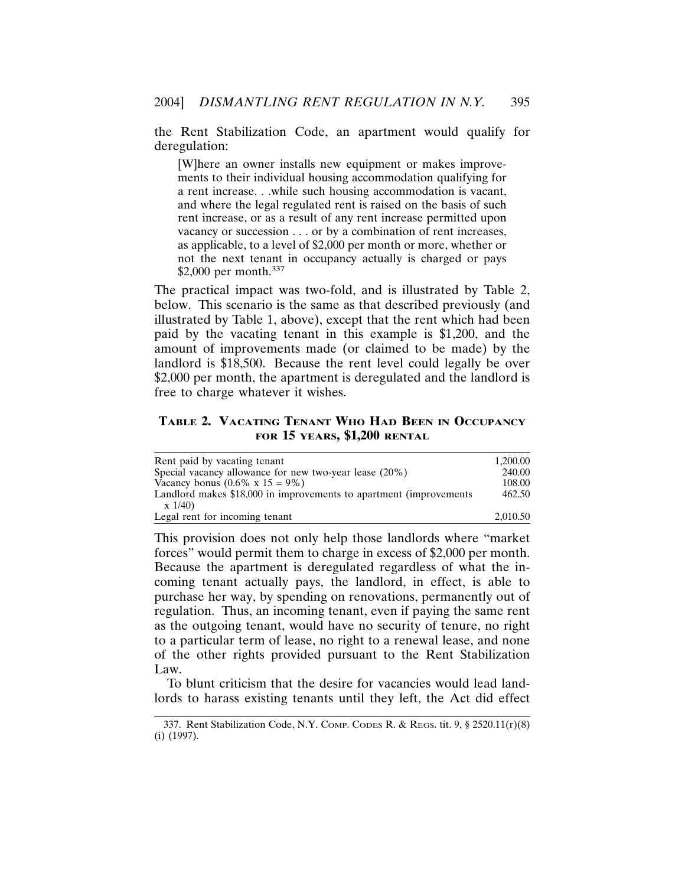the Rent Stabilization Code, an apartment would qualify for deregulation:

> [W]here an owner installs new equipment or makes improvements to their individual housing accommodation qualifying for a rent increase. . .while such housing accommodation is vacant, and where the legal regulated rent is raised on the basis of such rent increase, or as a result of any rent increase permitted upon vacancy or succession . . . or by a combination of rent increases, as applicable, to a level of $2,000 per month or more, whether or not the next tenant in occupancy actually is charged or pays $2,000 per month.[337]

The practical impact was two-fold, and is illustrated by Table 2, below. This scenario is the same as that described previously (and illustrated by Table 1, above), except that the rent which had been paid by the vacating tenant in this example is $1,200, and the amount of improvements made (or claimed to be made) by the landlord is $18,500. Because the rent level could legally be over $2,000 per month, the apartment is deregulated and the landlord is free to charge whatever it wishes.

**TABLE 2. VACATING TENANT WHO HAD BEEN IN OCCUPANCY FOR 15 YEARS, $1,200 RENTAL**

| | |
|---|---|
| Rent paid by vacating tenant | 1,200.00 |
| Special vacancy allowance for new two-year lease (20%) | 240.00 |
| Vacancy bonus (0.6% x 15 = 9%) | 108.00 |
| Landlord makes $18,000 in improvements to apartment (improvements x 1/40) | 462.50 |
| Legal rent for incoming tenant | 2,010.50 |

This provision does not only help those landlords where "market forces" would permit them to charge in excess of $2,000 per month. Because the apartment is deregulated regardless of what the incoming tenant actually pays, the landlord, in effect, is able to purchase her way, by spending on renovations, permanently out of regulation. Thus, an incoming tenant, even if paying the same rent as the outgoing tenant, would have no security of tenure, no right to a particular term of lease, no right to a renewal lease, and none of the other rights provided pursuant to the Rent Stabilization Law.

To blunt criticism that the desire for vacancies would lead landlords to harass existing tenants until they left, the Act did effect

---

337. Rent Stabilization Code, N.Y. COMP. CODES R. & REGS. tit. 9, § 2520.11(r)(8)(i) (1997).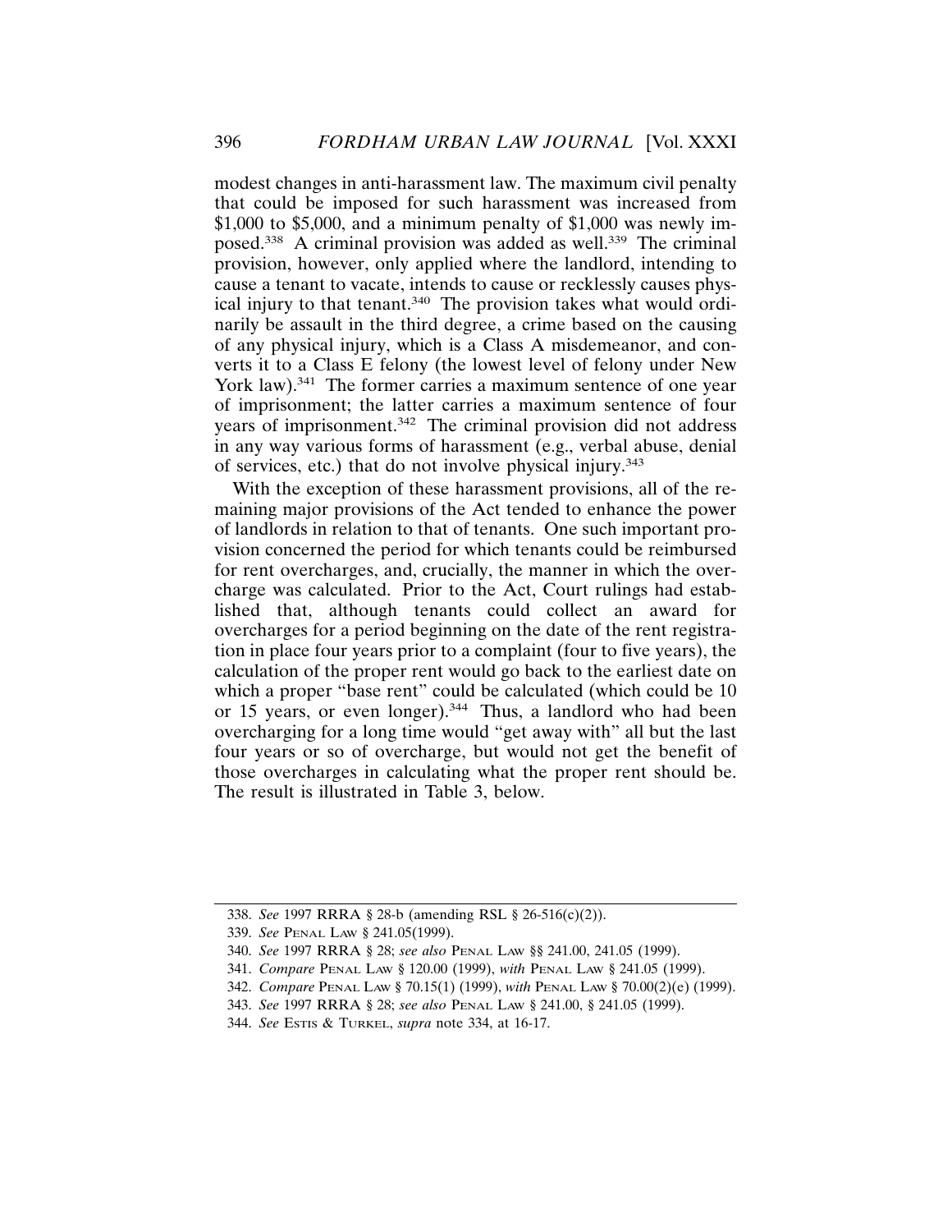modest changes in anti-harassment law. The maximum civil penalty that could be imposed for such harassment was increased from $1,000 to $5,000, and a minimum penalty of $1,000 was newly imposed.[338] A criminal provision was added as well.[339] The criminal provision, however, only applied where the landlord, intending to cause a tenant to vacate, intends to cause or recklessly causes physical injury to that tenant.[340] The provision takes what would ordinarily be assault in the third degree, a crime based on the causing of any physical injury, which is a Class A misdemeanor, and converts it to a Class E felony (the lowest level of felony under New York law).[341] The former carries a maximum sentence of one year of imprisonment; the latter carries a maximum sentence of four years of imprisonment.[342] The criminal provision did not address in any way various forms of harassment (e.g., verbal abuse, denial of services, etc.) that do not involve physical injury.[343]

With the exception of these harassment provisions, all of the remaining major provisions of the Act tended to enhance the power of landlords in relation to that of tenants. One such important provision concerned the period for which tenants could be reimbursed for rent overcharges, and, crucially, the manner in which the overcharge was calculated. Prior to the Act, Court rulings had established that, although tenants could collect an award for overcharges for a period beginning on the date of the rent registration in place four years prior to a complaint (four to five years), the calculation of the proper rent would go back to the earliest date on which a proper "base rent" could be calculated (which could be 10 or 15 years, or even longer).[344] Thus, a landlord who had been overcharging for a long time would "get away with" all but the last four years or so of overcharge, but would not get the benefit of those overcharges in calculating what the proper rent should be. The result is illustrated in Table 3, below.

---

338. *See* 1997 RRRA § 28-b (amending RSL § 26-516(c)(2)).

339. *See* PENAL LAW § 241.05(1999).

340. *See* 1997 RRRA § 28; *see also* PENAL LAW §§ 241.00, 241.05 (1999).

341. *Compare* PENAL LAW § 120.00 (1999), *with* PENAL LAW § 241.05 (1999).

342. *Compare* PENAL LAW § 70.15(1) (1999), *with* PENAL LAW § 70.00(2)(e) (1999).

343. *See* 1997 RRRA § 28; *see also* PENAL LAW § 241.00, § 241.05 (1999).

344. *See* ESTIS & TURKEL, *supra* note 334, at 16-17.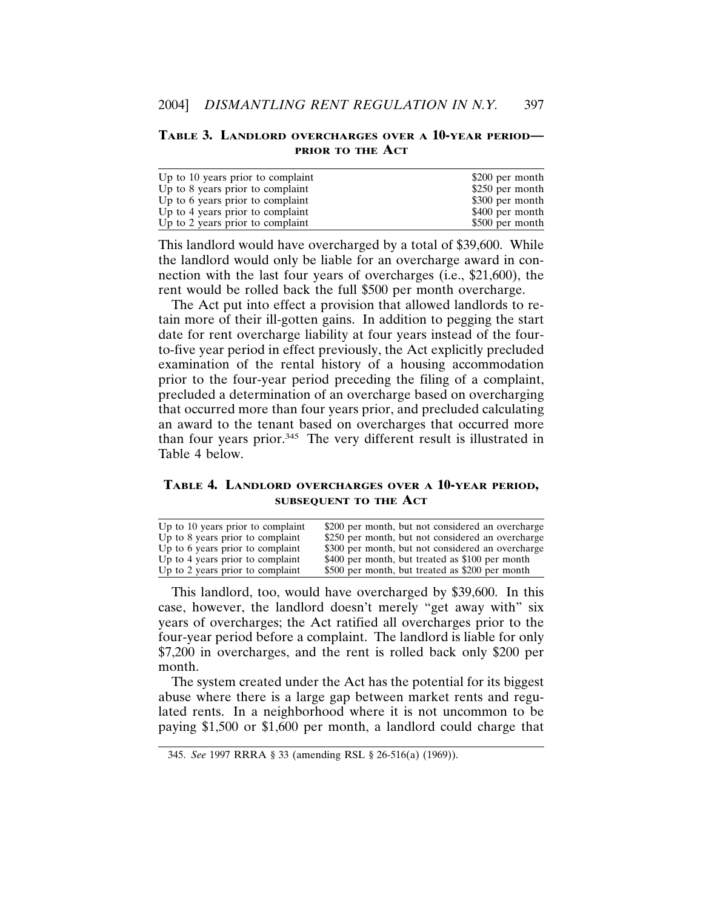**TABLE 3. LANDLORD OVERCHARGES OVER A 10-YEAR PERIOD—PRIOR TO THE ACT**

| | |
|---|---|
| Up to 10 years prior to complaint | $200 per month |
| Up to 8 years prior to complaint | $250 per month |
| Up to 6 years prior to complaint | $300 per month |
| Up to 4 years prior to complaint | $400 per month |
| Up to 2 years prior to complaint | $500 per month |

This landlord would have overcharged by a total of $39,600. While the landlord would only be liable for an overcharge award in connection with the last four years of overcharges (i.e., $21,600), the rent would be rolled back the full $500 per month overcharge.

The Act put into effect a provision that allowed landlords to retain more of their ill-gotten gains. In addition to pegging the start date for rent overcharge liability at four years instead of the four-to-five year period in effect previously, the Act explicitly precluded examination of the rental history of a housing accommodation prior to the four-year period preceding the filing of a complaint, precluded a determination of an overcharge based on overcharging that occurred more than four years prior, and precluded calculating an award to the tenant based on overcharges that occurred more than four years prior.[345] The very different result is illustrated in Table 4 below.

**TABLE 4. LANDLORD OVERCHARGES OVER A 10-YEAR PERIOD, SUBSEQUENT TO THE ACT**

| | |
|---|---|
| Up to 10 years prior to complaint | $200 per month, but not considered an overcharge |
| Up to 8 years prior to complaint | $250 per month, but not considered an overcharge |
| Up to 6 years prior to complaint | $300 per month, but not considered an overcharge |
| Up to 4 years prior to complaint | $400 per month, but treated as $100 per month |
| Up to 2 years prior to complaint | $500 per month, but treated as $200 per month |

This landlord, too, would have overcharged by $39,600. In this case, however, the landlord doesn't merely "get away with" six years of overcharges; the Act ratified all overcharges prior to the four-year period before a complaint. The landlord is liable for only $7,200 in overcharges, and the rent is rolled back only $200 per month.

The system created under the Act has the potential for its biggest abuse where there is a large gap between market rents and regulated rents. In a neighborhood where it is not uncommon to be paying $1,500 or $1,600 per month, a landlord could charge that

345. *See* 1997 RRRA § 33 (amending RSL § 26-516(a) (1969)).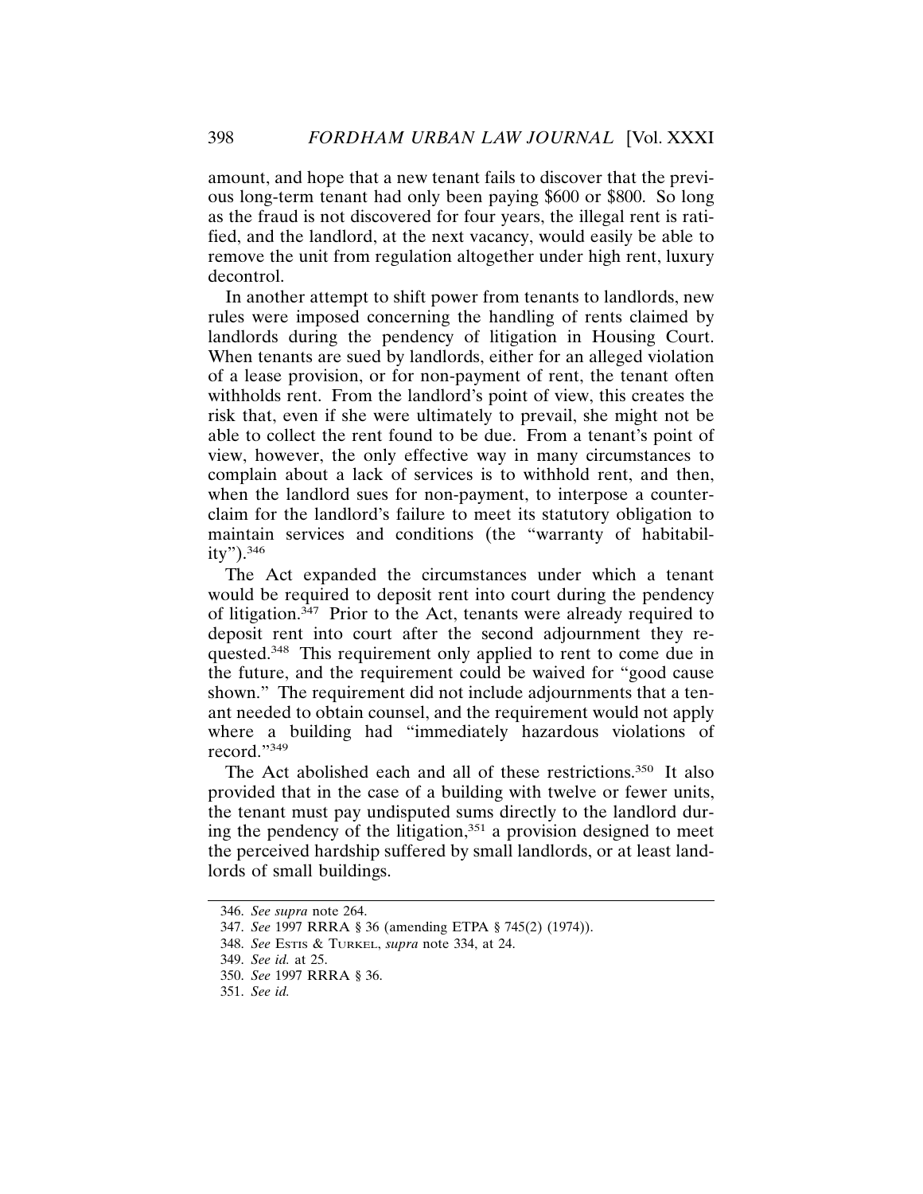amount, and hope that a new tenant fails to discover that the previous long-term tenant had only been paying $600 or $800. So long as the fraud is not discovered for four years, the illegal rent is ratified, and the landlord, at the next vacancy, would easily be able to remove the unit from regulation altogether under high rent, luxury decontrol.

In another attempt to shift power from tenants to landlords, new rules were imposed concerning the handling of rents claimed by landlords during the pendency of litigation in Housing Court. When tenants are sued by landlords, either for an alleged violation of a lease provision, or for non-payment of rent, the tenant often withholds rent. From the landlord's point of view, this creates the risk that, even if she were ultimately to prevail, she might not be able to collect the rent found to be due. From a tenant's point of view, however, the only effective way in many circumstances to complain about a lack of services is to withhold rent, and then, when the landlord sues for non-payment, to interpose a counterclaim for the landlord's failure to meet its statutory obligation to maintain services and conditions (the "warranty of habitability").[346]

The Act expanded the circumstances under which a tenant would be required to deposit rent into court during the pendency of litigation.[347] Prior to the Act, tenants were already required to deposit rent into court after the second adjournment they requested.[348] This requirement only applied to rent to come due in the future, and the requirement could be waived for "good cause shown." The requirement did not include adjournments that a tenant needed to obtain counsel, and the requirement would not apply where a building had "immediately hazardous violations of record."[349]

The Act abolished each and all of these restrictions.[350] It also provided that in the case of a building with twelve or fewer units, the tenant must pay undisputed sums directly to the landlord during the pendency of the litigation,[351] a provision designed to meet the perceived hardship suffered by small landlords, or at least landlords of small buildings.

---

346. *See supra* note 264.

347. *See* 1997 RRRA § 36 (amending ETPA § 745(2) (1974)).

348. *See* Estis & Turkel, *supra* note 334, at 24.

349. *See id.* at 25.

350. *See* 1997 RRRA § 36.

351. *See id.*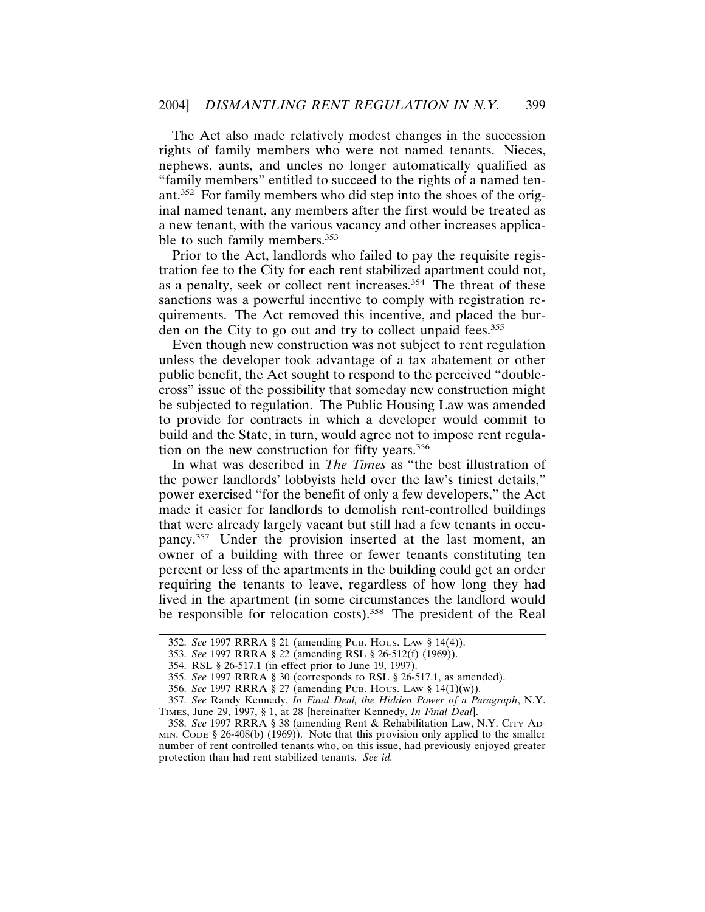The Act also made relatively modest changes in the succession rights of family members who were not named tenants. Nieces, nephews, aunts, and uncles no longer automatically qualified as "family members" entitled to succeed to the rights of a named tenant.[352] For family members who did step into the shoes of the original named tenant, any members after the first would be treated as a new tenant, with the various vacancy and other increases applicable to such family members.[353]

Prior to the Act, landlords who failed to pay the requisite registration fee to the City for each rent stabilized apartment could not, as a penalty, seek or collect rent increases.[354] The threat of these sanctions was a powerful incentive to comply with registration requirements. The Act removed this incentive, and placed the burden on the City to go out and try to collect unpaid fees.[355]

Even though new construction was not subject to rent regulation unless the developer took advantage of a tax abatement or other public benefit, the Act sought to respond to the perceived "double-cross" issue of the possibility that someday new construction might be subjected to regulation. The Public Housing Law was amended to provide for contracts in which a developer would commit to build and the State, in turn, would agree not to impose rent regulation on the new construction for fifty years.[356]

In what was described in *The Times* as "the best illustration of the power landlords' lobbyists held over the law's tiniest details," power exercised "for the benefit of only a few developers," the Act made it easier for landlords to demolish rent-controlled buildings that were already largely vacant but still had a few tenants in occupancy.[357] Under the provision inserted at the last moment, an owner of a building with three or fewer tenants constituting ten percent or less of the apartments in the building could get an order requiring the tenants to leave, regardless of how long they had lived in the apartment (in some circumstances the landlord would be responsible for relocation costs).[358] The president of the Real

---

352. *See* 1997 RRRA § 21 (amending PUB. HOUS. LAW § 14(4)).

353. *See* 1997 RRRA § 22 (amending RSL § 26-512(f) (1969)).

354. RSL § 26-517.1 (in effect prior to June 19, 1997).

355. *See* 1997 RRRA § 30 (corresponds to RSL § 26-517.1, as amended).

356. *See* 1997 RRRA § 27 (amending PUB. HOUS. LAW § 14(1)(w)).

357. *See* Randy Kennedy, *In Final Deal, the Hidden Power of a Paragraph*, N.Y. TIMES, June 29, 1997, § 1, at 28 [hereinafter Kennedy, *In Final Deal*].

358. *See* 1997 RRRA § 38 (amending Rent & Rehabilitation Law, N.Y. CITY ADMIN. CODE § 26-408(b) (1969)). Note that this provision only applied to the smaller number of rent controlled tenants who, on this issue, had previously enjoyed greater protection than had rent stabilized tenants. *See id.*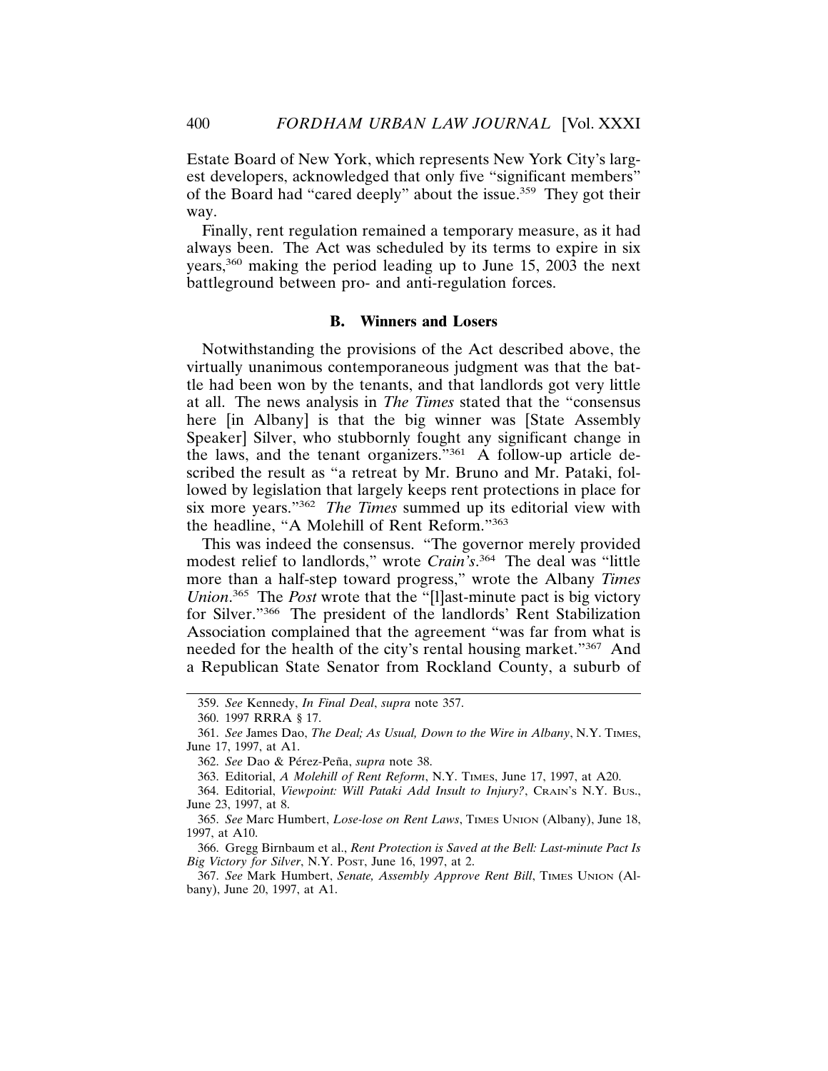Estate Board of New York, which represents New York City's largest developers, acknowledged that only five "significant members" of the Board had "cared deeply" about the issue.[359] They got their way.

Finally, rent regulation remained a temporary measure, as it had always been. The Act was scheduled by its terms to expire in six years,[360] making the period leading up to June 15, 2003 the next battleground between pro- and anti-regulation forces.

### B. Winners and Losers

Notwithstanding the provisions of the Act described above, the virtually unanimous contemporaneous judgment was that the battle had been won by the tenants, and that landlords got very little at all. The news analysis in *The Times* stated that the "consensus here [in Albany] is that the big winner was [State Assembly Speaker] Silver, who stubbornly fought any significant change in the laws, and the tenant organizers."[361] A follow-up article described the result as "a retreat by Mr. Bruno and Mr. Pataki, followed by legislation that largely keeps rent protections in place for six more years."[362] *The Times* summed up its editorial view with the headline, "A Molehill of Rent Reform."[363]

This was indeed the consensus. "The governor merely provided modest relief to landlords," wrote *Crain's*.[364] The deal was "little more than a half-step toward progress," wrote the Albany *Times Union*.[365] The *Post* wrote that the "[l]ast-minute pact is big victory for Silver."[366] The president of the landlords' Rent Stabilization Association complained that the agreement "was far from what is needed for the health of the city's rental housing market."[367] And a Republican State Senator from Rockland County, a suburb of

---

359. *See* Kennedy, *In Final Deal*, *supra* note 357.

360. 1997 RRRA § 17.

361. *See* James Dao, *The Deal; As Usual, Down to the Wire in Albany*, N.Y. TIMES, June 17, 1997, at A1.

362. *See* Dao & Pérez-Peña, *supra* note 38.

363. Editorial, *A Molehill of Rent Reform*, N.Y. TIMES, June 17, 1997, at A20.

364. Editorial, *Viewpoint: Will Pataki Add Insult to Injury?*, CRAIN'S N.Y. BUS., June 23, 1997, at 8.

365. *See* Marc Humbert, *Lose-lose on Rent Laws*, TIMES UNION (Albany), June 18, 1997, at A10.

366. Gregg Birnbaum et al., *Rent Protection is Saved at the Bell: Last-minute Pact Is Big Victory for Silver*, N.Y. POST, June 16, 1997, at 2.

367. *See* Mark Humbert, *Senate, Assembly Approve Rent Bill*, TIMES UNION (Albany), June 20, 1997, at A1.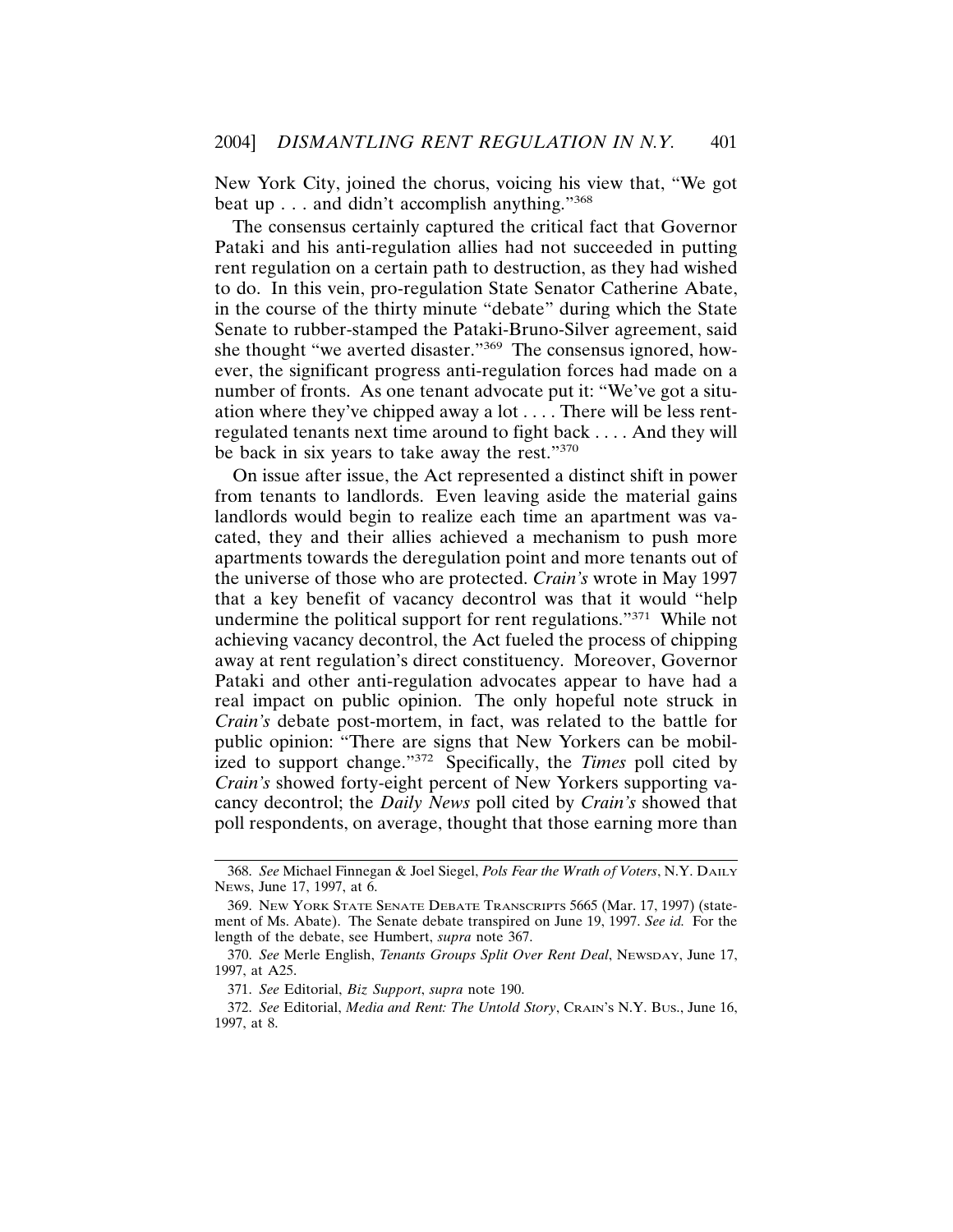New York City, joined the chorus, voicing his view that, "We got beat up . . . and didn't accomplish anything."[368]

The consensus certainly captured the critical fact that Governor Pataki and his anti-regulation allies had not succeeded in putting rent regulation on a certain path to destruction, as they had wished to do. In this vein, pro-regulation State Senator Catherine Abate, in the course of the thirty minute "debate" during which the State Senate to rubber-stamped the Pataki-Bruno-Silver agreement, said she thought "we averted disaster."[369] The consensus ignored, however, the significant progress anti-regulation forces had made on a number of fronts. As one tenant advocate put it: "We've got a situation where they've chipped away a lot . . . . There will be less rent-regulated tenants next time around to fight back . . . . And they will be back in six years to take away the rest."[370]

On issue after issue, the Act represented a distinct shift in power from tenants to landlords. Even leaving aside the material gains landlords would begin to realize each time an apartment was vacated, they and their allies achieved a mechanism to push more apartments towards the deregulation point and more tenants out of the universe of those who are protected. *Crain's* wrote in May 1997 that a key benefit of vacancy decontrol was that it would "help undermine the political support for rent regulations."[371] While not achieving vacancy decontrol, the Act fueled the process of chipping away at rent regulation's direct constituency. Moreover, Governor Pataki and other anti-regulation advocates appear to have had a real impact on public opinion. The only hopeful note struck in *Crain's* debate post-mortem, in fact, was related to the battle for public opinion: "There are signs that New Yorkers can be mobilized to support change."[372] Specifically, the *Times* poll cited by *Crain's* showed forty-eight percent of New Yorkers supporting vacancy decontrol; the *Daily News* poll cited by *Crain's* showed that poll respondents, on average, thought that those earning more than

---

368. *See* Michael Finnegan & Joel Siegel, *Pols Fear the Wrath of Voters*, N.Y. DAILY NEWS, June 17, 1997, at 6.

369. NEW YORK STATE SENATE DEBATE TRANSCRIPTS 5665 (Mar. 17, 1997) (statement of Ms. Abate). The Senate debate transpired on June 19, 1997. *See id.* For the length of the debate, see Humbert, *supra* note 367.

370. *See* Merle English, *Tenants Groups Split Over Rent Deal*, NEWSDAY, June 17, 1997, at A25.

371. *See* Editorial, *Biz Support*, *supra* note 190.

372. *See* Editorial, *Media and Rent: The Untold Story*, CRAIN'S N.Y. BUS., June 16, 1997, at 8.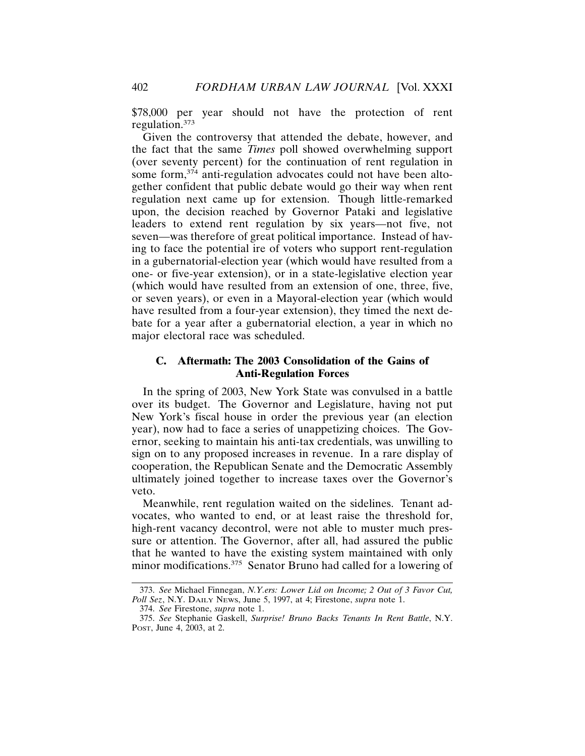$78,000 per year should not have the protection of rent regulation.[373]

Given the controversy that attended the debate, however, and the fact that the same *Times* poll showed overwhelming support (over seventy percent) for the continuation of rent regulation in some form,[374] anti-regulation advocates could not have been altogether confident that public debate would go their way when rent regulation next came up for extension. Though little-remarked upon, the decision reached by Governor Pataki and legislative leaders to extend rent regulation by six years—not five, not seven—was therefore of great political importance. Instead of having to face the potential ire of voters who support rent-regulation in a gubernatorial-election year (which would have resulted from a one- or five-year extension), or in a state-legislative election year (which would have resulted from an extension of one, three, five, or seven years), or even in a Mayoral-election year (which would have resulted from a four-year extension), they timed the next debate for a year after a gubernatorial election, a year in which no major electoral race was scheduled.

### C. Aftermath: The 2003 Consolidation of the Gains of Anti-Regulation Forces

In the spring of 2003, New York State was convulsed in a battle over its budget. The Governor and Legislature, having not put New York's fiscal house in order the previous year (an election year), now had to face a series of unappetizing choices. The Governor, seeking to maintain his anti-tax credentials, was unwilling to sign on to any proposed increases in revenue. In a rare display of cooperation, the Republican Senate and the Democratic Assembly ultimately joined together to increase taxes over the Governor's veto.

Meanwhile, rent regulation waited on the sidelines. Tenant advocates, who wanted to end, or at least raise the threshold for, high-rent vacancy decontrol, were not able to muster much pressure or attention. The Governor, after all, had assured the public that he wanted to have the existing system maintained with only minor modifications.[375] Senator Bruno had called for a lowering of

---

373. *See* Michael Finnegan, *N.Y.ers: Lower Lid on Income; 2 Out of 3 Favor Cut, Poll Sez*, N.Y. DAILY NEWS, June 5, 1997, at 4; Firestone, *supra* note 1.

374. *See* Firestone, *supra* note 1.

375. *See* Stephanie Gaskell, *Surprise! Bruno Backs Tenants In Rent Battle*, N.Y. POST, June 4, 2003, at 2.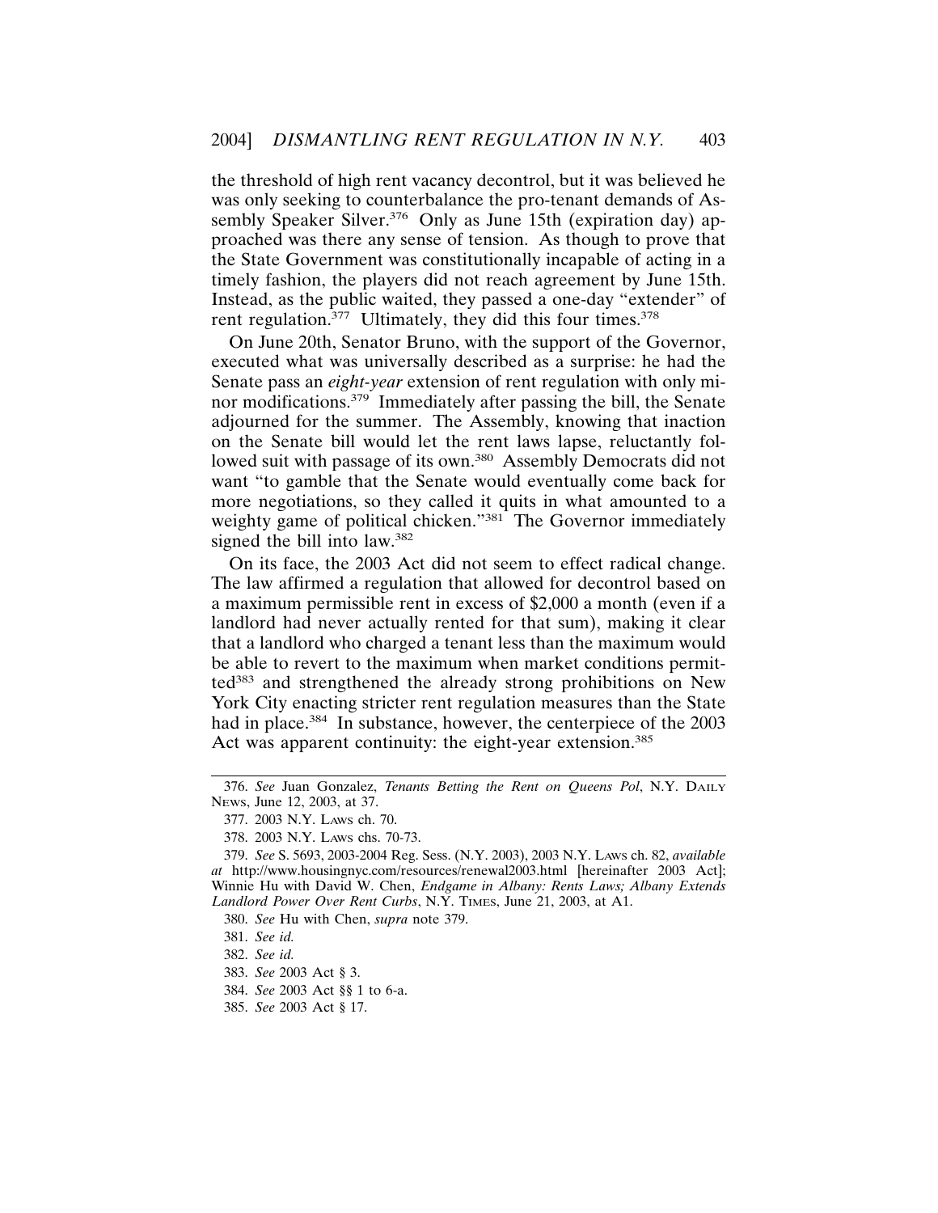the threshold of high rent vacancy decontrol, but it was believed he was only seeking to counterbalance the pro-tenant demands of Assembly Speaker Silver.[376] Only as June 15th (expiration day) approached was there any sense of tension. As though to prove that the State Government was constitutionally incapable of acting in a timely fashion, the players did not reach agreement by June 15th. Instead, as the public waited, they passed a one-day "extender" of rent regulation.[377] Ultimately, they did this four times.[378]

On June 20th, Senator Bruno, with the support of the Governor, executed what was universally described as a surprise: he had the Senate pass an *eight-year* extension of rent regulation with only minor modifications.[379] Immediately after passing the bill, the Senate adjourned for the summer. The Assembly, knowing that inaction on the Senate bill would let the rent laws lapse, reluctantly followed suit with passage of its own.[380] Assembly Democrats did not want "to gamble that the Senate would eventually come back for more negotiations, so they called it quits in what amounted to a weighty game of political chicken."[381] The Governor immediately signed the bill into law.[382]

On its face, the 2003 Act did not seem to effect radical change. The law affirmed a regulation that allowed for decontrol based on a maximum permissible rent in excess of $2,000 a month (even if a landlord had never actually rented for that sum), making it clear that a landlord who charged a tenant less than the maximum would be able to revert to the maximum when market conditions permitted[383] and strengthened the already strong prohibitions on New York City enacting stricter rent regulation measures than the State had in place.[384] In substance, however, the centerpiece of the 2003 Act was apparent continuity: the eight-year extension.[385]

---

376. *See* Juan Gonzalez, *Tenants Betting the Rent on Queens Pol*, N.Y. DAILY NEWS, June 12, 2003, at 37.

377. 2003 N.Y. LAWS ch. 70.

378. 2003 N.Y. LAWS chs. 70-73.

379. *See* S. 5693, 2003-2004 Reg. Sess. (N.Y. 2003), 2003 N.Y. LAWS ch. 82, *available at* http://www.housingnyc.com/resources/renewal2003.html [hereinafter 2003 Act]; Winnie Hu with David W. Chen, *Endgame in Albany: Rents Laws; Albany Extends Landlord Power Over Rent Curbs*, N.Y. TIMES, June 21, 2003, at A1.

380. *See* Hu with Chen, *supra* note 379.

381. *See id.*

382. *See id.*

383. *See* 2003 Act § 3.

384. *See* 2003 Act §§ 1 to 6-a.

385. *See* 2003 Act § 17.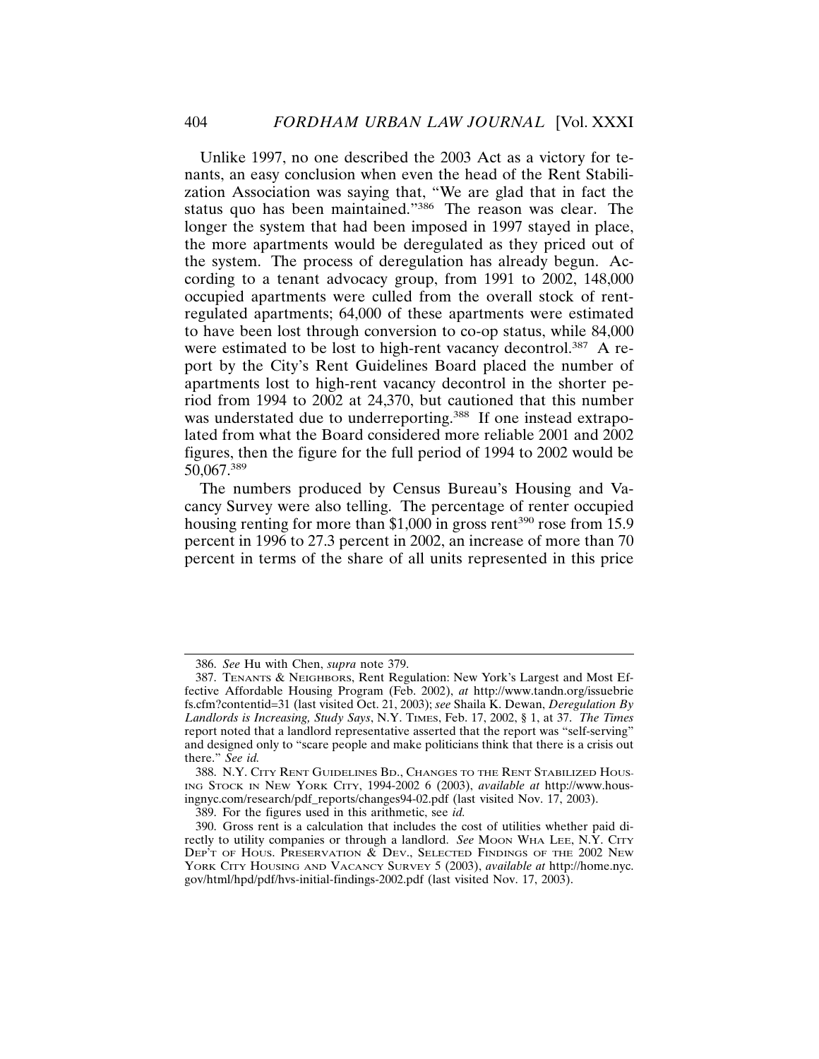Unlike 1997, no one described the 2003 Act as a victory for tenants, an easy conclusion when even the head of the Rent Stabilization Association was saying that, "We are glad that in fact the status quo has been maintained."[386] The reason was clear. The longer the system that had been imposed in 1997 stayed in place, the more apartments would be deregulated as they priced out of the system. The process of deregulation has already begun. According to a tenant advocacy group, from 1991 to 2002, 148,000 occupied apartments were culled from the overall stock of rent-regulated apartments; 64,000 of these apartments were estimated to have been lost through conversion to co-op status, while 84,000 were estimated to be lost to high-rent vacancy decontrol.[387] A report by the City's Rent Guidelines Board placed the number of apartments lost to high-rent vacancy decontrol in the shorter period from 1994 to 2002 at 24,370, but cautioned that this number was understated due to underreporting.[388] If one instead extrapolated from what the Board considered more reliable 2001 and 2002 figures, then the figure for the full period of 1994 to 2002 would be 50,067.[389]

The numbers produced by Census Bureau's Housing and Vacancy Survey were also telling. The percentage of renter occupied housing renting for more than $1,000 in gross rent[390] rose from 15.9 percent in 1996 to 27.3 percent in 2002, an increase of more than 70 percent in terms of the share of all units represented in this price

---

386. *See* Hu with Chen, *supra* note 379.

387. TENANTS & NEIGHBORS, Rent Regulation: New York's Largest and Most Effective Affordable Housing Program (Feb. 2002), *at* http://www.tandn.org/issuebriefs.cfm?contentid=31 (last visited Oct. 21, 2003); *see* Shaila K. Dewan, *Deregulation By Landlords is Increasing, Study Says*, N.Y. TIMES, Feb. 17, 2002, § 1, at 37. *The Times* report noted that a landlord representative asserted that the report was "self-serving" and designed only to "scare people and make politicians think that there is a crisis out there." *See id.*

388. N.Y. CITY RENT GUIDELINES BD., CHANGES TO THE RENT STABILIZED HOUSING STOCK IN NEW YORK CITY, 1994-2002 6 (2003), *available at* http://www.housingnyc.com/research/pdf_reports/changes94-02.pdf (last visited Nov. 17, 2003).

389. For the figures used in this arithmetic, see *id.*

390. Gross rent is a calculation that includes the cost of utilities whether paid directly to utility companies or through a landlord. *See* MOON WHA LEE, N.Y. CITY DEP'T OF HOUS. PRESERVATION & DEV., SELECTED FINDINGS OF THE 2002 NEW YORK CITY HOUSING AND VACANCY SURVEY 5 (2003), *available at* http://home.nyc.gov/html/hpd/pdf/hvs-initial-findings-2002.pdf (last visited Nov. 17, 2003).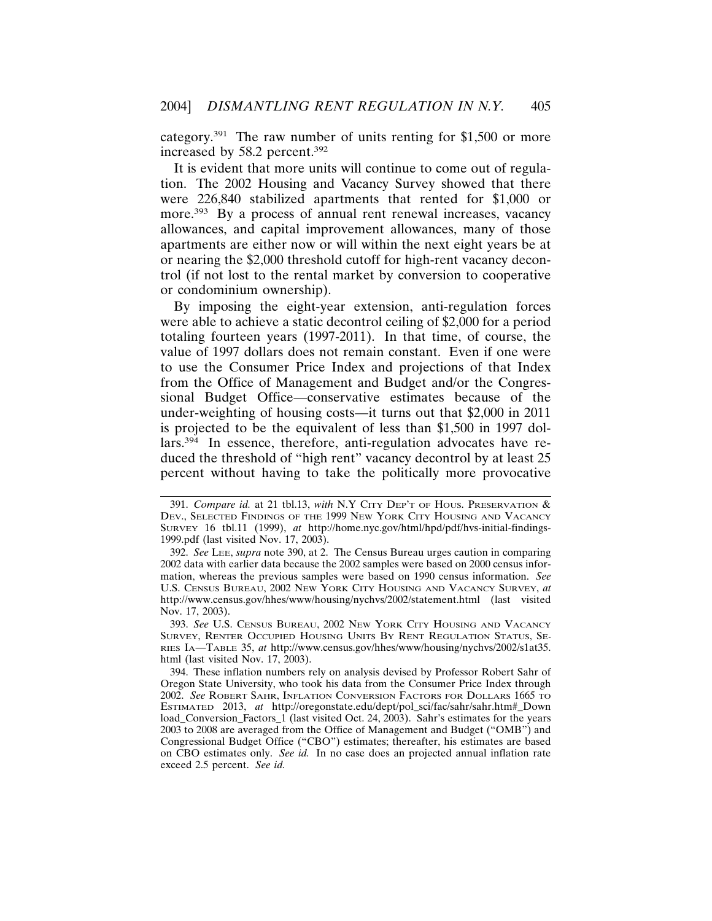category.[391] The raw number of units renting for $1,500 or more increased by 58.2 percent.[392]

It is evident that more units will continue to come out of regulation. The 2002 Housing and Vacancy Survey showed that there were 226,840 stabilized apartments that rented for $1,000 or more.[393] By a process of annual rent renewal increases, vacancy allowances, and capital improvement allowances, many of those apartments are either now or will within the next eight years be at or nearing the $2,000 threshold cutoff for high-rent vacancy decontrol (if not lost to the rental market by conversion to cooperative or condominium ownership).

By imposing the eight-year extension, anti-regulation forces were able to achieve a static decontrol ceiling of $2,000 for a period totaling fourteen years (1997-2011). In that time, of course, the value of 1997 dollars does not remain constant. Even if one were to use the Consumer Price Index and projections of that Index from the Office of Management and Budget and/or the Congressional Budget Office—conservative estimates because of the under-weighting of housing costs—it turns out that $2,000 in 2011 is projected to be the equivalent of less than $1,500 in 1997 dollars.[394] In essence, therefore, anti-regulation advocates have reduced the threshold of "high rent" vacancy decontrol by at least 25 percent without having to take the politically more provocative

---

391. *Compare id.* at 21 tbl.13, *with* N.Y CITY DEP'T OF HOUS. PRESERVATION & DEV., SELECTED FINDINGS OF THE 1999 NEW YORK CITY HOUSING AND VACANCY SURVEY 16 tbl.11 (1999), *at* http://home.nyc.gov/html/hpd/pdf/hvs-initial-findings-1999.pdf (last visited Nov. 17, 2003).

392. *See* LEE, *supra* note 390, at 2. The Census Bureau urges caution in comparing 2002 data with earlier data because the 2002 samples were based on 2000 census information, whereas the previous samples were based on 1990 census information. *See* U.S. CENSUS BUREAU, 2002 NEW YORK CITY HOUSING AND VACANCY SURVEY, *at* http://www.census.gov/hhes/www/housing/nychvs/2002/statement.html (last visited Nov. 17, 2003).

393. *See* U.S. CENSUS BUREAU, 2002 NEW YORK CITY HOUSING AND VACANCY SURVEY, RENTER OCCUPIED HOUSING UNITS BY RENT REGULATION STATUS, SERIES IA—TABLE 35, *at* http://www.census.gov/hhes/www/housing/nychvs/2002/s1at35.html (last visited Nov. 17, 2003).

394. These inflation numbers rely on analysis devised by Professor Robert Sahr of Oregon State University, who took his data from the Consumer Price Index through 2002. *See* ROBERT SAHR, INFLATION CONVERSION FACTORS FOR DOLLARS 1665 TO ESTIMATED 2013, *at* http://oregonstate.edu/dept/pol_sci/fac/sahr/sahr.htm#_Download_Conversion_Factors_1 (last visited Oct. 24, 2003). Sahr's estimates for the years 2003 to 2008 are averaged from the Office of Management and Budget ("OMB") and Congressional Budget Office ("CBO") estimates; thereafter, his estimates are based on CBO estimates only. *See id.* In no case does an projected annual inflation rate exceed 2.5 percent. *See id.*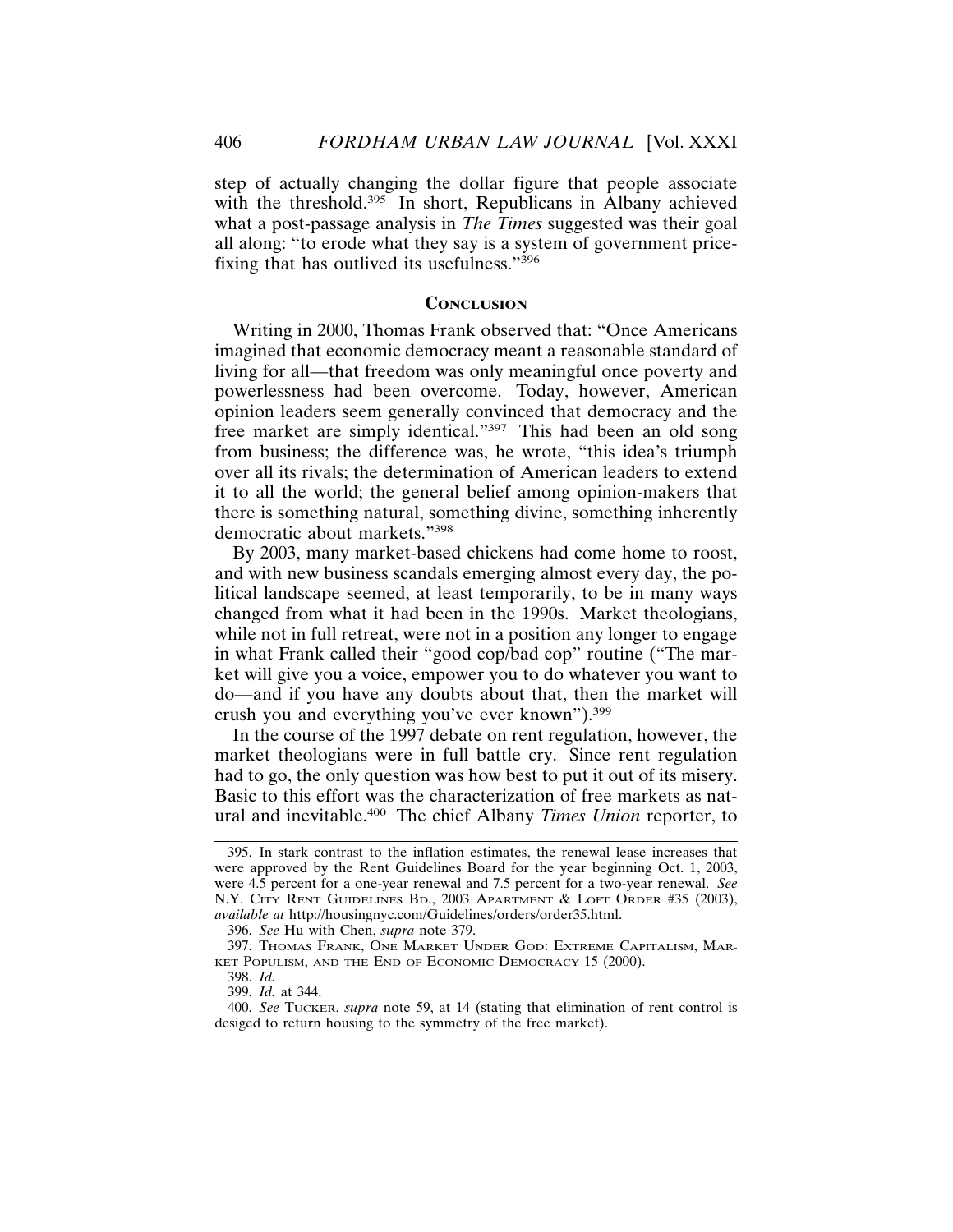step of actually changing the dollar figure that people associate with the threshold.[395] In short, Republicans in Albany achieved what a post-passage analysis in *The Times* suggested was their goal all along: "to erode what they say is a system of government price-fixing that has outlived its usefulness."[396]

## CONCLUSION

Writing in 2000, Thomas Frank observed that: "Once Americans imagined that economic democracy meant a reasonable standard of living for all—that freedom was only meaningful once poverty and powerlessness had been overcome. Today, however, American opinion leaders seem generally convinced that democracy and the free market are simply identical."[397] This had been an old song from business; the difference was, he wrote, "this idea's triumph over all its rivals; the determination of American leaders to extend it to all the world; the general belief among opinion-makers that there is something natural, something divine, something inherently democratic about markets."[398]

By 2003, many market-based chickens had come home to roost, and with new business scandals emerging almost every day, the political landscape seemed, at least temporarily, to be in many ways changed from what it had been in the 1990s. Market theologians, while not in full retreat, were not in a position any longer to engage in what Frank called their "good cop/bad cop" routine ("The market will give you a voice, empower you to do whatever you want to do—and if you have any doubts about that, then the market will crush you and everything you've ever known").[399]

In the course of the 1997 debate on rent regulation, however, the market theologians were in full battle cry. Since rent regulation had to go, the only question was how best to put it out of its misery. Basic to this effort was the characterization of free markets as natural and inevitable.[400] The chief Albany *Times Union* reporter, to

---

395. In stark contrast to the inflation estimates, the renewal lease increases that were approved by the Rent Guidelines Board for the year beginning Oct. 1, 2003, were 4.5 percent for a one-year renewal and 7.5 percent for a two-year renewal. *See* N.Y. CITY RENT GUIDELINES BD., 2003 APARTMENT & LOFT ORDER #35 (2003), *available at* http://housingnyc.com/Guidelines/orders/order35.html.

396. *See* Hu with Chen, *supra* note 379.

397. THOMAS FRANK, ONE MARKET UNDER GOD: EXTREME CAPITALISM, MARKET POPULISM, AND THE END OF ECONOMIC DEMOCRACY 15 (2000).

398. *Id.*

399. *Id.* at 344.

400. *See* TUCKER, *supra* note 59, at 14 (stating that elimination of rent control is desiged to return housing to the symmetry of the free market).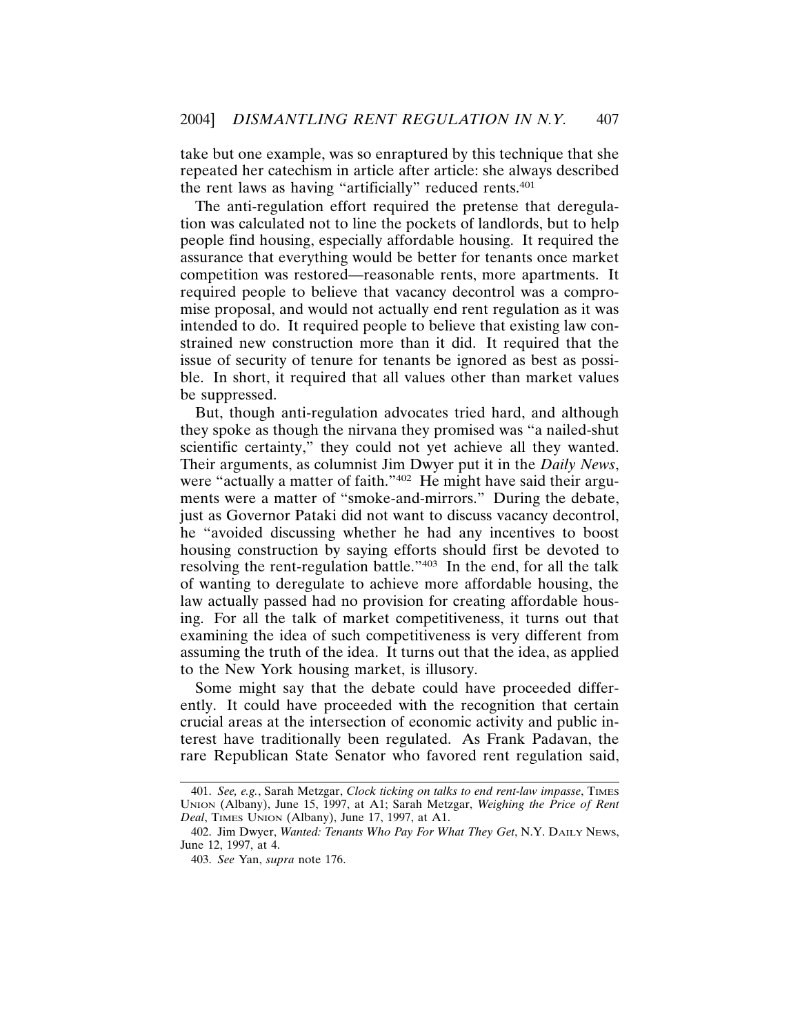take but one example, was so enraptured by this technique that she repeated her catechism in article after article: she always described the rent laws as having "artificially" reduced rents.[401]

The anti-regulation effort required the pretense that deregulation was calculated not to line the pockets of landlords, but to help people find housing, especially affordable housing. It required the assurance that everything would be better for tenants once market competition was restored—reasonable rents, more apartments. It required people to believe that vacancy decontrol was a compromise proposal, and would not actually end rent regulation as it was intended to do. It required people to believe that existing law constrained new construction more than it did. It required that the issue of security of tenure for tenants be ignored as best as possible. In short, it required that all values other than market values be suppressed.

But, though anti-regulation advocates tried hard, and although they spoke as though the nirvana they promised was "a nailed-shut scientific certainty," they could not yet achieve all they wanted. Their arguments, as columnist Jim Dwyer put it in the *Daily News*, were "actually a matter of faith."[402] He might have said their arguments were a matter of "smoke-and-mirrors." During the debate, just as Governor Pataki did not want to discuss vacancy decontrol, he "avoided discussing whether he had any incentives to boost housing construction by saying efforts should first be devoted to resolving the rent-regulation battle."[403] In the end, for all the talk of wanting to deregulate to achieve more affordable housing, the law actually passed had no provision for creating affordable housing. For all the talk of market competitiveness, it turns out that examining the idea of such competitiveness is very different from assuming the truth of the idea. It turns out that the idea, as applied to the New York housing market, is illusory.

Some might say that the debate could have proceeded differently. It could have proceeded with the recognition that certain crucial areas at the intersection of economic activity and public interest have traditionally been regulated. As Frank Padavan, the rare Republican State Senator who favored rent regulation said,

---

401. *See, e.g.*, Sarah Metzgar, *Clock ticking on talks to end rent-law impasse*, TIMES UNION (Albany), June 15, 1997, at A1; Sarah Metzgar, *Weighing the Price of Rent Deal*, TIMES UNION (Albany), June 17, 1997, at A1.

402. Jim Dwyer, *Wanted: Tenants Who Pay For What They Get*, N.Y. DAILY NEWS, June 12, 1997, at 4.

403. *See* Yan, *supra* note 176.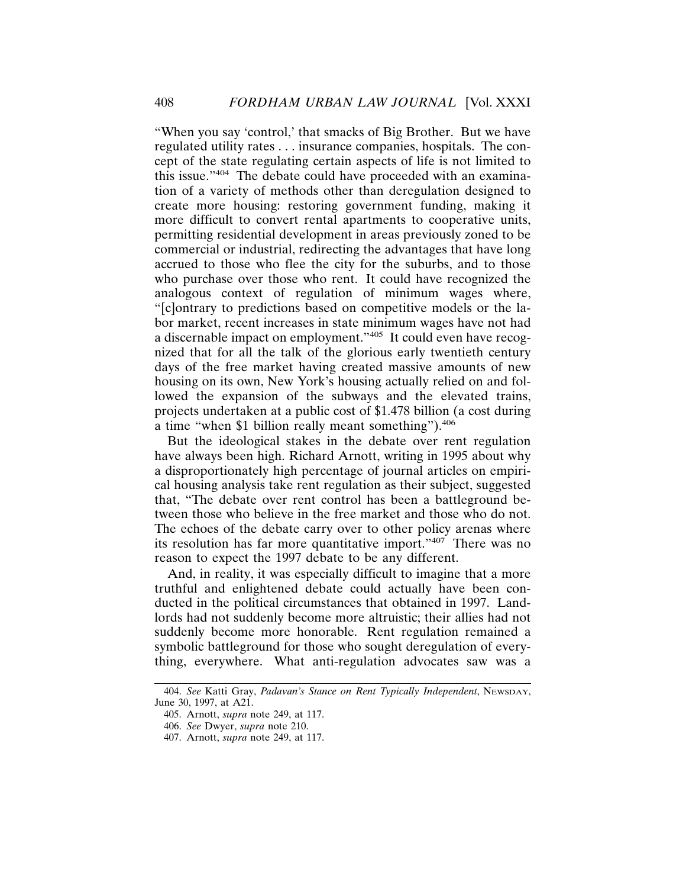"When you say 'control,' that smacks of Big Brother. But we have regulated utility rates . . . insurance companies, hospitals. The concept of the state regulating certain aspects of life is not limited to this issue."[404] The debate could have proceeded with an examination of a variety of methods other than deregulation designed to create more housing: restoring government funding, making it more difficult to convert rental apartments to cooperative units, permitting residential development in areas previously zoned to be commercial or industrial, redirecting the advantages that have long accrued to those who flee the city for the suburbs, and to those who purchase over those who rent. It could have recognized the analogous context of regulation of minimum wages where, "[c]ontrary to predictions based on competitive models or the labor market, recent increases in state minimum wages have not had a discernable impact on employment."[405] It could even have recognized that for all the talk of the glorious early twentieth century days of the free market having created massive amounts of new housing on its own, New York's housing actually relied on and followed the expansion of the subways and the elevated trains, projects undertaken at a public cost of $1.478 billion (a cost during a time "when $1 billion really meant something").[406]

But the ideological stakes in the debate over rent regulation have always been high. Richard Arnott, writing in 1995 about why a disproportionately high percentage of journal articles on empirical housing analysis take rent regulation as their subject, suggested that, "The debate over rent control has been a battleground between those who believe in the free market and those who do not. The echoes of the debate carry over to other policy arenas where its resolution has far more quantitative import."[407] There was no reason to expect the 1997 debate to be any different.

And, in reality, it was especially difficult to imagine that a more truthful and enlightened debate could actually have been conducted in the political circumstances that obtained in 1997. Landlords had not suddenly become more altruistic; their allies had not suddenly become more honorable. Rent regulation remained a symbolic battleground for those who sought deregulation of everything, everywhere. What anti-regulation advocates saw was a

---

404. *See* Katti Gray, *Padavan's Stance on Rent Typically Independent*, NEWSDAY, June 30, 1997, at A21.

405. Arnott, *supra* note 249, at 117.

406. *See* Dwyer, *supra* note 210.

407. Arnott, *supra* note 249, at 117.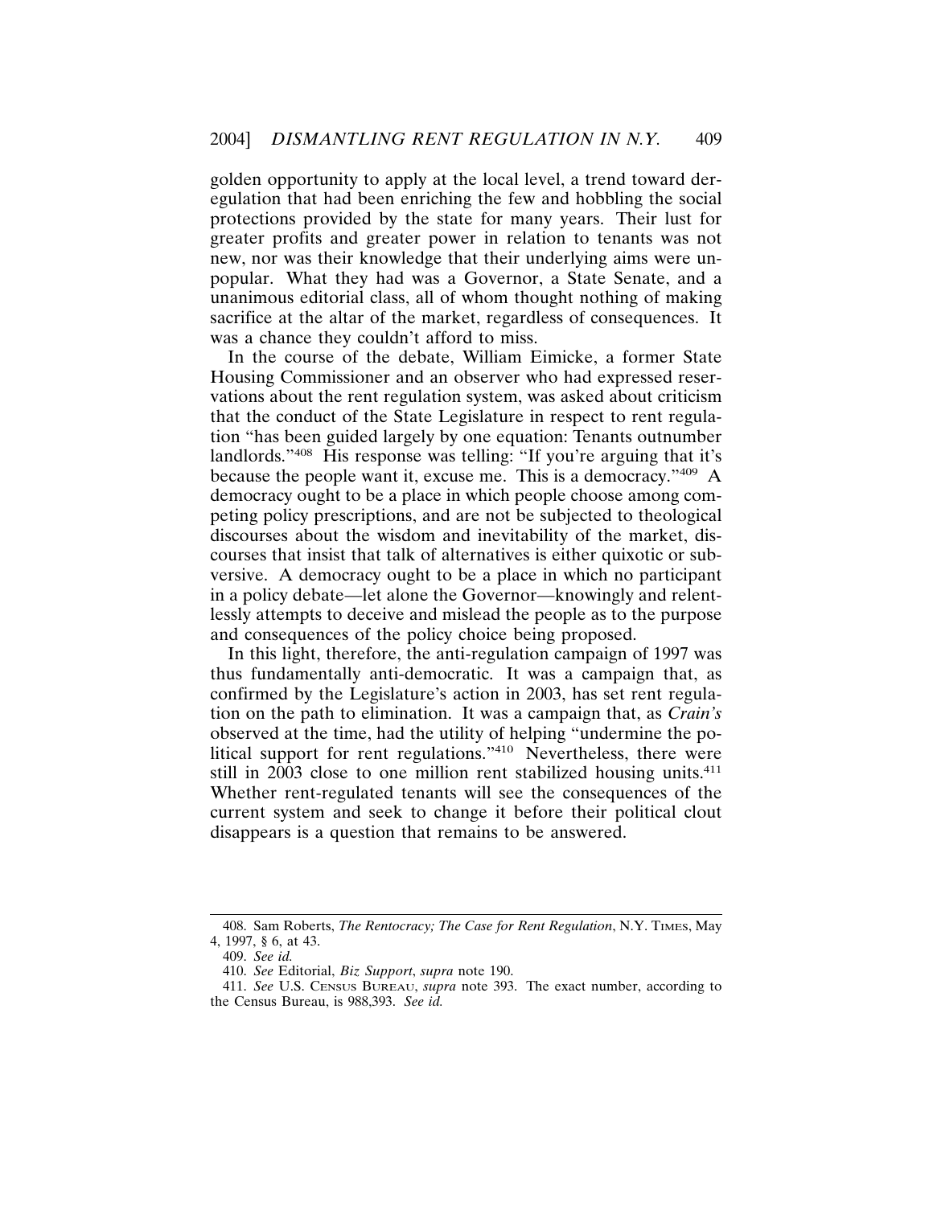golden opportunity to apply at the local level, a trend toward deregulation that had been enriching the few and hobbling the social protections provided by the state for many years. Their lust for greater profits and greater power in relation to tenants was not new, nor was their knowledge that their underlying aims were unpopular. What they had was a Governor, a State Senate, and a unanimous editorial class, all of whom thought nothing of making sacrifice at the altar of the market, regardless of consequences. It was a chance they couldn't afford to miss.

In the course of the debate, William Eimicke, a former State Housing Commissioner and an observer who had expressed reservations about the rent regulation system, was asked about criticism that the conduct of the State Legislature in respect to rent regulation "has been guided largely by one equation: Tenants outnumber landlords."[408] His response was telling: "If you're arguing that it's because the people want it, excuse me. This is a democracy."[409] A democracy ought to be a place in which people choose among competing policy prescriptions, and are not be subjected to theological discourses about the wisdom and inevitability of the market, discourses that insist that talk of alternatives is either quixotic or subversive. A democracy ought to be a place in which no participant in a policy debate—let alone the Governor—knowingly and relentlessly attempts to deceive and mislead the people as to the purpose and consequences of the policy choice being proposed.

In this light, therefore, the anti-regulation campaign of 1997 was thus fundamentally anti-democratic. It was a campaign that, as confirmed by the Legislature's action in 2003, has set rent regulation on the path to elimination. It was a campaign that, as *Crain's* observed at the time, had the utility of helping "undermine the political support for rent regulations."[410] Nevertheless, there were still in 2003 close to one million rent stabilized housing units.[411] Whether rent-regulated tenants will see the consequences of the current system and seek to change it before their political clout disappears is a question that remains to be answered.

---

408. Sam Roberts, *The Rentocracy; The Case for Rent Regulation*, N.Y. TIMES, May 4, 1997, § 6, at 43.

409. *See id.*

410. *See* Editorial, *Biz Support*, *supra* note 190.

411. *See* U.S. CENSUS BUREAU, *supra* note 393. The exact number, according to the Census Bureau, is 988,393. *See id.*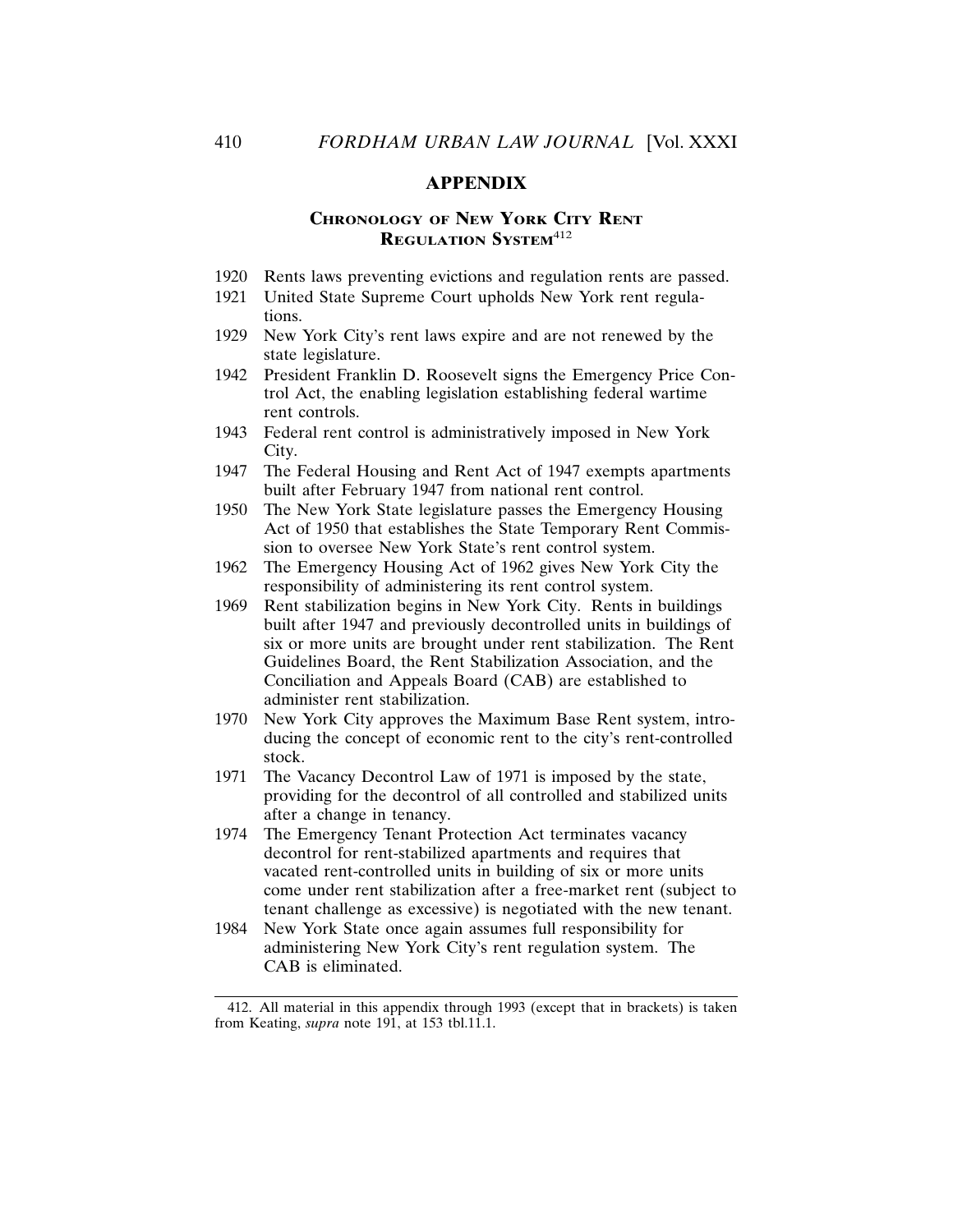## APPENDIX

### CHRONOLOGY OF NEW YORK CITY RENT REGULATION SYSTEM[412]

1920 Rents laws preventing evictions and regulation rents are passed.

1921 United State Supreme Court upholds New York rent regulations.

1929 New York City's rent laws expire and are not renewed by the state legislature.

1942 President Franklin D. Roosevelt signs the Emergency Price Control Act, the enabling legislation establishing federal wartime rent controls.

1943 Federal rent control is administratively imposed in New York City.

1947 The Federal Housing and Rent Act of 1947 exempts apartments built after February 1947 from national rent control.

1950 The New York State legislature passes the Emergency Housing Act of 1950 that establishes the State Temporary Rent Commission to oversee New York State's rent control system.

1962 The Emergency Housing Act of 1962 gives New York City the responsibility of administering its rent control system.

1969 Rent stabilization begins in New York City. Rents in buildings built after 1947 and previously decontrolled units in buildings of six or more units are brought under rent stabilization. The Rent Guidelines Board, the Rent Stabilization Association, and the Conciliation and Appeals Board (CAB) are established to administer rent stabilization.

1970 New York City approves the Maximum Base Rent system, introducing the concept of economic rent to the city's rent-controlled stock.

1971 The Vacancy Decontrol Law of 1971 is imposed by the state, providing for the decontrol of all controlled and stabilized units after a change in tenancy.

1974 The Emergency Tenant Protection Act terminates vacancy decontrol for rent-stabilized apartments and requires that vacated rent-controlled units in building of six or more units come under rent stabilization after a free-market rent (subject to tenant challenge as excessive) is negotiated with the new tenant.

1984 New York State once again assumes full responsibility for administering New York City's rent regulation system. The CAB is eliminated.

---

412. All material in this appendix through 1993 (except that in brackets) is taken from Keating, *supra* note 191, at 153 tbl.11.1.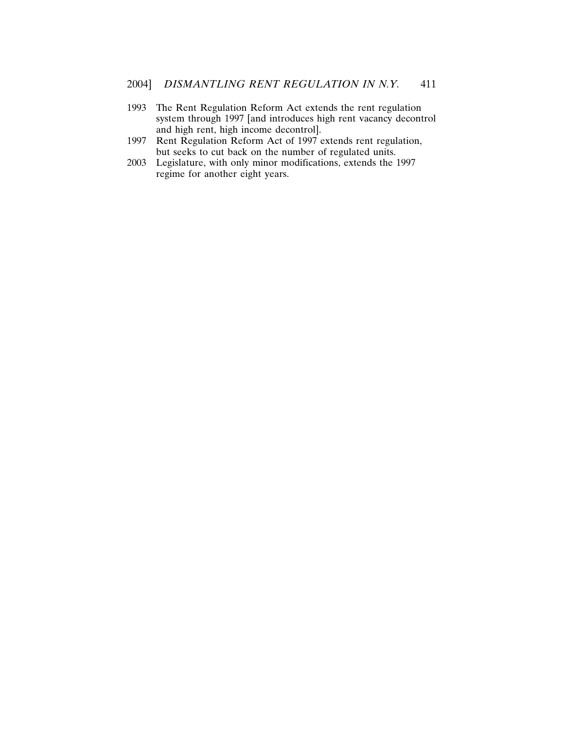1993 The Rent Regulation Reform Act extends the rent regulation system through 1997 [and introduces high rent vacancy decontrol and high rent, high income decontrol].

1997 Rent Regulation Reform Act of 1997 extends rent regulation, but seeks to cut back on the number of regulated units.

2003 Legislature, with only minor modifications, extends the 1997 regime for another eight years.